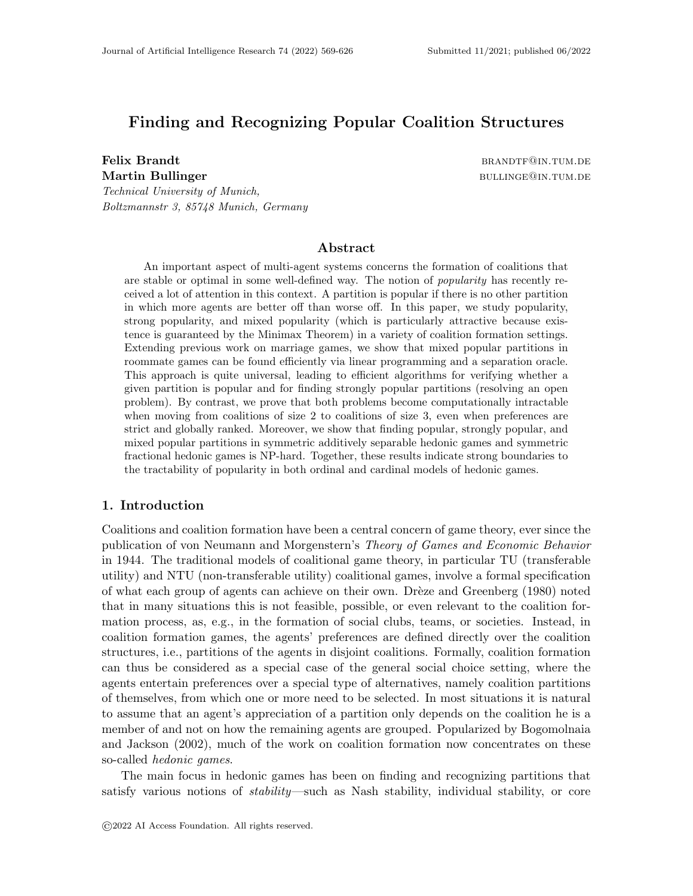# Finding and Recognizing Popular Coalition Structures

**Felix Brandt** BRANDTF@IN.TUM.DE
**Martin Bullinger** BULLINGE@IN.TUM.DE
*Technical University of Munich,*
*Boltzmannstr 3, 85748 Munich, Germany*

## Abstract

An important aspect of multi-agent systems concerns the formation of coalitions that are stable or optimal in some well-defined way. The notion of *popularity* has recently received a lot of attention in this context. A partition is popular if there is no other partition in which more agents are better off than worse off. In this paper, we study popularity, strong popularity, and mixed popularity (which is particularly attractive because existence is guaranteed by the Minimax Theorem) in a variety of coalition formation settings. Extending previous work on marriage games, we show that mixed popular partitions in roommate games can be found efficiently via linear programming and a separation oracle. This approach is quite universal, leading to efficient algorithms for verifying whether a given partition is popular and for finding strongly popular partitions (resolving an open problem). By contrast, we prove that both problems become computationally intractable when moving from coalitions of size 2 to coalitions of size 3, even when preferences are strict and globally ranked. Moreover, we show that finding popular, strongly popular, and mixed popular partitions in symmetric additively separable hedonic games and symmetric fractional hedonic games is NP-hard. Together, these results indicate strong boundaries to the tractability of popularity in both ordinal and cardinal models of hedonic games.

## 1. Introduction

Coalitions and coalition formation have been a central concern of game theory, ever since the publication of von Neumann and Morgenstern's *Theory of Games and Economic Behavior* in 1944. The traditional models of coalitional game theory, in particular TU (transferable utility) and NTU (non-transferable utility) coalitional games, involve a formal specification of what each group of agents can achieve on their own. Drèze and Greenberg (1980) noted that in many situations this is not feasible, possible, or even relevant to the coalition formation process, as, e.g., in the formation of social clubs, teams, or societies. Instead, in coalition formation games, the agents' preferences are defined directly over the coalition structures, i.e., partitions of the agents in disjoint coalitions. Formally, coalition formation can thus be considered as a special case of the general social choice setting, where the agents entertain preferences over a special type of alternatives, namely coalition partitions of themselves, from which one or more need to be selected. In most situations it is natural to assume that an agent's appreciation of a partition only depends on the coalition he is a member of and not on how the remaining agents are grouped. Popularized by Bogomolnaia and Jackson (2002), much of the work on coalition formation now concentrates on these so-called *hedonic games*.

The main focus in hedonic games has been on finding and recognizing partitions that satisfy various notions of *stability*—such as Nash stability, individual stability, or core

©2022 AI Access Foundation. All rights reserved.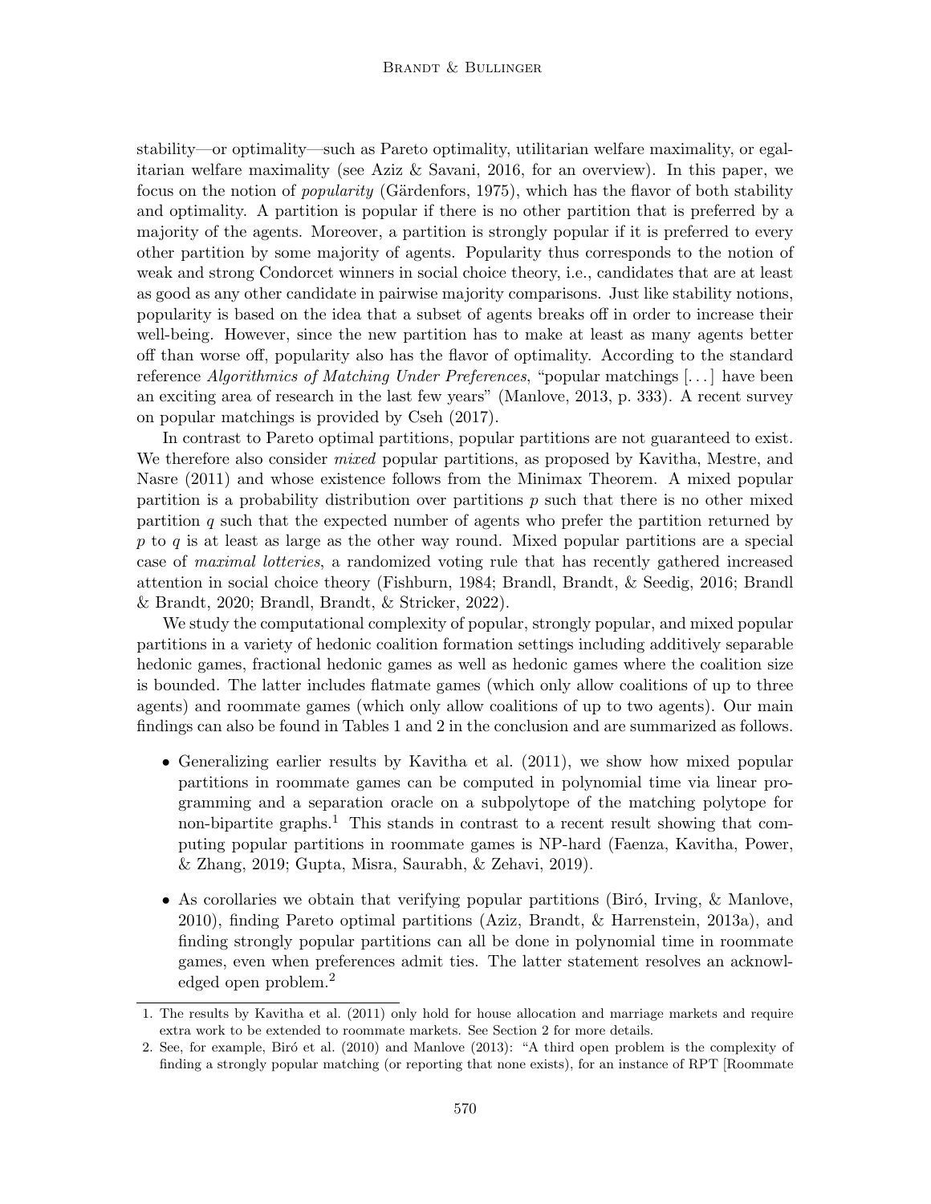stability—or optimality—such as Pareto optimality, utilitarian welfare maximality, or egalitarian welfare maximality (see Aziz & Savani, 2016, for an overview). In this paper, we focus on the notion of *popularity* (Gärdenfors, 1975), which has the flavor of both stability and optimality. A partition is popular if there is no other partition that is preferred by a majority of the agents. Moreover, a partition is strongly popular if it is preferred to every other partition by some majority of agents. Popularity thus corresponds to the notion of weak and strong Condorcet winners in social choice theory, i.e., candidates that are at least as good as any other candidate in pairwise majority comparisons. Just like stability notions, popularity is based on the idea that a subset of agents breaks off in order to increase their well-being. However, since the new partition has to make at least as many agents better off than worse off, popularity also has the flavor of optimality. According to the standard reference *Algorithmics of Matching Under Preferences*, "popular matchings [. . . ] have been an exciting area of research in the last few years" (Manlove, 2013, p. 333). A recent survey on popular matchings is provided by Cseh (2017).

In contrast to Pareto optimal partitions, popular partitions are not guaranteed to exist. We therefore also consider *mixed* popular partitions, as proposed by Kavitha, Mestre, and Nasre (2011) and whose existence follows from the Minimax Theorem. A mixed popular partition is a probability distribution over partitions $p$ such that there is no other mixed partition $q$ such that the expected number of agents who prefer the partition returned by $p$ to $q$ is at least as large as the other way round. Mixed popular partitions are a special case of *maximal lotteries*, a randomized voting rule that has recently gathered increased attention in social choice theory (Fishburn, 1984; Brandl, Brandt, & Seedig, 2016; Brandl & Brandt, 2020; Brandl, Brandt, & Stricker, 2022).

We study the computational complexity of popular, strongly popular, and mixed popular partitions in a variety of hedonic coalition formation settings including additively separable hedonic games, fractional hedonic games as well as hedonic games where the coalition size is bounded. The latter includes flatmate games (which only allow coalitions of up to three agents) and roommate games (which only allow coalitions of up to two agents). Our main findings can also be found in Tables 1 and 2 in the conclusion and are summarized as follows.

- Generalizing earlier results by Kavitha et al. (2011), we show how mixed popular partitions in roommate games can be computed in polynomial time via linear programming and a separation oracle on a subpolytope of the matching polytope for non-bipartite graphs.[1] This stands in contrast to a recent result showing that computing popular partitions in roommate games is NP-hard (Faenza, Kavitha, Power, & Zhang, 2019; Gupta, Misra, Saurabh, & Zehavi, 2019).
- As corollaries we obtain that verifying popular partitions (Biró, Irving, & Manlove, 2010), finding Pareto optimal partitions (Aziz, Brandt, & Harrenstein, 2013a), and finding strongly popular partitions can all be done in polynomial time in roommate games, even when preferences admit ties. The latter statement resolves an acknowledged open problem.[2]

1. The results by Kavitha et al. (2011) only hold for house allocation and marriage markets and require extra work to be extended to roommate markets. See Section 2 for more details.

2. See, for example, Biró et al. (2010) and Manlove (2013): "A third open problem is the complexity of finding a strongly popular matching (or reporting that none exists), for an instance of RPT [Roommate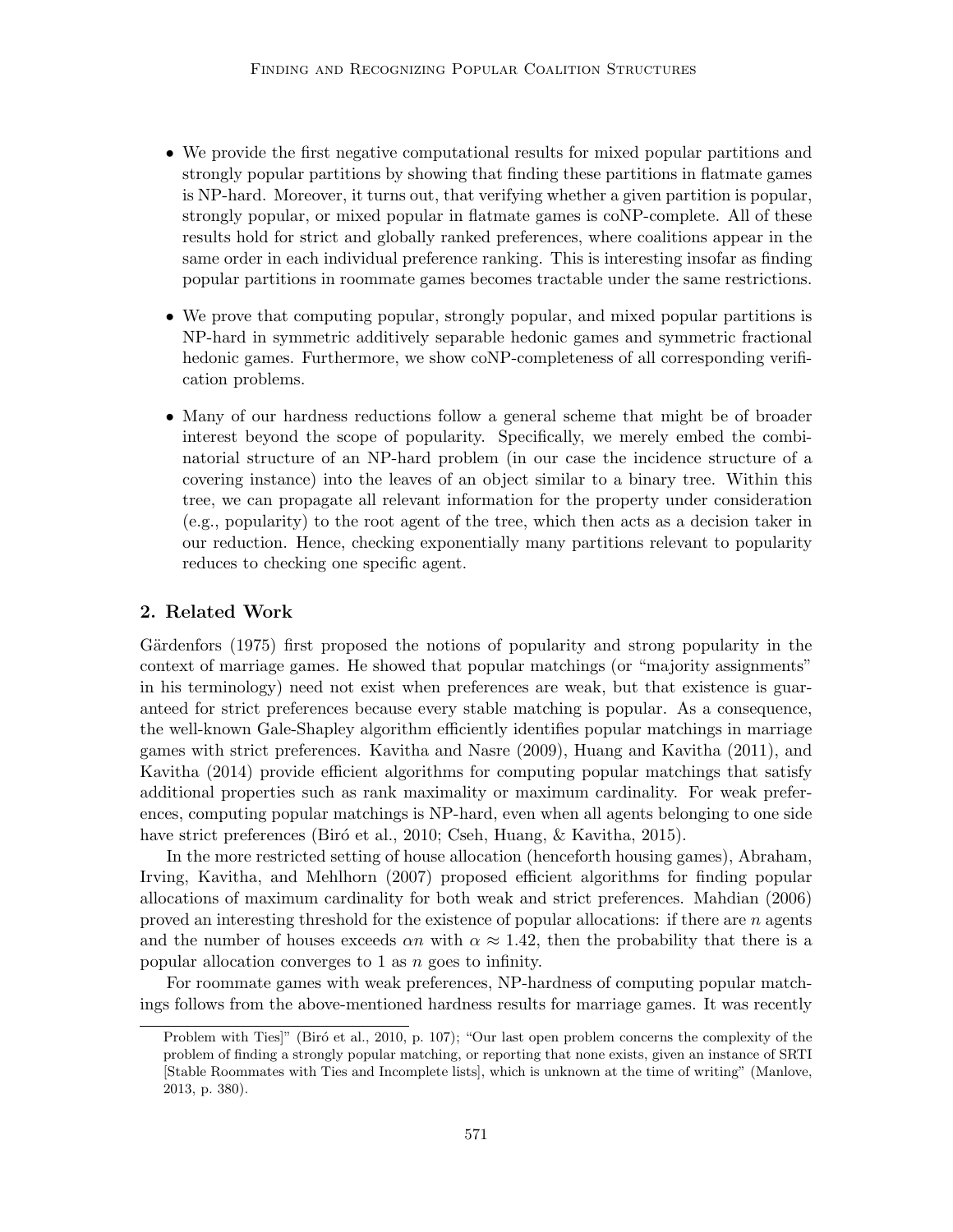- We provide the first negative computational results for mixed popular partitions and strongly popular partitions by showing that finding these partitions in flatmate games is NP-hard. Moreover, it turns out, that verifying whether a given partition is popular, strongly popular, or mixed popular in flatmate games is coNP-complete. All of these results hold for strict and globally ranked preferences, where coalitions appear in the same order in each individual preference ranking. This is interesting insofar as finding popular partitions in roommate games becomes tractable under the same restrictions.

- We prove that computing popular, strongly popular, and mixed popular partitions is NP-hard in symmetric additively separable hedonic games and symmetric fractional hedonic games. Furthermore, we show coNP-completeness of all corresponding verification problems.

- Many of our hardness reductions follow a general scheme that might be of broader interest beyond the scope of popularity. Specifically, we merely embed the combinatorial structure of an NP-hard problem (in our case the incidence structure of a covering instance) into the leaves of an object similar to a binary tree. Within this tree, we can propagate all relevant information for the property under consideration (e.g., popularity) to the root agent of the tree, which then acts as a decision taker in our reduction. Hence, checking exponentially many partitions relevant to popularity reduces to checking one specific agent.

## 2. Related Work

Gärdenfors (1975) first proposed the notions of popularity and strong popularity in the context of marriage games. He showed that popular matchings (or "majority assignments" in his terminology) need not exist when preferences are weak, but that existence is guaranteed for strict preferences because every stable matching is popular. As a consequence, the well-known Gale-Shapley algorithm efficiently identifies popular matchings in marriage games with strict preferences. Kavitha and Nasre (2009), Huang and Kavitha (2011), and Kavitha (2014) provide efficient algorithms for computing popular matchings that satisfy additional properties such as rank maximality or maximum cardinality. For weak preferences, computing popular matchings is NP-hard, even when all agents belonging to one side have strict preferences (Biró et al., 2010; Cseh, Huang, & Kavitha, 2015).

In the more restricted setting of house allocation (henceforth housing games), Abraham, Irving, Kavitha, and Mehlhorn (2007) proposed efficient algorithms for finding popular allocations of maximum cardinality for both weak and strict preferences. Mahdian (2006) proved an interesting threshold for the existence of popular allocations: if there are $n$ agents and the number of houses exceeds $\alpha n$ with $\alpha \approx 1.42$, then the probability that there is a popular allocation converges to 1 as $n$ goes to infinity.

For roommate games with weak preferences, NP-hardness of computing popular matchings follows from the above-mentioned hardness results for marriage games. It was recently

Problem with Ties]" (Biró et al., 2010, p. 107); "Our last open problem concerns the complexity of the problem of finding a strongly popular matching, or reporting that none exists, given an instance of SRTI [Stable Roommates with Ties and Incomplete lists], which is unknown at the time of writing" (Manlove, 2013, p. 380).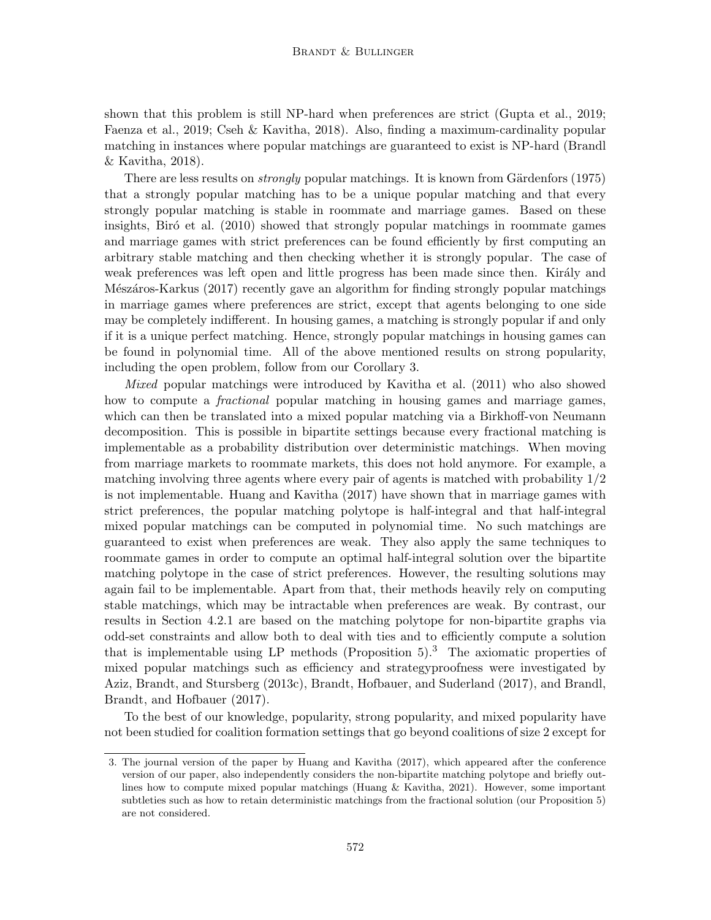shown that this problem is still NP-hard when preferences are strict (Gupta et al., 2019; Faenza et al., 2019; Cseh & Kavitha, 2018). Also, finding a maximum-cardinality popular matching in instances where popular matchings are guaranteed to exist is NP-hard (Brandl & Kavitha, 2018).

There are less results on *strongly* popular matchings. It is known from Gärdenfors (1975) that a strongly popular matching has to be a unique popular matching and that every strongly popular matching is stable in roommate and marriage games. Based on these insights, Biró et al. (2010) showed that strongly popular matchings in roommate games and marriage games with strict preferences can be found efficiently by first computing an arbitrary stable matching and then checking whether it is strongly popular. The case of weak preferences was left open and little progress has been made since then. Király and Mészáros-Karkus (2017) recently gave an algorithm for finding strongly popular matchings in marriage games where preferences are strict, except that agents belonging to one side may be completely indifferent. In housing games, a matching is strongly popular if and only if it is a unique perfect matching. Hence, strongly popular matchings in housing games can be found in polynomial time. All of the above mentioned results on strong popularity, including the open problem, follow from our Corollary 3.

*Mixed* popular matchings were introduced by Kavitha et al. (2011) who also showed how to compute a *fractional* popular matching in housing games and marriage games, which can then be translated into a mixed popular matching via a Birkhoff-von Neumann decomposition. This is possible in bipartite settings because every fractional matching is implementable as a probability distribution over deterministic matchings. When moving from marriage markets to roommate markets, this does not hold anymore. For example, a matching involving three agents where every pair of agents is matched with probability $1/2$ is not implementable. Huang and Kavitha (2017) have shown that in marriage games with strict preferences, the popular matching polytope is half-integral and that half-integral mixed popular matchings can be computed in polynomial time. No such matchings are guaranteed to exist when preferences are weak. They also apply the same techniques to roommate games in order to compute an optimal half-integral solution over the bipartite matching polytope in the case of strict preferences. However, the resulting solutions may again fail to be implementable. Apart from that, their methods heavily rely on computing stable matchings, which may be intractable when preferences are weak. By contrast, our results in Section 4.2.1 are based on the matching polytope for non-bipartite graphs via odd-set constraints and allow both to deal with ties and to efficiently compute a solution that is implementable using LP methods (Proposition 5).[3] The axiomatic properties of mixed popular matchings such as efficiency and strategyproofness were investigated by Aziz, Brandt, and Stursberg (2013c), Brandt, Hofbauer, and Suderland (2017), and Brandl, Brandt, and Hofbauer (2017).

To the best of our knowledge, popularity, strong popularity, and mixed popularity have not been studied for coalition formation settings that go beyond coalitions of size 2 except for

3. The journal version of the paper by Huang and Kavitha (2017), which appeared after the conference version of our paper, also independently considers the non-bipartite matching polytope and briefly outlines how to compute mixed popular matchings (Huang & Kavitha, 2021). However, some important subtleties such as how to retain deterministic matchings from the fractional solution (our Proposition 5) are not considered.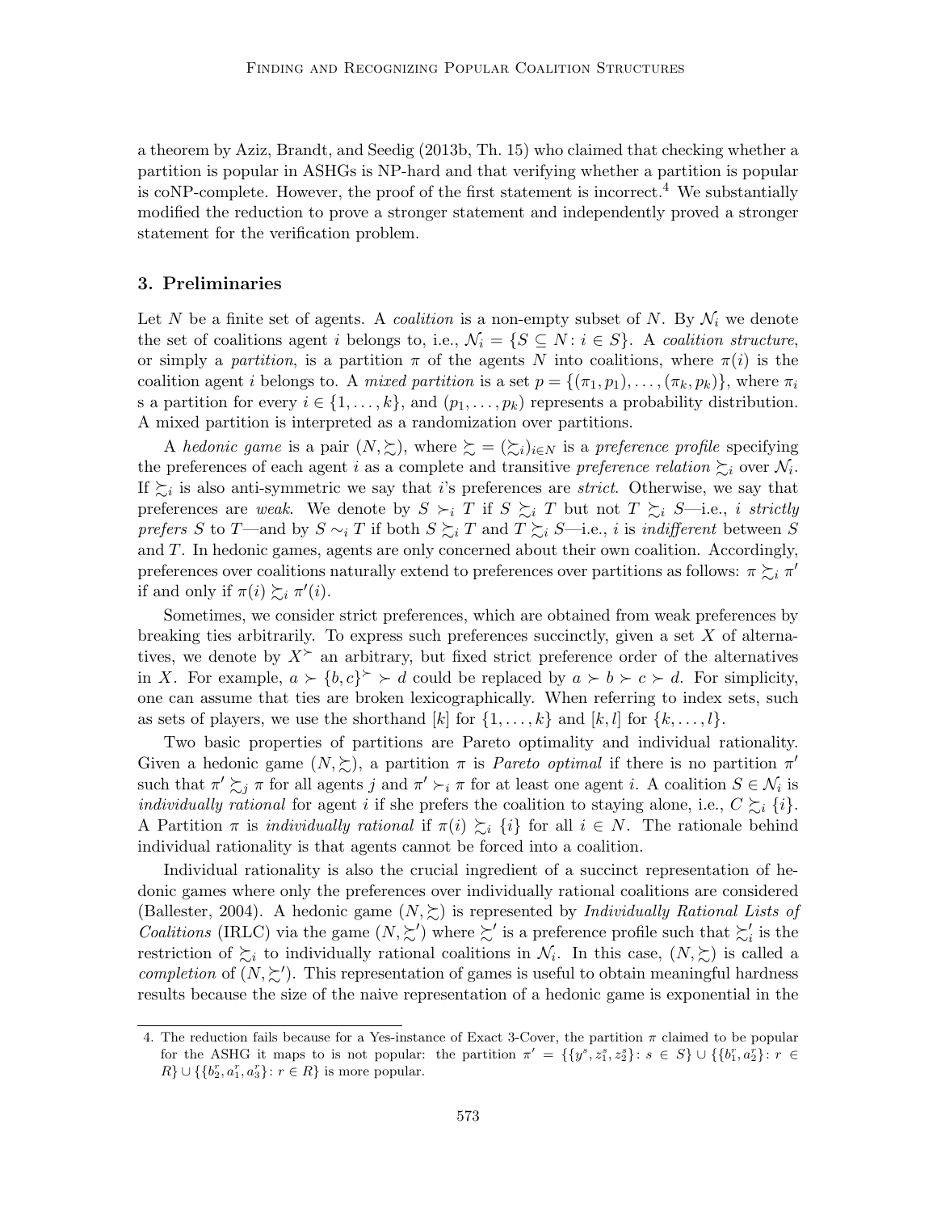a theorem by Aziz, Brandt, and Seedig (2013b, Th. 15) who claimed that checking whether a partition is popular in ASHGs is NP-hard and that verifying whether a partition is popular is coNP-complete. However, the proof of the first statement is incorrect.[4] We substantially modified the reduction to prove a stronger statement and independently proved a stronger statement for the verification problem.

## 3. Preliminaries

Let $N$ be a finite set of agents. A *coalition* is a non-empty subset of $N$. By $\mathcal{N}_i$ we denote the set of coalitions agent $i$ belongs to, i.e., $\mathcal{N}_i = \{S \subseteq N : i \in S\}$. A *coalition structure*, or simply a *partition*, is a partition $\pi$ of the agents $N$ into coalitions, where $\pi(i)$ is the coalition agent $i$ belongs to. A *mixed partition* is a set $p = \{(\pi_1, p_1), \dots, (\pi_k, p_k)\}$, where $\pi_i$ s a partition for every $i \in \{1, \dots, k\}$, and $(p_1, \dots, p_k)$ represents a probability distribution. A mixed partition is interpreted as a randomization over partitions.

A *hedonic game* is a pair $(N, \succsim)$, where $\succsim = (\succsim_i)_{i \in N}$ is a *preference profile* specifying the preferences of each agent $i$ as a complete and transitive *preference relation* $\succsim_i$ over $\mathcal{N}_i$. If $\succsim_i$ is also anti-symmetric we say that $i$'s preferences are *strict*. Otherwise, we say that preferences are *weak*. We denote by $S \succ_i T$ if $S \succsim_i T$ but not $T \succsim_i S$—i.e., $i$ *strictly prefers* $S$ to $T$—and by $S \sim_i T$ if both $S \succsim_i T$ and $T \succsim_i S$—i.e., $i$ is *indifferent* between $S$ and $T$. In hedonic games, agents are only concerned about their own coalition. Accordingly, preferences over coalitions naturally extend to preferences over partitions as follows: $\pi \succsim_i \pi'$ if and only if $\pi(i) \succsim_i \pi'(i)$.

Sometimes, we consider strict preferences, which are obtained from weak preferences by breaking ties arbitrarily. To express such preferences succinctly, given a set $X$ of alternatives, we denote by $X^{\succ}$ an arbitrary, but fixed strict preference order of the alternatives in $X$. For example, $a \succ \{b, c\}^{\succ} \succ d$ could be replaced by $a \succ b \succ c \succ d$. For simplicity, one can assume that ties are broken lexicographically. When referring to index sets, such as sets of players, we use the shorthand $[k]$ for $\{1, \dots, k\}$ and $[k, l]$ for $\{k, \dots, l\}$.

Two basic properties of partitions are Pareto optimality and individual rationality. Given a hedonic game $(N, \succsim)$, a partition $\pi$ is *Pareto optimal* if there is no partition $\pi'$ such that $\pi' \succsim_j \pi$ for all agents $j$ and $\pi' \succ_i \pi$ for at least one agent $i$. A coalition $S \in \mathcal{N}_i$ is *individually rational* for agent $i$ if she prefers the coalition to staying alone, i.e., $C \succsim_i \{i\}$. A Partition $\pi$ is *individually rational* if $\pi(i) \succsim_i \{i\}$ for all $i \in N$. The rationale behind individual rationality is that agents cannot be forced into a coalition.

Individual rationality is also the crucial ingredient of a succinct representation of hedonic games where only the preferences over individually rational coalitions are considered (Ballester, 2004). A hedonic game $(N, \succsim)$ is represented by *Individually Rational Lists of Coalitions* (IRLC) via the game $(N, \succsim')$ where $\succsim'$ is a preference profile such that $\succsim'_i$ is the restriction of $\succsim_i$ to individually rational coalitions in $\mathcal{N}_i$. In this case, $(N, \succsim)$ is called a *completion* of $(N, \succsim')$. This representation of games is useful to obtain meaningful hardness results because the size of the naive representation of a hedonic game is exponential in the

4. The reduction fails because for a Yes-instance of Exact 3-Cover, the partition $\pi$ claimed to be popular for the ASHG it maps to is not popular: the partition $\pi' = \{\{y^s, z_1^s, z_2^s\} : s \in S\} \cup \{\{b_1^r, a_2^r\} : r \in R\} \cup \{\{b_2^r, a_1^r, a_3^r\} : r \in R\}$ is more popular.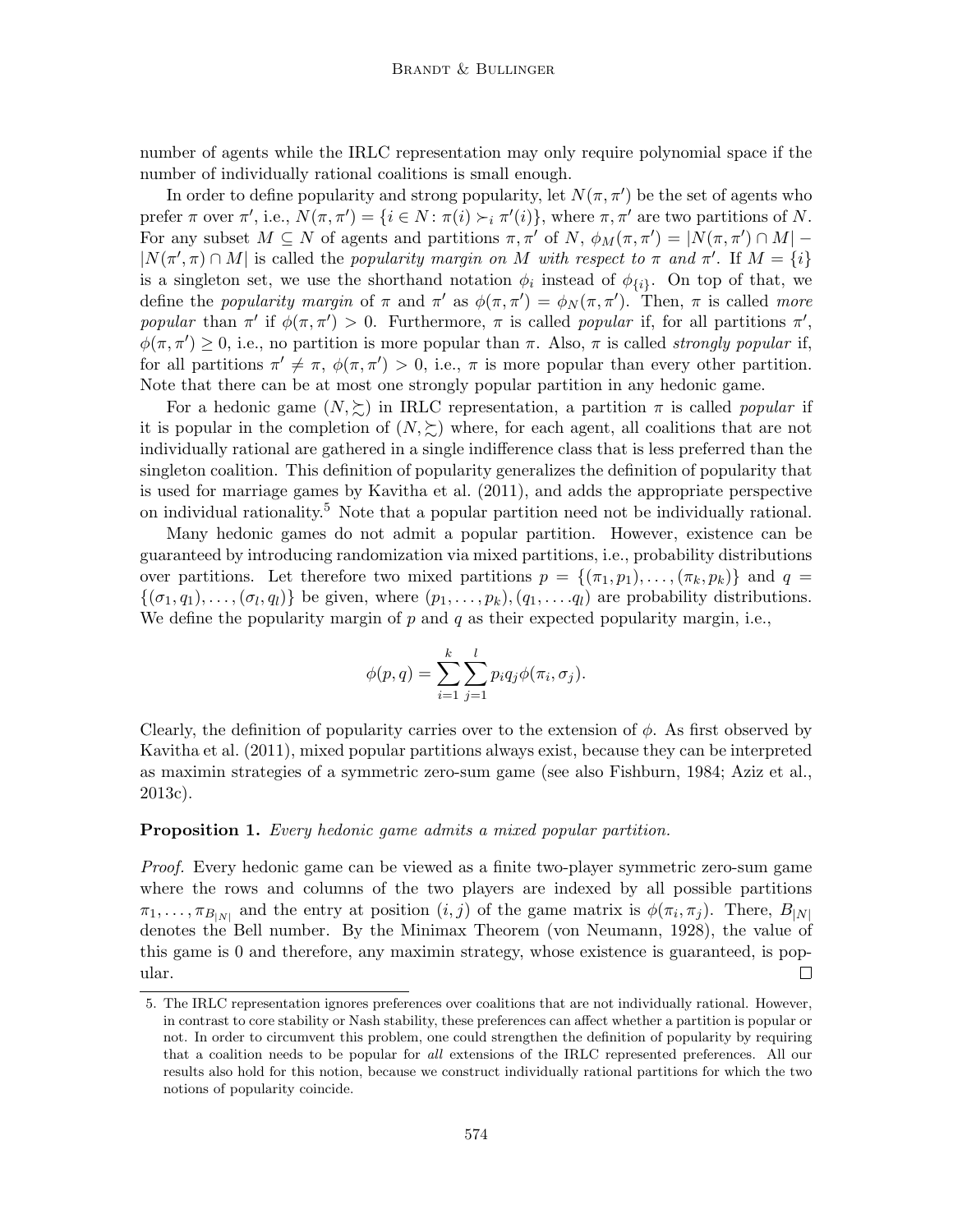number of agents while the IRLC representation may only require polynomial space if the number of individually rational coalitions is small enough.

In order to define popularity and strong popularity, let $N(\pi, \pi')$ be the set of agents who prefer $\pi$ over $\pi'$, i.e., $N(\pi, \pi') = \{i \in N : \pi(i) \succ_i \pi'(i)\}$, where $\pi, \pi'$ are two partitions of $N$. For any subset $M \subseteq N$ of agents and partitions $\pi, \pi'$ of $N$, $\phi_M(\pi, \pi') = |N(\pi, \pi') \cap M| - |N(\pi', \pi) \cap M|$ is called the *popularity margin on $M$ with respect to $\pi$ and $\pi'$*. If $M = \{i\}$ is a singleton set, we use the shorthand notation $\phi_i$ instead of $\phi_{\{i\}}$. On top of that, we define the *popularity margin* of $\pi$ and $\pi'$ as $\phi(\pi, \pi') = \phi_N(\pi, \pi')$. Then, $\pi$ is called *more popular* than $\pi'$ if $\phi(\pi, \pi') > 0$. Furthermore, $\pi$ is called *popular* if, for all partitions $\pi'$, $\phi(\pi, \pi') \geq 0$, i.e., no partition is more popular than $\pi$. Also, $\pi$ is called *strongly popular* if, for all partitions $\pi' \neq \pi$, $\phi(\pi, \pi') > 0$, i.e., $\pi$ is more popular than every other partition. Note that there can be at most one strongly popular partition in any hedonic game.

For a hedonic game $(N, \succsim)$ in IRLC representation, a partition $\pi$ is called *popular* if it is popular in the completion of $(N, \succsim)$ where, for each agent, all coalitions that are not individually rational are gathered in a single indifference class that is less preferred than the singleton coalition. This definition of popularity generalizes the definition of popularity that is used for marriage games by Kavitha et al. (2011), and adds the appropriate perspective on individual rationality.[5] Note that a popular partition need not be individually rational.

Many hedonic games do not admit a popular partition. However, existence can be guaranteed by introducing randomization via mixed partitions, i.e., probability distributions over partitions. Let therefore two mixed partitions $p = \{(\pi_1, p_1), \ldots, (\pi_k, p_k)\}$ and $q = \{(\sigma_1, q_1), \ldots, (\sigma_l, q_l)\}$ be given, where $(p_1, \ldots, p_k), (q_1, \ldots, q_l)$ are probability distributions. We define the popularity margin of $p$ and $q$ as their expected popularity margin, i.e.,

$$\phi(p, q) = \sum_{i=1}^{k} \sum_{j=1}^{l} p_i q_j \phi(\pi_i, \sigma_j).$$

Clearly, the definition of popularity carries over to the extension of $\phi$. As first observed by Kavitha et al. (2011), mixed popular partitions always exist, because they can be interpreted as maximin strategies of a symmetric zero-sum game (see also Fishburn, 1984; Aziz et al., 2013c).

**Proposition 1.** *Every hedonic game admits a mixed popular partition.*

*Proof.* Every hedonic game can be viewed as a finite two-player symmetric zero-sum game where the rows and columns of the two players are indexed by all possible partitions $\pi_1, \ldots, \pi_{B_{|N|}}$ and the entry at position $(i, j)$ of the game matrix is $\phi(\pi_i, \pi_j)$. There, $B_{|N|}$ denotes the Bell number. By the Minimax Theorem (von Neumann, 1928), the value of this game is 0 and therefore, any maximin strategy, whose existence is guaranteed, is popular. □

5. The IRLC representation ignores preferences over coalitions that are not individually rational. However, in contrast to core stability or Nash stability, these preferences can affect whether a partition is popular or not. In order to circumvent this problem, one could strengthen the definition of popularity by requiring that a coalition needs to be popular for *all* extensions of the IRLC represented preferences. All our results also hold for this notion, because we construct individually rational partitions for which the two notions of popularity coincide.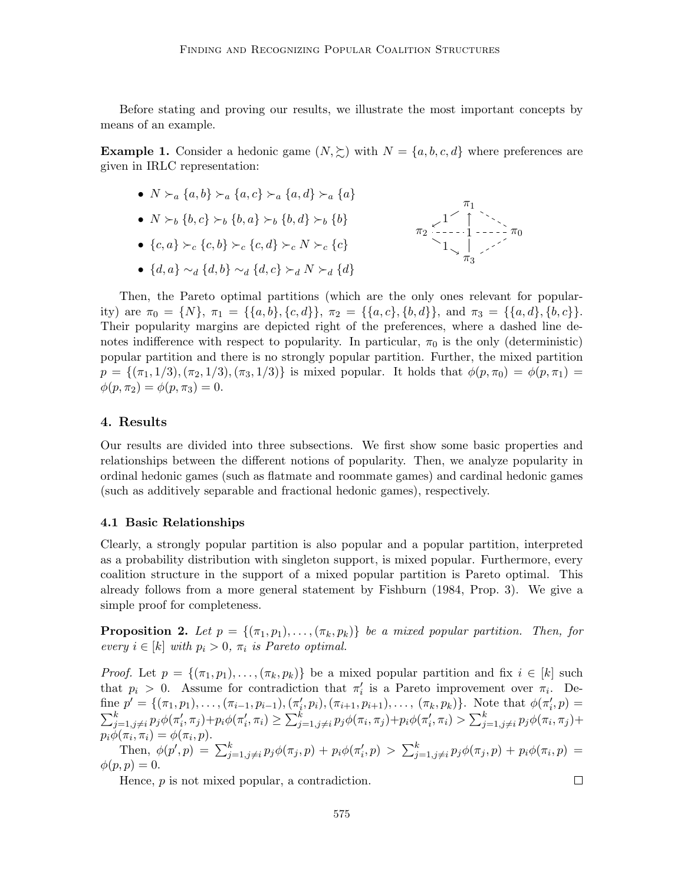Before stating and proving our results, we illustrate the most important concepts by means of an example.

**Example 1.** Consider a hedonic game $(N, \succsim)$ with $N = \{a, b, c, d\}$ where preferences are given in IRLC representation:

- $N \succ_a \{a, b\} \succ_a \{a, c\} \succ_a \{a, d\} \succ_a \{a\}$
- $N \succ_b \{b, c\} \succ_b \{b, a\} \succ_b \{b, d\} \succ_b \{b\}$
- $\{c, a\} \succ_c \{c, b\} \succ_c \{c, d\} \succ_c N \succ_c \{c\}$
- $\{d, a\} \sim_d \{d, b\} \sim_d \{d, c\} \succ_d N \succ_d \{d\}$

Then, the Pareto optimal partitions (which are the only ones relevant for popularity) are $\pi_0 = \{N\}$, $\pi_1 = \{\{a, b\}, \{c, d\}\}$, $\pi_2 = \{\{a, c\}, \{b, d\}\}$, and $\pi_3 = \{\{a, d\}, \{b, c\}\}$. Their popularity margins are depicted right of the preferences, where a dashed line denotes indifference with respect to popularity. In particular, $\pi_0$ is the only (deterministic) popular partition and there is no strongly popular partition. Further, the mixed partition $p = \{(\pi_1, 1/3), (\pi_2, 1/3), (\pi_3, 1/3)\}$ is mixed popular. It holds that $\phi(p, \pi_0) = \phi(p, \pi_1) = \phi(p, \pi_2) = \phi(p, \pi_3) = 0$.

## 4. Results

Our results are divided into three subsections. We first show some basic properties and relationships between the different notions of popularity. Then, we analyze popularity in ordinal hedonic games (such as flatmate and roommate games) and cardinal hedonic games (such as additively separable and fractional hedonic games), respectively.

### 4.1 Basic Relationships

Clearly, a strongly popular partition is also popular and a popular partition, interpreted as a probability distribution with singleton support, is mixed popular. Furthermore, every coalition structure in the support of a mixed popular partition is Pareto optimal. This already follows from a more general statement by Fishburn (1984, Prop. 3). We give a simple proof for completeness.

**Proposition 2.** *Let $p = \{(\pi_1, p_1), \ldots, (\pi_k, p_k)\}$ be a mixed popular partition. Then, for every $i \in [k]$ with $p_i > 0$, $\pi_i$ is Pareto optimal.*

*Proof.* Let $p = \{(\pi_1, p_1), \ldots, (\pi_k, p_k)\}$ be a mixed popular partition and fix $i \in [k]$ such that $p_i > 0$. Assume for contradiction that $\pi'_i$ is a Pareto improvement over $\pi_i$. Define $p' = \{(\pi_1, p_1), \ldots, (\pi_{i-1}, p_{i-1}), (\pi'_i, p_i), (\pi_{i+1}, p_{i+1}), \ldots, (\pi_k, p_k)\}$. Note that $\phi(\pi'_i, p) = \sum_{j=1, j\neq i}^{k} p_j \phi(\pi'_i, \pi_j) + p_i \phi(\pi'_i, \pi_i) \geq \sum_{j=1, j\neq i}^{k} p_j \phi(\pi_i, \pi_j) + p_i \phi(\pi'_i, \pi_i) > \sum_{j=1, j\neq i}^{k} p_j \phi(\pi_i, \pi_j) + p_i \phi(\pi_i, \pi_i) = \phi(\pi_i, p)$.

Then, $\phi(p', p) = \sum_{j=1, j\neq i}^{k} p_j \phi(\pi_j, p) + p_i \phi(\pi'_i, p) > \sum_{j=1, j\neq i}^{k} p_j \phi(\pi_j, p) + p_i \phi(\pi_i, p) = \phi(p, p) = 0$.

Hence, $p$ is not mixed popular, a contradiction. $\square$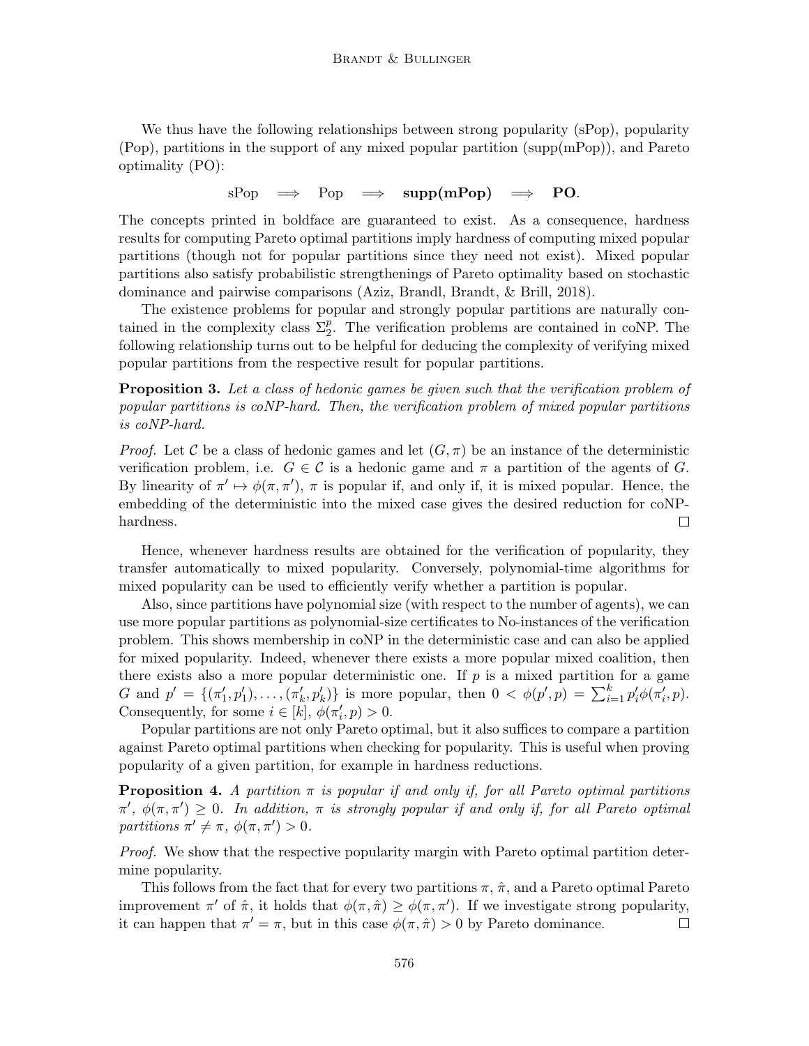We thus have the following relationships between strong popularity (sPop), popularity (Pop), partitions in the support of any mixed popular partition (supp(mPop)), and Pareto optimality (PO):

$$\text{sPop} \implies \text{Pop} \implies \textbf{supp(mPop)} \implies \textbf{PO}.$$

The concepts printed in boldface are guaranteed to exist. As a consequence, hardness results for computing Pareto optimal partitions imply hardness of computing mixed popular partitions (though not for popular partitions since they need not exist). Mixed popular partitions also satisfy probabilistic strengthenings of Pareto optimality based on stochastic dominance and pairwise comparisons (Aziz, Brandl, Brandt, & Brill, 2018).

The existence problems for popular and strongly popular partitions are naturally contained in the complexity class $\Sigma_2^p$. The verification problems are contained in coNP. The following relationship turns out to be helpful for deducing the complexity of verifying mixed popular partitions from the respective result for popular partitions.

**Proposition 3.** *Let a class of hedonic games be given such that the verification problem of popular partitions is coNP-hard. Then, the verification problem of mixed popular partitions is coNP-hard.*

*Proof.* Let $\mathcal{C}$ be a class of hedonic games and let $(G, \pi)$ be an instance of the deterministic verification problem, i.e. $G \in \mathcal{C}$ is a hedonic game and $\pi$ a partition of the agents of $G$. By linearity of $\pi' \mapsto \phi(\pi, \pi')$, $\pi$ is popular if, and only if, it is mixed popular. Hence, the embedding of the deterministic into the mixed case gives the desired reduction for coNP-hardness. $\square$

Hence, whenever hardness results are obtained for the verification of popularity, they transfer automatically to mixed popularity. Conversely, polynomial-time algorithms for mixed popularity can be used to efficiently verify whether a partition is popular.

Also, since partitions have polynomial size (with respect to the number of agents), we can use more popular partitions as polynomial-size certificates to No-instances of the verification problem. This shows membership in coNP in the deterministic case and can also be applied for mixed popularity. Indeed, whenever there exists a more popular mixed coalition, then there exists also a more popular deterministic one. If $p$ is a mixed partition for a game $G$ and $p' = \{(\pi'_1, p'_1), \dots, (\pi'_k, p'_k)\}$ is more popular, then $0 < \phi(p', p) = \sum_{i=1}^{k} p'_i \phi(\pi'_i, p)$. Consequently, for some $i \in [k]$, $\phi(\pi'_i, p) > 0$.

Popular partitions are not only Pareto optimal, but it also suffices to compare a partition against Pareto optimal partitions when checking for popularity. This is useful when proving popularity of a given partition, for example in hardness reductions.

**Proposition 4.** *A partition $\pi$ is popular if and only if, for all Pareto optimal partitions $\pi'$, $\phi(\pi, \pi') \geq 0$. In addition, $\pi$ is strongly popular if and only if, for all Pareto optimal partitions $\pi' \neq \pi$, $\phi(\pi, \pi') > 0$.*

*Proof.* We show that the respective popularity margin with Pareto optimal partition determine popularity.

This follows from the fact that for every two partitions $\pi$, $\hat{\pi}$, and a Pareto optimal Pareto improvement $\pi'$ of $\hat{\pi}$, it holds that $\phi(\pi, \hat{\pi}) \geq \phi(\pi, \pi')$. If we investigate strong popularity, it can happen that $\pi' = \pi$, but in this case $\phi(\pi, \hat{\pi}) > 0$ by Pareto dominance. $\square$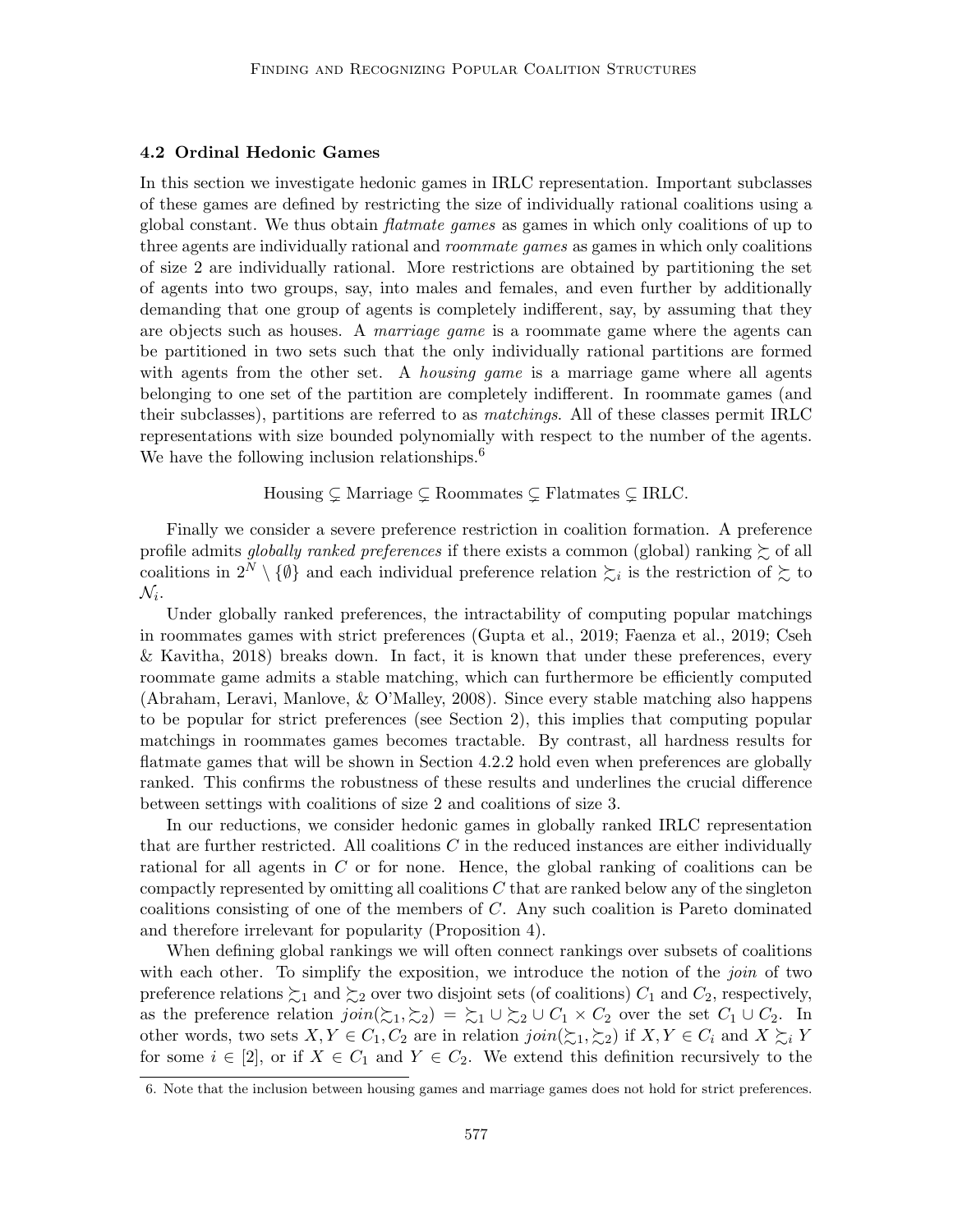### 4.2 Ordinal Hedonic Games

In this section we investigate hedonic games in IRLC representation. Important subclasses of these games are defined by restricting the size of individually rational coalitions using a global constant. We thus obtain *flatmate games* as games in which only coalitions of up to three agents are individually rational and *roommate games* as games in which only coalitions of size 2 are individually rational. More restrictions are obtained by partitioning the set of agents into two groups, say, into males and females, and even further by additionally demanding that one group of agents is completely indifferent, say, by assuming that they are objects such as houses. A *marriage game* is a roommate game where the agents can be partitioned in two sets such that the only individually rational partitions are formed with agents from the other set. A *housing game* is a marriage game where all agents belonging to one set of the partition are completely indifferent. In roommate games (and their subclasses), partitions are referred to as *matchings*. All of these classes permit IRLC representations with size bounded polynomially with respect to the number of the agents. We have the following inclusion relationships.[6]

$$\text{Housing} \subsetneq \text{Marriage} \subsetneq \text{Roommates} \subsetneq \text{Flatmates} \subsetneq \text{IRLC}.$$

Finally we consider a severe preference restriction in coalition formation. A preference profile admits *globally ranked preferences* if there exists a common (global) ranking $\succsim$ of all coalitions in $2^N \setminus \{\emptyset\}$ and each individual preference relation $\succsim_i$ is the restriction of $\succsim$ to $\mathcal{N}_i$.

Under globally ranked preferences, the intractability of computing popular matchings in roommates games with strict preferences (Gupta et al., 2019; Faenza et al., 2019; Cseh & Kavitha, 2018) breaks down. In fact, it is known that under these preferences, every roommate game admits a stable matching, which can furthermore be efficiently computed (Abraham, Leravi, Manlove, & O'Malley, 2008). Since every stable matching also happens to be popular for strict preferences (see Section 2), this implies that computing popular matchings in roommates games becomes tractable. By contrast, all hardness results for flatmate games that will be shown in Section 4.2.2 hold even when preferences are globally ranked. This confirms the robustness of these results and underlines the crucial difference between settings with coalitions of size 2 and coalitions of size 3.

In our reductions, we consider hedonic games in globally ranked IRLC representation that are further restricted. All coalitions $C$ in the reduced instances are either individually rational for all agents in $C$ or for none. Hence, the global ranking of coalitions can be compactly represented by omitting all coalitions $C$ that are ranked below any of the singleton coalitions consisting of one of the members of $C$. Any such coalition is Pareto dominated and therefore irrelevant for popularity (Proposition 4).

When defining global rankings we will often connect rankings over subsets of coalitions with each other. To simplify the exposition, we introduce the notion of the *join* of two preference relations $\succsim_1$ and $\succsim_2$ over two disjoint sets (of coalitions) $C_1$ and $C_2$, respectively, as the preference relation $join(\succsim_1, \succsim_2) = \succsim_1 \cup \succsim_2 \cup C_1 \times C_2$ over the set $C_1 \cup C_2$. In other words, two sets $X, Y \in C_1, C_2$ are in relation $join(\succsim_1, \succsim_2)$ if $X, Y \in C_i$ and $X \succsim_i Y$ for some $i \in [2]$, or if $X \in C_1$ and $Y \in C_2$. We extend this definition recursively to the

6. Note that the inclusion between housing games and marriage games does not hold for strict preferences.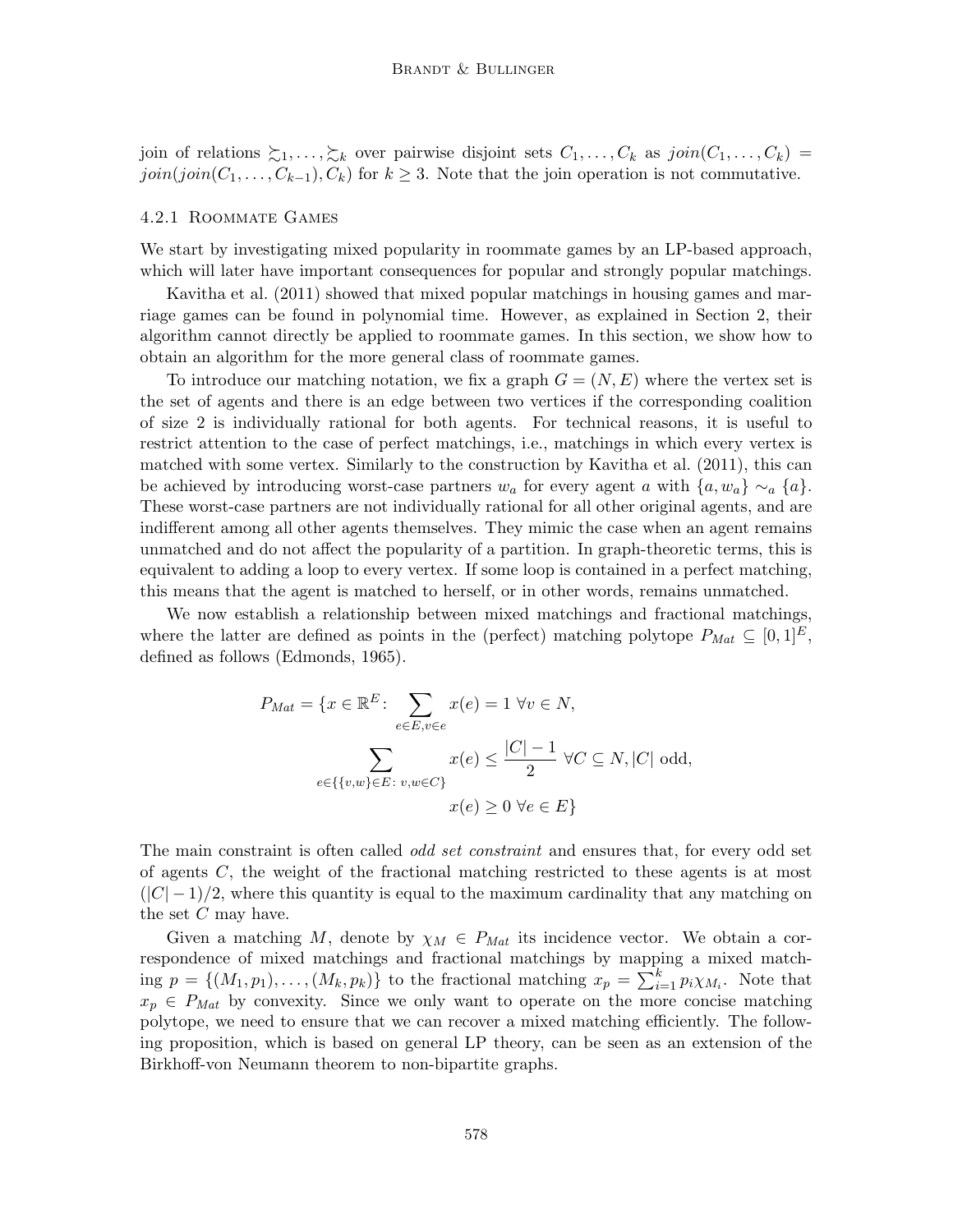join of relations $\succsim_1, \dots, \succsim_k$ over pairwise disjoint sets $C_1, \dots, C_k$ as $join(C_1, \dots, C_k) = join(join(C_1, \dots, C_{k-1}), C_k)$ for $k \geq 3$. Note that the join operation is not commutative.

#### 4.2.1 Roommate Games

We start by investigating mixed popularity in roommate games by an LP-based approach, which will later have important consequences for popular and strongly popular matchings.

Kavitha et al. (2011) showed that mixed popular matchings in housing games and marriage games can be found in polynomial time. However, as explained in Section 2, their algorithm cannot directly be applied to roommate games. In this section, we show how to obtain an algorithm for the more general class of roommate games.

To introduce our matching notation, we fix a graph $G = (N, E)$ where the vertex set is the set of agents and there is an edge between two vertices if the corresponding coalition of size 2 is individually rational for both agents. For technical reasons, it is useful to restrict attention to the case of perfect matchings, i.e., matchings in which every vertex is matched with some vertex. Similarly to the construction by Kavitha et al. (2011), this can be achieved by introducing worst-case partners $w_a$ for every agent $a$ with $\{a, w_a\} \sim_a \{a\}$. These worst-case partners are not individually rational for all other original agents, and are indifferent among all other agents themselves. They mimic the case when an agent remains unmatched and do not affect the popularity of a partition. In graph-theoretic terms, this is equivalent to adding a loop to every vertex. If some loop is contained in a perfect matching, this means that the agent is matched to herself, or in other words, remains unmatched.

We now establish a relationship between mixed matchings and fractional matchings, where the latter are defined as points in the (perfect) matching polytope $P_{Mat} \subseteq [0,1]^E$, defined as follows (Edmonds, 1965).

$$
\begin{aligned}
P_{Mat} = \{x \in \mathbb{R}^E \colon & \sum_{e \in E, v \in e} x(e) = 1 \ \forall v \in N, \\
& \sum_{e \in \{\{v,w\} \in E \colon v,w \in C\}} x(e) \leq \frac{|C|-1}{2} \ \forall C \subseteq N, |C| \text{ odd}, \\
& x(e) \geq 0 \ \forall e \in E\}
\end{aligned}
$$

The main constraint is often called *odd set constraint* and ensures that, for every odd set of agents $C$, the weight of the fractional matching restricted to these agents is at most $(|C|-1)/2$, where this quantity is equal to the maximum cardinality that any matching on the set $C$ may have.

Given a matching $M$, denote by $\chi_M \in P_{Mat}$ its incidence vector. We obtain a correspondence of mixed matchings and fractional matchings by mapping a mixed matching $p = \{(M_1, p_1), \dots, (M_k, p_k)\}$ to the fractional matching $x_p = \sum_{i=1}^k p_i \chi_{M_i}$. Note that $x_p \in P_{Mat}$ by convexity. Since we only want to operate on the more concise matching polytope, we need to ensure that we can recover a mixed matching efficiently. The following proposition, which is based on general LP theory, can be seen as an extension of the Birkhoff-von Neumann theorem to non-bipartite graphs.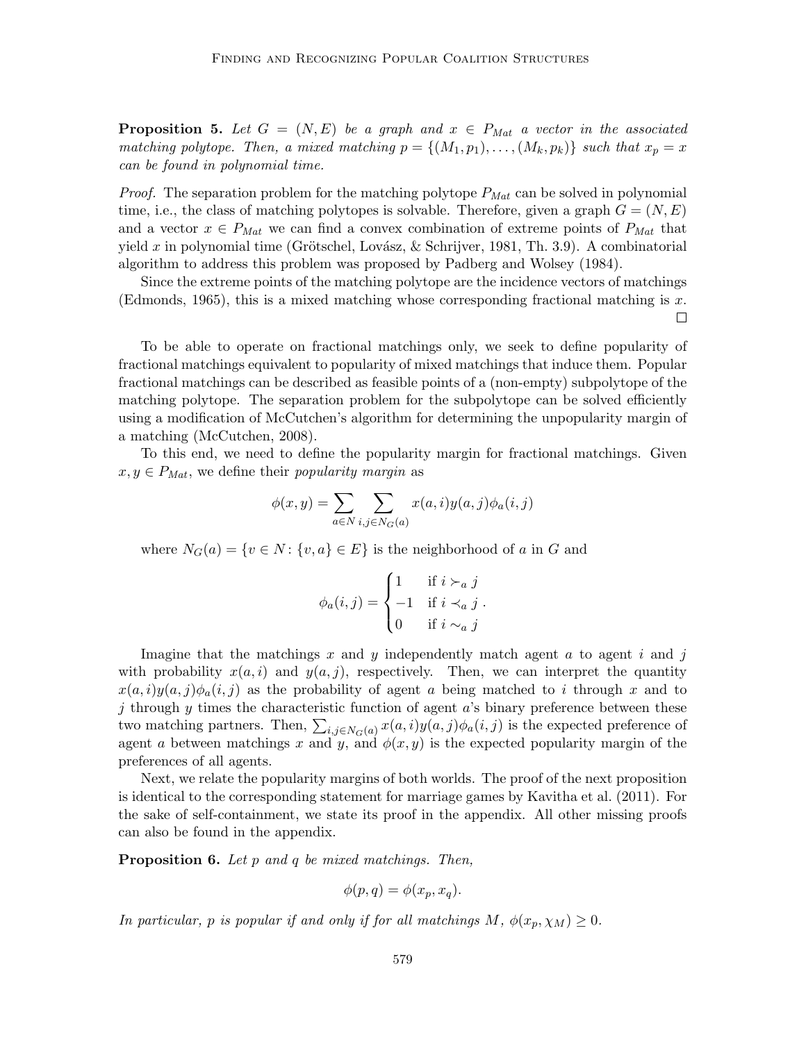**Proposition 5.** *Let $G = (N, E)$ be a graph and $x \in P_{Mat}$ a vector in the associated matching polytope. Then, a mixed matching $p = \{(M_1, p_1), \ldots, (M_k, p_k)\}$ such that $x_p = x$ can be found in polynomial time.*

*Proof.* The separation problem for the matching polytope $P_{Mat}$ can be solved in polynomial time, i.e., the class of matching polytopes is solvable. Therefore, given a graph $G = (N, E)$ and a vector $x \in P_{Mat}$ we can find a convex combination of extreme points of $P_{Mat}$ that yield $x$ in polynomial time (Grötschel, Lovász, & Schrijver, 1981, Th. 3.9). A combinatorial algorithm to address this problem was proposed by Padberg and Wolsey (1984).

Since the extreme points of the matching polytope are the incidence vectors of matchings (Edmonds, 1965), this is a mixed matching whose corresponding fractional matching is $x$. □

To be able to operate on fractional matchings only, we seek to define popularity of fractional matchings equivalent to popularity of mixed matchings that induce them. Popular fractional matchings can be described as feasible points of a (non-empty) subpolytope of the matching polytope. The separation problem for the subpolytope can be solved efficiently using a modification of McCutchen's algorithm for determining the unpopularity margin of a matching (McCutchen, 2008).

To this end, we need to define the popularity margin for fractional matchings. Given $x, y \in P_{Mat}$, we define their *popularity margin* as

$$\phi(x, y) = \sum_{a \in N} \sum_{i,j \in N_G(a)} x(a, i) y(a, j) \phi_a(i, j)$$

where $N_G(a) = \{v \in N : \{v, a\} \in E\}$ is the neighborhood of $a$ in $G$ and

$$\phi_a(i, j) = \begin{cases} 1 & \text{if } i \succ_a j \\ -1 & \text{if } i \prec_a j \\ 0 & \text{if } i \sim_a j \end{cases}.$$

Imagine that the matchings $x$ and $y$ independently match agent $a$ to agent $i$ and $j$ with probability $x(a, i)$ and $y(a, j)$, respectively. Then, we can interpret the quantity $x(a, i)y(a, j)\phi_a(i, j)$ as the probability of agent $a$ being matched to $i$ through $x$ and to $j$ through $y$ times the characteristic function of agent $a$'s binary preference between these two matching partners. Then, $\sum_{i,j \in N_G(a)} x(a, i)y(a, j)\phi_a(i, j)$ is the expected preference of agent $a$ between matchings $x$ and $y$, and $\phi(x, y)$ is the expected popularity margin of the preferences of all agents.

Next, we relate the popularity margins of both worlds. The proof of the next proposition is identical to the corresponding statement for marriage games by Kavitha et al. (2011). For the sake of self-containment, we state its proof in the appendix. All other missing proofs can also be found in the appendix.

**Proposition 6.** *Let $p$ and $q$ be mixed matchings. Then,*

$$\phi(p, q) = \phi(x_p, x_q).$$

*In particular, $p$ is popular if and only if for all matchings $M$, $\phi(x_p, \chi_M) \geq 0$.*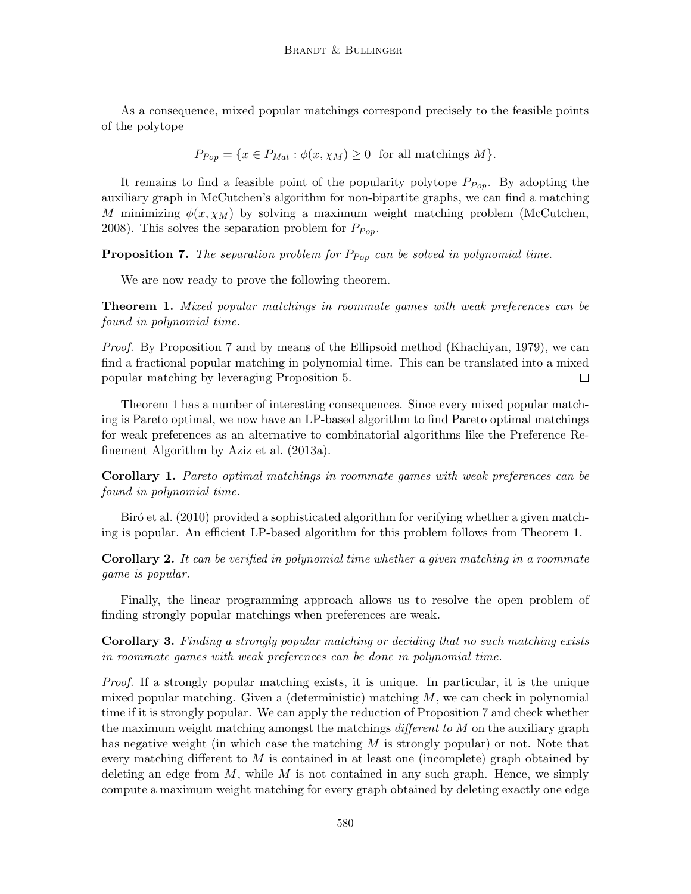As a consequence, mixed popular matchings correspond precisely to the feasible points of the polytope

$$P_{Pop} = \{x \in P_{Mat} : \phi(x, \chi_M) \geq 0 \ \text{ for all matchings } M\}.$$

It remains to find a feasible point of the popularity polytope $P_{Pop}$. By adopting the auxiliary graph in McCutchen's algorithm for non-bipartite graphs, we can find a matching $M$ minimizing $\phi(x, \chi_M)$ by solving a maximum weight matching problem (McCutchen, 2008). This solves the separation problem for $P_{Pop}$.

**Proposition 7.** *The separation problem for $P_{Pop}$ can be solved in polynomial time.*

We are now ready to prove the following theorem.

**Theorem 1.** *Mixed popular matchings in roommate games with weak preferences can be found in polynomial time.*

*Proof.* By Proposition 7 and by means of the Ellipsoid method (Khachiyan, 1979), we can find a fractional popular matching in polynomial time. This can be translated into a mixed popular matching by leveraging Proposition 5. □

Theorem 1 has a number of interesting consequences. Since every mixed popular matching is Pareto optimal, we now have an LP-based algorithm to find Pareto optimal matchings for weak preferences as an alternative to combinatorial algorithms like the Preference Refinement Algorithm by Aziz et al. (2013a).

**Corollary 1.** *Pareto optimal matchings in roommate games with weak preferences can be found in polynomial time.*

Biró et al. (2010) provided a sophisticated algorithm for verifying whether a given matching is popular. An efficient LP-based algorithm for this problem follows from Theorem 1.

**Corollary 2.** *It can be verified in polynomial time whether a given matching in a roommate game is popular.*

Finally, the linear programming approach allows us to resolve the open problem of finding strongly popular matchings when preferences are weak.

**Corollary 3.** *Finding a strongly popular matching or deciding that no such matching exists in roommate games with weak preferences can be done in polynomial time.*

*Proof.* If a strongly popular matching exists, it is unique. In particular, it is the unique mixed popular matching. Given a (deterministic) matching $M$, we can check in polynomial time if it is strongly popular. We can apply the reduction of Proposition 7 and check whether the maximum weight matching amongst the matchings *different to* $M$ on the auxiliary graph has negative weight (in which case the matching $M$ is strongly popular) or not. Note that every matching different to $M$ is contained in at least one (incomplete) graph obtained by deleting an edge from $M$, while $M$ is not contained in any such graph. Hence, we simply compute a maximum weight matching for every graph obtained by deleting exactly one edge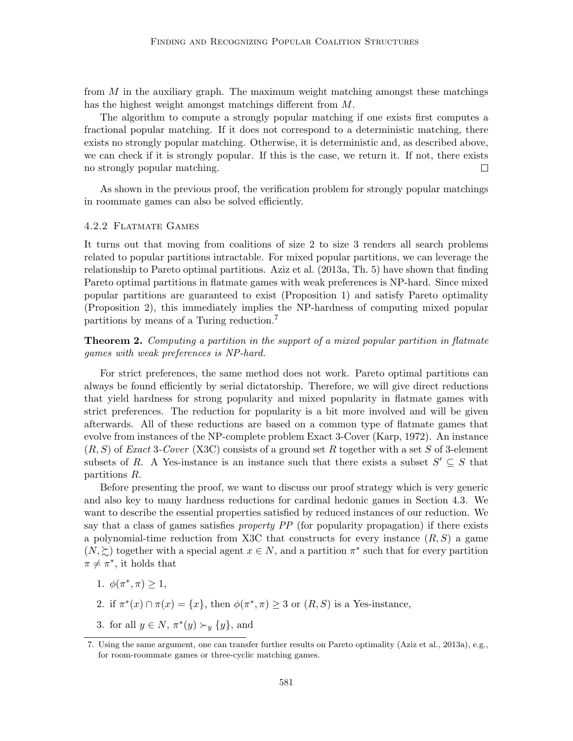from $M$ in the auxiliary graph. The maximum weight matching amongst these matchings has the highest weight amongst matchings different from $M$.

The algorithm to compute a strongly popular matching if one exists first computes a fractional popular matching. If it does not correspond to a deterministic matching, there exists no strongly popular matching. Otherwise, it is deterministic and, as described above, we can check if it is strongly popular. If this is the case, we return it. If not, there exists no strongly popular matching. □

As shown in the previous proof, the verification problem for strongly popular matchings in roommate games can also be solved efficiently.

#### 4.2.2 Flatmate Games

It turns out that moving from coalitions of size 2 to size 3 renders all search problems related to popular partitions intractable. For mixed popular partitions, we can leverage the relationship to Pareto optimal partitions. Aziz et al. (2013a, Th. 5) have shown that finding Pareto optimal partitions in flatmate games with weak preferences is NP-hard. Since mixed popular partitions are guaranteed to exist (Proposition 1) and satisfy Pareto optimality (Proposition 2), this immediately implies the NP-hardness of computing mixed popular partitions by means of a Turing reduction.[7]

**Theorem 2.** *Computing a partition in the support of a mixed popular partition in flatmate games with weak preferences is NP-hard.*

For strict preferences, the same method does not work. Pareto optimal partitions can always be found efficiently by serial dictatorship. Therefore, we will give direct reductions that yield hardness for strong popularity and mixed popularity in flatmate games with strict preferences. The reduction for popularity is a bit more involved and will be given afterwards. All of these reductions are based on a common type of flatmate games that evolve from instances of the NP-complete problem Exact 3-Cover (Karp, 1972). An instance $(R, S)$ of *Exact* 3*-Cover* (X3C) consists of a ground set $R$ together with a set $S$ of 3-element subsets of $R$. A Yes-instance is an instance such that there exists a subset $S' \subseteq S$ that partitions $R$.

Before presenting the proof, we want to discuss our proof strategy which is very generic and also key to many hardness reductions for cardinal hedonic games in Section 4.3. We want to describe the essential properties satisfied by reduced instances of our reduction. We say that a class of games satisfies *property PP* (for popularity propagation) if there exists a polynomial-time reduction from X3C that constructs for every instance $(R, S)$ a game $(N, \succsim)$ together with a special agent $x \in N$, and a partition $\pi^*$ such that for every partition $\pi \neq \pi^*$, it holds that

1. $\phi(\pi^*, \pi) \geq 1$,
2. if $\pi^*(x) \cap \pi(x) = \{x\}$, then $\phi(\pi^*, \pi) \geq 3$ or $(R, S)$ is a Yes-instance,
3. for all $y \in N$, $\pi^*(y) \succ_y \{y\}$, and

[7] Using the same argument, one can transfer further results on Pareto optimality (Aziz et al., 2013a), e.g., for room-roommate games or three-cyclic matching games.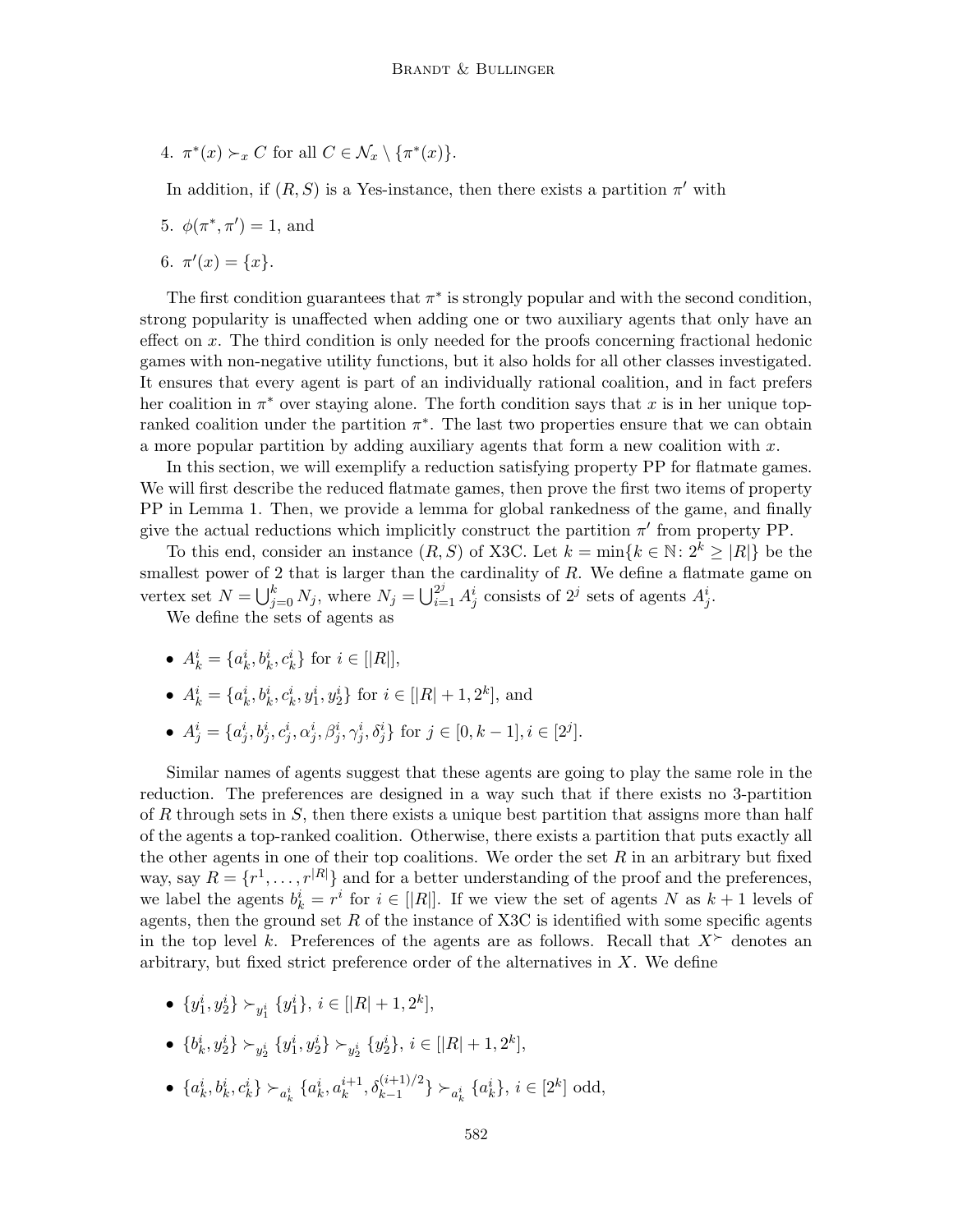4. $\pi^*(x) \succ_x C$ for all $C \in \mathcal{N}_x \setminus \{\pi^*(x)\}$.

In addition, if $(R, S)$ is a Yes-instance, then there exists a partition $\pi'$ with

5. $\phi(\pi^*, \pi') = 1$, and
6. $\pi'(x) = \{x\}$.

The first condition guarantees that $\pi^*$ is strongly popular and with the second condition, strong popularity is unaffected when adding one or two auxiliary agents that only have an effect on $x$. The third condition is only needed for the proofs concerning fractional hedonic games with non-negative utility functions, but it also holds for all other classes investigated. It ensures that every agent is part of an individually rational coalition, and in fact prefers her coalition in $\pi^*$ over staying alone. The forth condition says that $x$ is in her unique top-ranked coalition under the partition $\pi^*$. The last two properties ensure that we can obtain a more popular partition by adding auxiliary agents that form a new coalition with $x$.

In this section, we will exemplify a reduction satisfying property PP for flatmate games. We will first describe the reduced flatmate games, then prove the first two items of property PP in Lemma 1. Then, we provide a lemma for global rankedness of the game, and finally give the actual reductions which implicitly construct the partition $\pi'$ from property PP.

To this end, consider an instance $(R, S)$ of X3C. Let $k = \min\{k \in \mathbb{N} \colon 2^k \geq |R|\}$ be the smallest power of 2 that is larger than the cardinality of $R$. We define a flatmate game on vertex set $N = \bigcup_{j=0}^{k} N_j$, where $N_j = \bigcup_{i=1}^{2^j} A_j^i$ consists of $2^j$ sets of agents $A_j^i$.

We define the sets of agents as

- $A_k^i = \{a_k^i, b_k^i, c_k^i\}$ for $i \in [|R|]$,
- $A_k^i = \{a_k^i, b_k^i, c_k^i, y_1^i, y_2^i\}$ for $i \in [|R|+1, 2^k]$, and
- $A_j^i = \{a_j^i, b_j^i, c_j^i, \alpha_j^i, \beta_j^i, \gamma_j^i, \delta_j^i\}$ for $j \in [0, k-1], i \in [2^j]$.

Similar names of agents suggest that these agents are going to play the same role in the reduction. The preferences are designed in a way such that if there exists no 3-partition of $R$ through sets in $S$, then there exists a unique best partition that assigns more than half of the agents a top-ranked coalition. Otherwise, there exists a partition that puts exactly all the other agents in one of their top coalitions. We order the set $R$ in an arbitrary but fixed way, say $R = \{r^1, \dots, r^{|R|}\}$ and for a better understanding of the proof and the preferences, we label the agents $b_k^i = r^i$ for $i \in [|R|]$. If we view the set of agents $N$ as $k+1$ levels of agents, then the ground set $R$ of the instance of X3C is identified with some specific agents in the top level $k$. Preferences of the agents are as follows. Recall that $X^\succ$ denotes an arbitrary, but fixed strict preference order of the alternatives in $X$. We define

- $\{y_1^i, y_2^i\} \succ_{y_1^i} \{y_1^i\}$, $i \in [|R|+1, 2^k]$,
- $\{b_k^i, y_2^i\} \succ_{y_2^i} \{y_1^i, y_2^i\} \succ_{y_2^i} \{y_2^i\}$, $i \in [|R|+1, 2^k]$,
- $\{a_k^i, b_k^i, c_k^i\} \succ_{a_k^i} \{a_k^i, a_k^{i+1}, \delta_{k-1}^{(i+1)/2}\} \succ_{a_k^i} \{a_k^i\}$, $i \in [2^k]$ odd,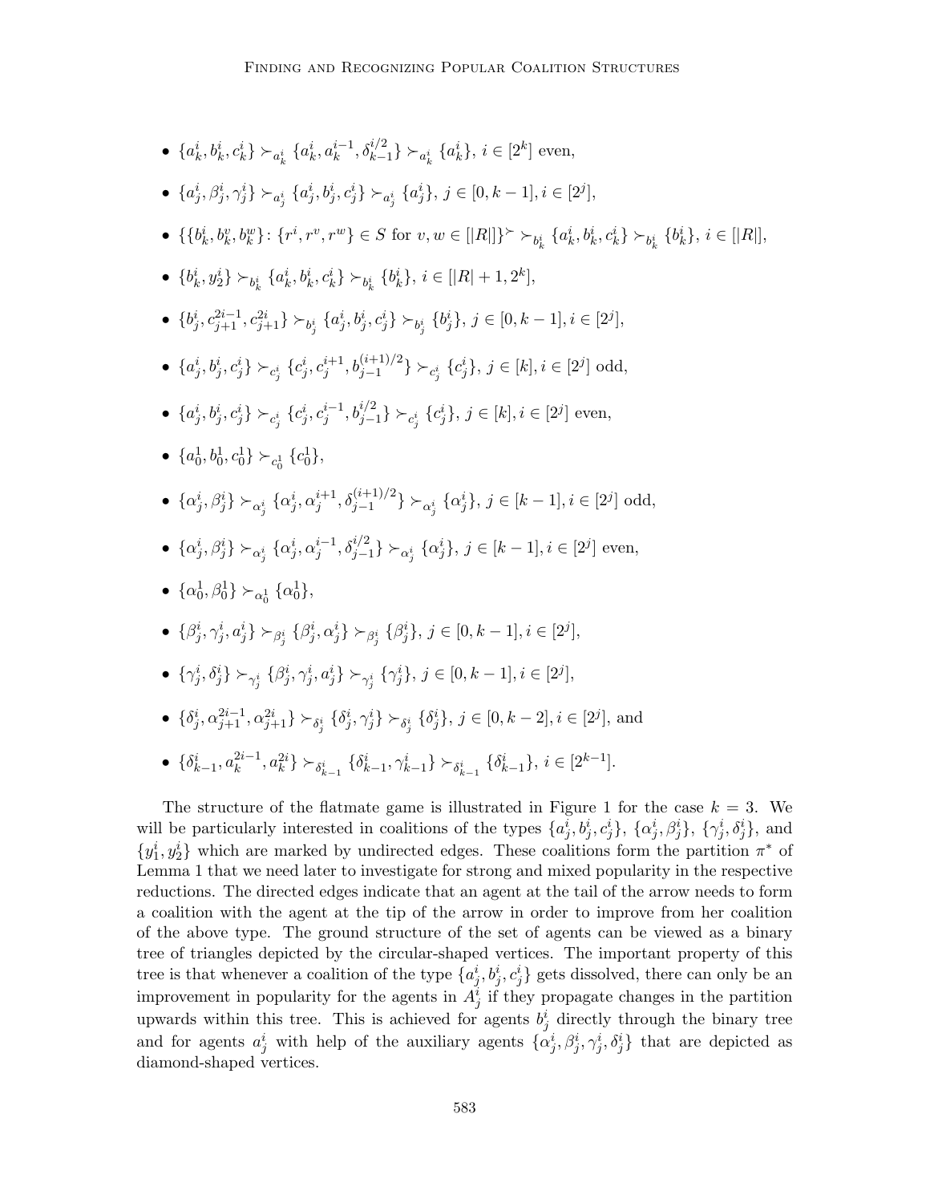- $\{a_k^i, b_k^i, c_k^i\} \succ_{a_k^i} \{a_k^i, a_k^{i-1}, \delta_{k-1}^{i/2}\} \succ_{a_k^i} \{a_k^i\}$, $i \in [2^k]$ even,
- $\{a_j^i, \beta_j^i, \gamma_j^i\} \succ_{a_j^i} \{a_j^i, b_j^i, c_j^i\} \succ_{a_j^i} \{a_j^i\}$, $j \in [0, k-1], i \in [2^j]$,
- $\{\{b_k^i, b_k^v, b_k^w\} \colon \{r^i, r^v, r^w\} \in S \text{ for } v, w \in [|R|]\}^{\succ} \succ_{b_k^i} \{a_k^i, b_k^i, c_k^i\} \succ_{b_k^i} \{b_k^i\}$, $i \in [|R|]$,
- $\{b_k^i, y_2^i\} \succ_{b_k^i} \{a_k^i, b_k^i, c_k^i\} \succ_{b_k^i} \{b_k^i\}$, $i \in [|R|+1, 2^k]$,
- $\{b_j^i, c_{j+1}^{2i-1}, c_{j+1}^{2i}\} \succ_{b_j^i} \{a_j^i, b_j^i, c_j^i\} \succ_{b_j^i} \{b_j^i\}$, $j \in [0, k-1], i \in [2^j]$,
- $\{a_j^i, b_j^i, c_j^i\} \succ_{c_j^i} \{c_j^i, c_j^{i+1}, b_{j-1}^{(i+1)/2}\} \succ_{c_j^i} \{c_j^i\}$, $j \in [k], i \in [2^j]$ odd,
- $\{a_j^i, b_j^i, c_j^i\} \succ_{c_j^i} \{c_j^i, c_j^{i-1}, b_{j-1}^{i/2}\} \succ_{c_j^i} \{c_j^i\}$, $j \in [k], i \in [2^j]$ even,
- $\{a_0^1, b_0^1, c_0^1\} \succ_{c_0^1} \{c_0^1\}$,
- $\{\alpha_j^i, \beta_j^i\} \succ_{\alpha_j^i} \{\alpha_j^i, \alpha_j^{i+1}, \delta_{j-1}^{(i+1)/2}\} \succ_{\alpha_j^i} \{\alpha_j^i\}$, $j \in [k-1], i \in [2^j]$ odd,
- $\{\alpha_j^i, \beta_j^i\} \succ_{\alpha_j^i} \{\alpha_j^i, \alpha_j^{i-1}, \delta_{j-1}^{i/2}\} \succ_{\alpha_j^i} \{\alpha_j^i\}$, $j \in [k-1], i \in [2^j]$ even,
- $\{\alpha_0^1, \beta_0^1\} \succ_{\alpha_0^1} \{\alpha_0^1\}$,
- $\{\beta_j^i, \gamma_j^i, a_j^i\} \succ_{\beta_j^i} \{\beta_j^i, \alpha_j^i\} \succ_{\beta_j^i} \{\beta_j^i\}$, $j \in [0, k-1], i \in [2^j]$,
- $\{\gamma_j^i, \delta_j^i\} \succ_{\gamma_j^i} \{\beta_j^i, \gamma_j^i, a_j^i\} \succ_{\gamma_j^i} \{\gamma_j^i\}$, $j \in [0, k-1], i \in [2^j]$,
- $\{\delta_j^i, \alpha_{j+1}^{2i-1}, \alpha_{j+1}^{2i}\} \succ_{\delta_j^i} \{\delta_j^i, \gamma_j^i\} \succ_{\delta_j^i} \{\delta_j^i\}$, $j \in [0, k-2], i \in [2^j]$, and
- $\{\delta_{k-1}^i, a_k^{2i-1}, a_k^{2i}\} \succ_{\delta_{k-1}^i} \{\delta_{k-1}^i, \gamma_{k-1}^i\} \succ_{\delta_{k-1}^i} \{\delta_{k-1}^i\}$, $i \in [2^{k-1}]$.

The structure of the flatmate game is illustrated in Figure 1 for the case $k = 3$. We will be particularly interested in coalitions of the types $\{a_j^i, b_j^i, c_j^i\}$, $\{\alpha_j^i, \beta_j^i\}$, $\{\gamma_j^i, \delta_j^i\}$, and $\{y_1^i, y_2^i\}$ which are marked by undirected edges. These coalitions form the partition $\pi^*$ of Lemma 1 that we need later to investigate for strong and mixed popularity in the respective reductions. The directed edges indicate that an agent at the tail of the arrow needs to form a coalition with the agent at the tip of the arrow in order to improve from her coalition of the above type. The ground structure of the set of agents can be viewed as a binary tree of triangles depicted by the circular-shaped vertices. The important property of this tree is that whenever a coalition of the type $\{a_j^i, b_j^i, c_j^i\}$ gets dissolved, there can only be an improvement in popularity for the agents in $A_j^i$ if they propagate changes in the partition upwards within this tree. This is achieved for agents $b_j^i$ directly through the binary tree and for agents $a_j^i$ with help of the auxiliary agents $\{\alpha_j^i, \beta_j^i, \gamma_j^i, \delta_j^i\}$ that are depicted as diamond-shaped vertices.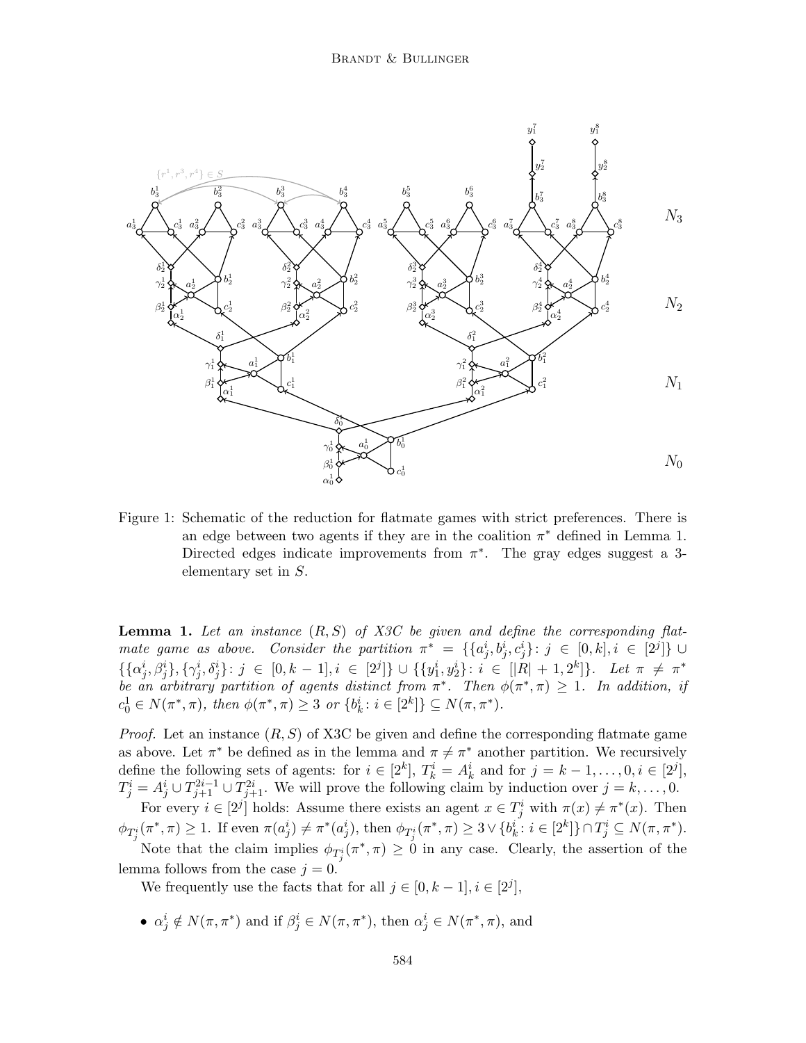Figure 1: Schematic of the reduction for flatmate games with strict preferences. There is an edge between two agents if they are in the coalition $\pi^*$ defined in Lemma 1. Directed edges indicate improvements from $\pi^*$. The gray edges suggest a 3-elementary set in $S$.

**Lemma 1.** *Let an instance $(R, S)$ of X3C be given and define the corresponding flatmate game as above. Consider the partition $\pi^* = \{\{a_j^i, b_j^i, c_j^i\} : j \in [0, k], i \in [2^j]\} \cup \{\{\alpha_j^i, \beta_j^i\}, \{\gamma_j^i, \delta_j^i\} : j \in [0, k-1], i \in [2^j]\} \cup \{\{y_1^i, y_2^i\} : i \in [|R| + 1, 2^k]\}$. Let $\pi \neq \pi^*$ be an arbitrary partition of agents distinct from $\pi^*$. Then $\phi(\pi^*, \pi) \geq 1$. In addition, if $c_0^1 \in N(\pi^*, \pi)$, then $\phi(\pi^*, \pi) \geq 3$ or $\{b_k^i : i \in [2^k]\} \subseteq N(\pi, \pi^*)$.*

*Proof.* Let an instance $(R, S)$ of X3C be given and define the corresponding flatmate game as above. Let $\pi^*$ be defined as in the lemma and $\pi \neq \pi^*$ another partition. We recursively define the following sets of agents: for $i \in [2^k]$, $T_k^i = A_k^i$ and for $j = k-1, \ldots, 0, i \in [2^j]$, $T_j^i = A_j^i \cup T_{j+1}^{2i-1} \cup T_{j+1}^{2i}$. We will prove the following claim by induction over $j = k, \ldots, 0$.

For every $i \in [2^j]$ holds: Assume there exists an agent $x \in T_j^i$ with $\pi(x) \neq \pi^*(x)$. Then $\phi_{T_j^i}(\pi^*, \pi) \geq 1$. If even $\pi(a_j^i) \neq \pi^*(a_j^i)$, then $\phi_{T_j^i}(\pi^*, \pi) \geq 3 \vee \{b_k^i : i \in [2^k]\} \cap T_j^i \subseteq N(\pi, \pi^*)$.

Note that the claim implies $\phi_{T_j^i}(\pi^*, \pi) \geq 0$ in any case. Clearly, the assertion of the lemma follows from the case $j = 0$.

We frequently use the facts that for all $j \in [0, k-1], i \in [2^j]$,

- $\alpha_j^i \notin N(\pi, \pi^*)$ and if $\beta_j^i \in N(\pi, \pi^*)$, then $\alpha_j^i \in N(\pi^*, \pi)$, and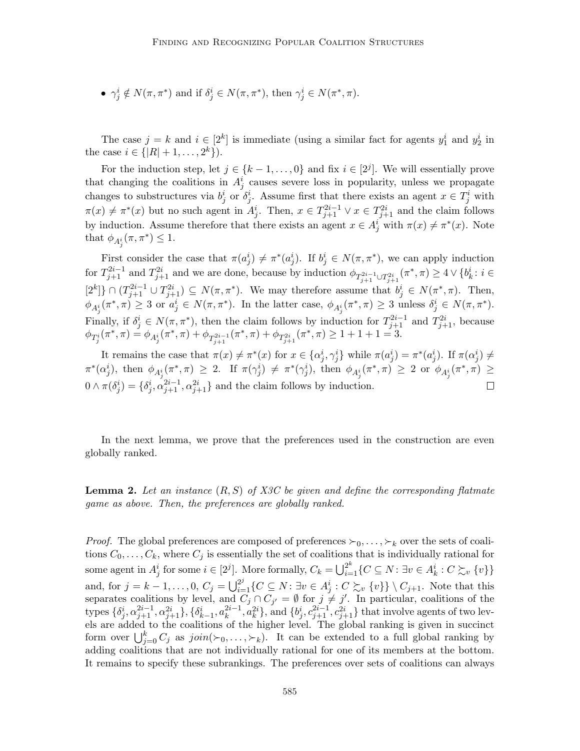- $\gamma_j^i \notin N(\pi, \pi^*)$ and if $\delta_j^i \in N(\pi, \pi^*)$, then $\gamma_j^i \in N(\pi^*, \pi)$.

The case $j = k$ and $i \in [2^k]$ is immediate (using a similar fact for agents $y_1^i$ and $y_2^i$ in the case $i \in \{|R| + 1, \ldots, 2^k\}$).

For the induction step, let $j \in \{k-1, \ldots, 0\}$ and fix $i \in [2^j]$. We will essentially prove that changing the coalitions in $A_j^i$ causes severe loss in popularity, unless we propagate changes to substructures via $b_j^i$ or $\delta_j^i$. Assume first that there exists an agent $x \in T_j^i$ with $\pi(x) \neq \pi^*(x)$ but no such agent in $A_j^i$. Then, $x \in T_{j+1}^{2i-1} \vee x \in T_{j+1}^{2i}$ and the claim follows by induction. Assume therefore that there exists an agent $x \in A_j^i$ with $\pi(x) \neq \pi^*(x)$. Note that $\phi_{A_j^i}(\pi, \pi^*) \leq 1$.

First consider the case that $\pi(a_j^i) \neq \pi^*(a_j^i)$. If $b_j^i \in N(\pi, \pi^*)$, we can apply induction for $T_{j+1}^{2i-1}$ and $T_{j+1}^{2i}$ and we are done, because by induction $\phi_{T_{j+1}^{2i-1} \cup T_{j+1}^{2i}}(\pi^*, \pi) \geq 4 \vee \{b_k^i : i \in [2^k]\} \cap (T_{j+1}^{2i-1} \cup T_{j+1}^{2i}) \subseteq N(\pi, \pi^*)$. We may therefore assume that $b_j^i \in N(\pi^*, \pi)$. Then, $\phi_{A_j^i}(\pi^*, \pi) \geq 3$ or $a_j^i \in N(\pi, \pi^*)$. In the latter case, $\phi_{A_j^i}(\pi^*, \pi) \geq 3$ unless $\delta_j^i \in N(\pi, \pi^*)$. Finally, if $\delta_j^i \in N(\pi, \pi^*)$, then the claim follows by induction for $T_{j+1}^{2i-1}$ and $T_{j+1}^{2i}$, because $\phi_{T_j^i}(\pi^*, \pi) = \phi_{A_j^i}(\pi^*, \pi) + \phi_{T_{j+1}^{2i-1}}(\pi^*, \pi) + \phi_{T_{j+1}^{2i}}(\pi^*, \pi) \geq 1 + 1 + 1 = 3$.

It remains the case that $\pi(x) \neq \pi^*(x)$ for $x \in \{\alpha_j^i, \gamma_j^i\}$ while $\pi(a_j^i) = \pi^*(a_j^i)$. If $\pi(\alpha_j^i) \neq \pi^*(\alpha_j^i)$, then $\phi_{A_j^i}(\pi^*, \pi) \geq 2$. If $\pi(\gamma_j^i) \neq \pi^*(\gamma_j^i)$, then $\phi_{A_j^i}(\pi^*, \pi) \geq 2$ or $\phi_{A_j^i}(\pi^*, \pi) \geq 0 \wedge \pi(\delta_j^i) = \{\delta_j^i, \alpha_{j+1}^{2i-1}, \alpha_{j+1}^{2i}\}$ and the claim follows by induction. $\square$

In the next lemma, we prove that the preferences used in the construction are even globally ranked.

**Lemma 2.** *Let an instance $(R, S)$ of X3C be given and define the corresponding flatmate game as above. Then, the preferences are globally ranked.*

*Proof.* The global preferences are composed of preferences $\succ_0, \ldots, \succ_k$ over the sets of coalitions $C_0, \ldots, C_k$, where $C_j$ is essentially the set of coalitions that is individually rational for some agent in $A_j^i$ for some $i \in [2^j]$. More formally, $C_k = \bigcup_{i=1}^{2^k} \{C \subseteq N : \exists v \in A_k^i : C \succsim_v \{v\}\}$ and, for $j = k-1, \ldots, 0$, $C_j = \bigcup_{i=1}^{2^j} \{C \subseteq N : \exists v \in A_j^i : C \succsim_v \{v\}\} \setminus C_{j+1}$. Note that this separates coalitions by level, and $C_j \cap C_{j'} = \emptyset$ for $j \neq j'$. In particular, coalitions of the types $\{\delta_j^i, \alpha_{j+1}^{2i-1}, \alpha_{j+1}^{2i}\}$, $\{\delta_{k-1}^i, a_k^{2i-1}, a_k^{2i}\}$, and $\{b_j^i, c_{j+1}^{2i-1}, c_{j+1}^{2i}\}$ that involve agents of two levels are added to the coalitions of the higher level. The global ranking is given in succinct form over $\bigcup_{j=0}^k C_j$ as $join(\succ_0, \ldots, \succ_k)$. It can be extended to a full global ranking by adding coalitions that are not individually rational for one of its members at the bottom. It remains to specify these subrankings. The preferences over sets of coalitions can always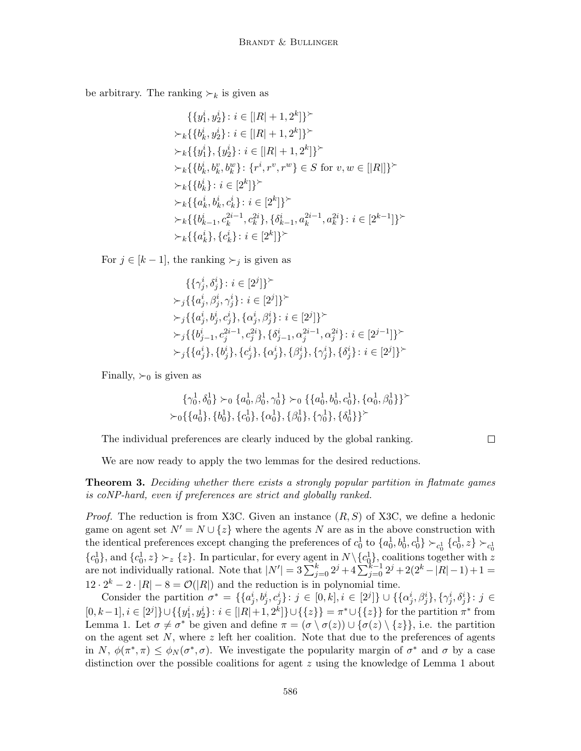be arbitrary. The ranking $\succ_k$ is given as

$$
\begin{aligned}
&\{\{y_1^i, y_2^i\} \colon i \in [|R|+1, 2^k]\}^{\succ} \\
\succ_k &\{\{b_k^i, y_2^i\} \colon i \in [|R|+1, 2^k]\}^{\succ} \\
\succ_k &\{\{y_1^i\}, \{y_2^i\} \colon i \in [|R|+1, 2^k]\}^{\succ} \\
\succ_k &\{\{b_k^i, b_k^v, b_k^w\} \colon \{r^i, r^v, r^w\} \in S \text{ for } v, w \in [|R|]\}^{\succ} \\
\succ_k &\{\{b_k^i\} \colon i \in [2^k]\}^{\succ} \\
\succ_k &\{\{a_k^i, b_k^i, c_k^i\} \colon i \in [2^k]\}^{\succ} \\
\succ_k &\{\{b_{k-1}^i, c_k^{2i-1}, c_k^{2i}\}, \{\delta_{k-1}^i, a_k^{2i-1}, a_k^{2i}\} \colon i \in [2^{k-1}]\}^{\succ} \\
\succ_k &\{\{a_k^i\}, \{c_k^i\} \colon i \in [2^k]\}^{\succ}
\end{aligned}
$$

For $j \in [k-1]$, the ranking $\succ_j$ is given as

$$
\begin{aligned}
&\{\{\gamma_j^i, \delta_j^i\} \colon i \in [2^j]\}^{\succ} \\
\succ_j &\{\{a_j^i, \beta_j^i, \gamma_j^i\} \colon i \in [2^j]\}^{\succ} \\
\succ_j &\{\{a_j^i, b_j^i, c_j^i\}, \{\alpha_j^i, \beta_j^i\} \colon i \in [2^j]\}^{\succ} \\
\succ_j &\{\{b_{j-1}^i, c_j^{2i-1}, c_j^{2i}\}, \{\delta_{j-1}^i, \alpha_j^{2i-1}, \alpha_j^{2i}\} \colon i \in [2^{j-1}]\}^{\succ} \\
\succ_j &\{\{a_j^i\}, \{b_j^i\}, \{c_j^i\}, \{\alpha_j^i\}, \{\beta_j^i\}, \{\gamma_j^i\}, \{\delta_j^i\} \colon i \in [2^j]\}^{\succ}
\end{aligned}
$$

Finally, $\succ_0$ is given as

$$
\begin{aligned}
&\{\gamma_0^1, \delta_0^1\} \succ_0 \{a_0^1, \beta_0^1, \gamma_0^1\} \succ_0 \{\{a_0^1, b_0^1, c_0^1\}, \{\alpha_0^1, \beta_0^1\}\}^{\succ} \\
\succ_0 &\{\{a_0^1\}, \{b_0^1\}, \{c_0^1\}, \{\alpha_0^1\}, \{\beta_0^1\}, \{\gamma_0^1\}, \{\delta_0^1\}\}^{\succ}
\end{aligned}
$$

The individual preferences are clearly induced by the global ranking. □

We are now ready to apply the two lemmas for the desired reductions.

**Theorem 3.** *Deciding whether there exists a strongly popular partition in flatmate games is coNP-hard, even if preferences are strict and globally ranked.*

*Proof.* The reduction is from X3C. Given an instance $(R, S)$ of X3C, we define a hedonic game on agent set $N' = N \cup \{z\}$ where the agents $N$ are as in the above construction with the identical preferences except changing the preferences of $c_0^1$ to $\{a_0^1, b_0^1, c_0^1\} \succ_{c_0^1} \{c_0^1, z\} \succ_{c_0^1} \{c_0^1\}$, and $\{c_0^1, z\} \succ_z \{z\}$. In particular, for every agent in $N \setminus \{c_0^1\}$, coalitions together with $z$ are not individually rational. Note that $|N'| = 3\sum_{j=0}^{k} 2^j + 4\sum_{j=0}^{k-1} 2^j + 2(2^k - |R| - 1) + 1 = 12 \cdot 2^k - 2 \cdot |R| - 8 = \mathcal{O}(|R|)$ and the reduction is in polynomial time.

Consider the partition $\sigma^* = \{\{a_j^i, b_j^i, c_j^i\} \colon j \in [0,k], i \in [2^j]\} \cup \{\{\alpha_j^i, \beta_j^i\}, \{\gamma_j^i, \delta_j^i\} \colon j \in [0, k-1], i \in [2^j]\} \cup \{\{y_1^i, y_2^i\} \colon i \in [|R|+1, 2^k]\} \cup \{\{z\}\} = \pi^* \cup \{\{z\}\}$ for the partition $\pi^*$ from Lemma 1. Let $\sigma \neq \sigma^*$ be given and define $\pi = (\sigma \setminus \sigma(z)) \cup \{\sigma(z) \setminus \{z\}\}$, i.e. the partition on the agent set $N$, where $z$ left her coalition. Note that due to the preferences of agents in $N$, $\phi(\pi^*, \pi) \leq \phi_N(\sigma^*, \sigma)$. We investigate the popularity margin of $\sigma^*$ and $\sigma$ by a case distinction over the possible coalitions for agent $z$ using the knowledge of Lemma 1 about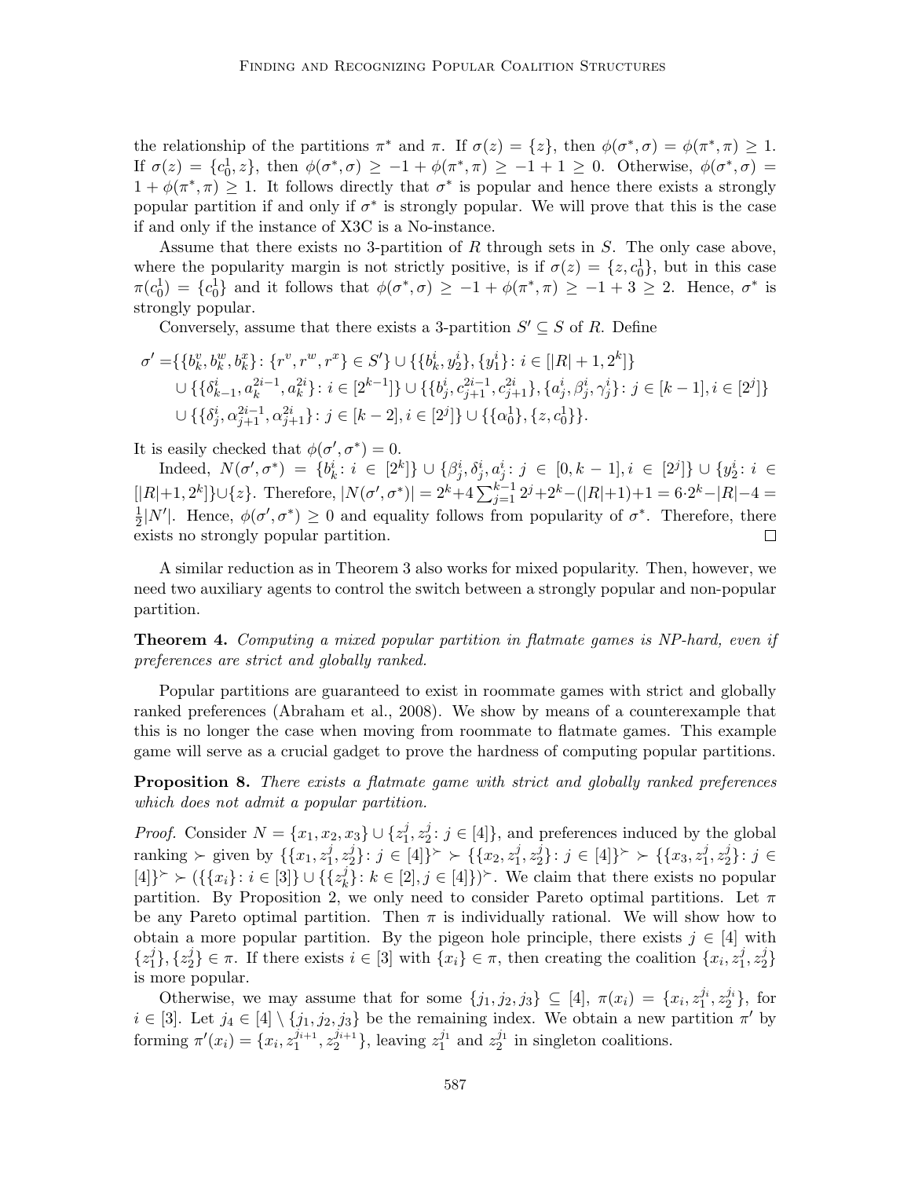the relationship of the partitions $\pi^*$ and $\pi$. If $\sigma(z) = \{z\}$, then $\phi(\sigma^*, \sigma) = \phi(\pi^*, \pi) \geq 1$. If $\sigma(z) = \{c_0^1, z\}$, then $\phi(\sigma^*, \sigma) \geq -1 + \phi(\pi^*, \pi) \geq -1 + 1 \geq 0$. Otherwise, $\phi(\sigma^*, \sigma) = 1 + \phi(\pi^*, \pi) \geq 1$. It follows directly that $\sigma^*$ is popular and hence there exists a strongly popular partition if and only if $\sigma^*$ is strongly popular. We will prove that this is the case if and only if the instance of X3C is a No-instance.

Assume that there exists no 3-partition of $R$ through sets in $S$. The only case above, where the popularity margin is not strictly positive, is if $\sigma(z) = \{z, c_0^1\}$, but in this case $\pi(c_0^1) = \{c_0^1\}$ and it follows that $\phi(\sigma^*, \sigma) \geq -1 + \phi(\pi^*, \pi) \geq -1 + 3 \geq 2$. Hence, $\sigma^*$ is strongly popular.

Conversely, assume that there exists a 3-partition $S' \subseteq S$ of $R$. Define

$$
\begin{aligned}
\sigma' =& \{\{b_k^v, b_k^w, b_k^x\} \colon \{r^v, r^w, r^x\} \in S'\} \cup \{\{b_k^i, y_2^i\}, \{y_1^i\} \colon i \in [|R|+1, 2^k]\} \\
&\cup \{\{\delta_{k-1}^i, a_k^{2i-1}, a_k^{2i}\} \colon i \in [2^{k-1}]\} \cup \{\{b_j^i, c_{j+1}^{2i-1}, c_{j+1}^{2i}\}, \{a_j^i, \beta_j^i, \gamma_j^i\} \colon j \in [k-1], i \in [2^j]\} \\
&\cup \{\{\delta_j^i, \alpha_{j+1}^{2i-1}, \alpha_{j+1}^{2i}\} \colon j \in [k-2], i \in [2^j]\} \cup \{\{\alpha_0^1\}, \{z, c_0^1\}\}.
\end{aligned}
$$

It is easily checked that $\phi(\sigma', \sigma^*) = 0$.

Indeed, $N(\sigma', \sigma^*) = \{b_k^i \colon i \in [2^k]\} \cup \{\beta_j^i, \delta_j^i, a_j^i \colon j \in [0, k-1], i \in [2^j]\} \cup \{y_2^i \colon i \in [|R|+1, 2^k]\} \cup \{z\}$. Therefore, $|N(\sigma', \sigma^*)| = 2^k + 4\sum_{j=1}^{k-1} 2^j + 2^k - (|R|+1) + 1 = 6 \cdot 2^k - |R| - 4 = \frac{1}{2}|N'|$. Hence, $\phi(\sigma', \sigma^*) \geq 0$ and equality follows from popularity of $\sigma^*$. Therefore, there exists no strongly popular partition. $\square$

A similar reduction as in Theorem 3 also works for mixed popularity. Then, however, we need two auxiliary agents to control the switch between a strongly popular and non-popular partition.

**Theorem 4.** *Computing a mixed popular partition in flatmate games is NP-hard, even if preferences are strict and globally ranked.*

Popular partitions are guaranteed to exist in roommate games with strict and globally ranked preferences (Abraham et al., 2008). We show by means of a counterexample that this is no longer the case when moving from roommate to flatmate games. This example game will serve as a crucial gadget to prove the hardness of computing popular partitions.

**Proposition 8.** *There exists a flatmate game with strict and globally ranked preferences which does not admit a popular partition.*

*Proof.* Consider $N = \{x_1, x_2, x_3\} \cup \{z_1^j, z_2^j \colon j \in [4]\}$, and preferences induced by the global ranking $\succ$ given by $\{\{x_1, z_1^j, z_2^j\} \colon j \in [4]\}^\succ \succ \{\{x_2, z_1^j, z_2^j\} \colon j \in [4]\}^\succ \succ \{\{x_3, z_1^j, z_2^j\} \colon j \in [4]\}^\succ \succ (\{\{x_i\} \colon i \in [3]\} \cup \{\{z_k^j\} \colon k \in [2], j \in [4]\})^\succ$. We claim that there exists no popular partition. By Proposition 2, we only need to consider Pareto optimal partitions. Let $\pi$ be any Pareto optimal partition. Then $\pi$ is individually rational. We will show how to obtain a more popular partition. By the pigeon hole principle, there exists $j \in [4]$ with $\{z_1^j\}, \{z_2^j\} \in \pi$. If there exists $i \in [3]$ with $\{x_i\} \in \pi$, then creating the coalition $\{x_i, z_1^j, z_2^j\}$ is more popular.

Otherwise, we may assume that for some $\{j_1, j_2, j_3\} \subseteq [4]$, $\pi(x_i) = \{x_i, z_1^{j_i}, z_2^{j_i}\}$, for $i \in [3]$. Let $j_4 \in [4] \setminus \{j_1, j_2, j_3\}$ be the remaining index. We obtain a new partition $\pi'$ by forming $\pi'(x_i) = \{x_i, z_1^{j_{i+1}}, z_2^{j_{i+1}}\}$, leaving $z_1^{j_1}$ and $z_2^{j_1}$ in singleton coalitions.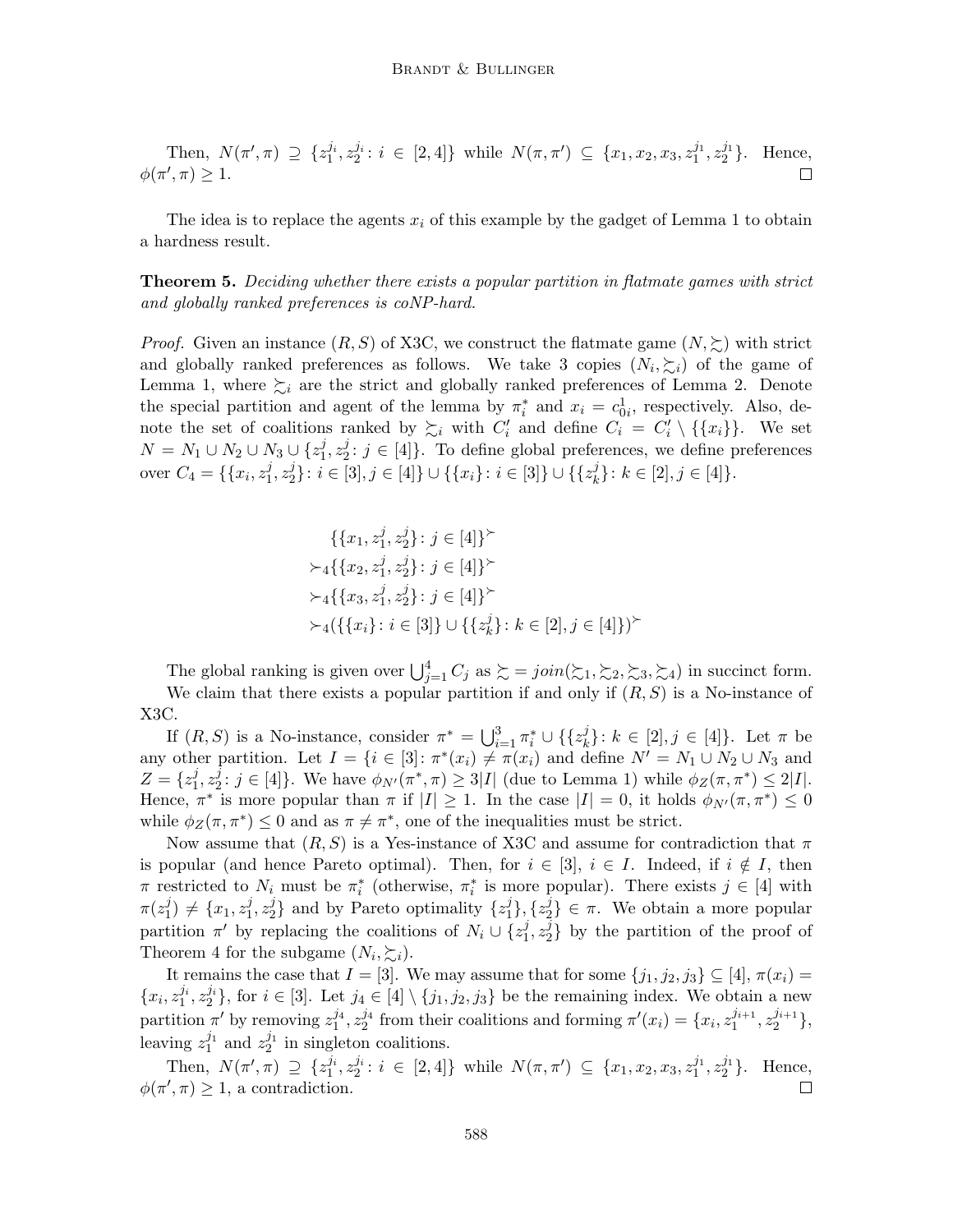Then, $N(\pi', \pi) \supseteq \{z_1^{j_i}, z_2^{j_i} : i \in [2,4]\}$ while $N(\pi, \pi') \subseteq \{x_1, x_2, x_3, z_1^{j_1}, z_2^{j_1}\}$. Hence, $\phi(\pi', \pi) \geq 1$. □

The idea is to replace the agents $x_i$ of this example by the gadget of Lemma 1 to obtain a hardness result.

**Theorem 5.** *Deciding whether there exists a popular partition in flatmate games with strict and globally ranked preferences is coNP-hard.*

*Proof.* Given an instance $(R, S)$ of X3C, we construct the flatmate game $(N, \succsim)$ with strict and globally ranked preferences as follows. We take 3 copies $(N_i, \succsim_i)$ of the game of Lemma 1, where $\succsim_i$ are the strict and globally ranked preferences of Lemma 2. Denote the special partition and agent of the lemma by $\pi_i^*$ and $x_i = c_{0i}^1$, respectively. Also, denote the set of coalitions ranked by $\succsim_i$ with $C_i'$ and define $C_i = C_i' \setminus \{\{x_i\}\}$. We set $N = N_1 \cup N_2 \cup N_3 \cup \{z_1^j, z_2^j : j \in [4]\}$. To define global preferences, we define preferences over $C_4 = \{\{x_i, z_1^j, z_2^j\} : i \in [3], j \in [4]\} \cup \{\{x_i\} : i \in [3]\} \cup \{\{z_k^j\} : k \in [2], j \in [4]\}$.

$$
\begin{aligned}
&\{\{x_1, z_1^j, z_2^j\} : j \in [4]\}^{\succ} \\
\succ_4 &\{\{x_2, z_1^j, z_2^j\} : j \in [4]\}^{\succ} \\
\succ_4 &\{\{x_3, z_1^j, z_2^j\} : j \in [4]\}^{\succ} \\
\succ_4 &(\{\{x_i\} : i \in [3]\} \cup \{\{z_k^j\} : k \in [2], j \in [4]\})^{\succ}
\end{aligned}
$$

The global ranking is given over $\bigcup_{j=1}^4 C_j$ as $\succsim = join(\succsim_1, \succsim_2, \succsim_3, \succsim_4)$ in succinct form.

We claim that there exists a popular partition if and only if $(R, S)$ is a No-instance of X3C.

If $(R, S)$ is a No-instance, consider $\pi^* = \bigcup_{i=1}^3 \pi_i^* \cup \{\{z_k^j\} : k \in [2], j \in [4]\}$. Let $\pi$ be any other partition. Let $I = \{i \in [3] : \pi^*(x_i) \neq \pi(x_i)\}$ and define $N' = N_1 \cup N_2 \cup N_3$ and $Z = \{z_1^j, z_2^j : j \in [4]\}$. We have $\phi_{N'}(\pi^*, \pi) \geq 3|I|$ (due to Lemma 1) while $\phi_Z(\pi, \pi^*) \leq 2|I|$. Hence, $\pi^*$ is more popular than $\pi$ if $|I| \geq 1$. In the case $|I| = 0$, it holds $\phi_{N'}(\pi, \pi^*) \leq 0$ while $\phi_Z(\pi, \pi^*) \leq 0$ and as $\pi \neq \pi^*$, one of the inequalities must be strict.

Now assume that $(R, S)$ is a Yes-instance of X3C and assume for contradiction that $\pi$ is popular (and hence Pareto optimal). Then, for $i \in [3]$, $i \in I$. Indeed, if $i \notin I$, then $\pi$ restricted to $N_i$ must be $\pi_i^*$ (otherwise, $\pi_i^*$ is more popular). There exists $j \in [4]$ with $\pi(z_1^j) \neq \{x_1, z_1^j, z_2^j\}$ and by Pareto optimality $\{z_1^j\}, \{z_2^j\} \in \pi$. We obtain a more popular partition $\pi'$ by replacing the coalitions of $N_i \cup \{z_1^j, z_2^j\}$ by the partition of the proof of Theorem 4 for the subgame $(N_i, \succsim_i)$.

It remains the case that $I = [3]$. We may assume that for some $\{j_1, j_2, j_3\} \subseteq [4]$, $\pi(x_i) = \{x_i, z_1^{j_i}, z_2^{j_i}\}$, for $i \in [3]$. Let $j_4 \in [4] \setminus \{j_1, j_2, j_3\}$ be the remaining index. We obtain a new partition $\pi'$ by removing $z_1^{j_4}, z_2^{j_4}$ from their coalitions and forming $\pi'(x_i) = \{x_i, z_1^{j_{i+1}}, z_2^{j_{i+1}}\}$, leaving $z_1^{j_1}$ and $z_2^{j_1}$ in singleton coalitions.

Then, $N(\pi', \pi) \supseteq \{z_1^{j_i}, z_2^{j_i} : i \in [2,4]\}$ while $N(\pi, \pi') \subseteq \{x_1, x_2, x_3, z_1^{j_1}, z_2^{j_1}\}$. Hence, $\phi(\pi', \pi) \geq 1$, a contradiction. □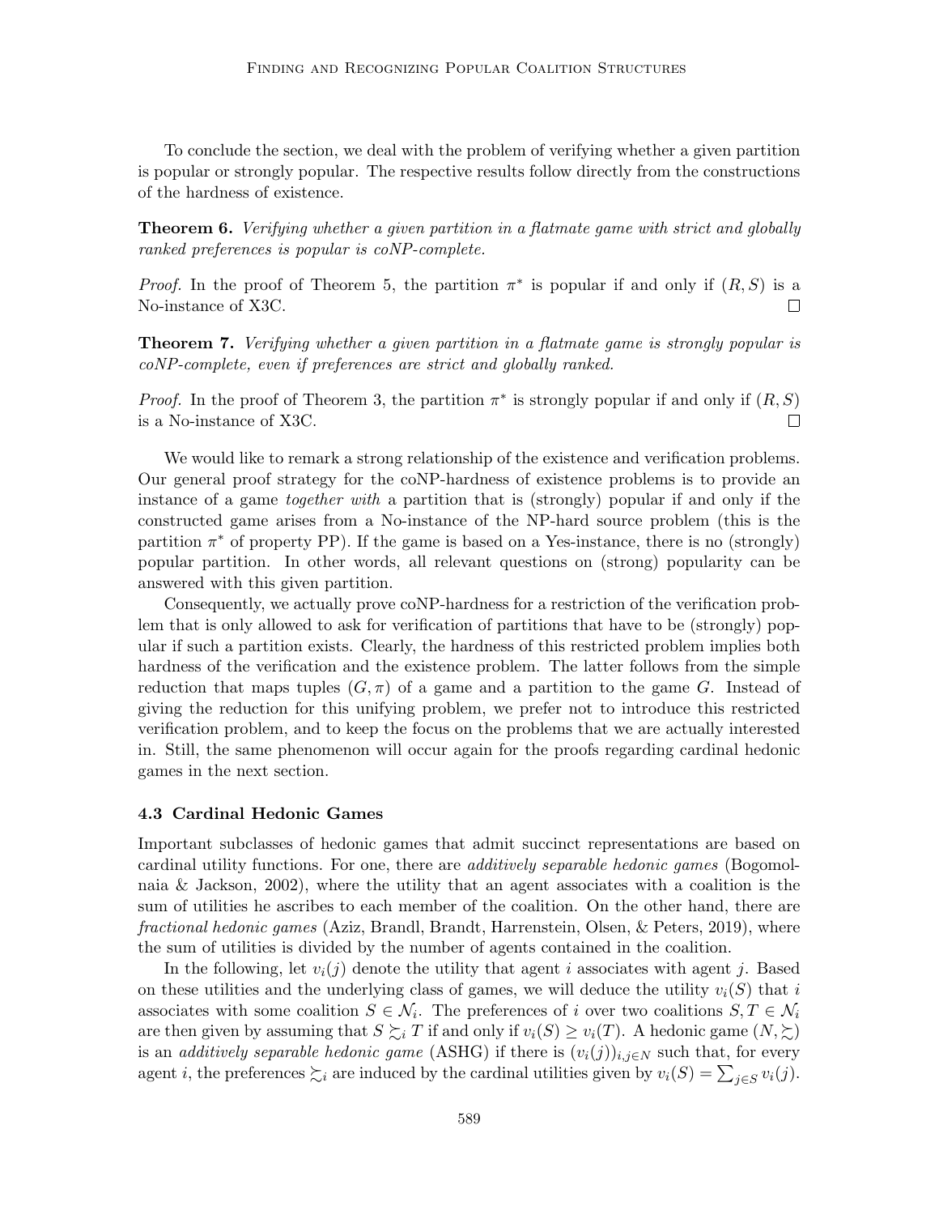To conclude the section, we deal with the problem of verifying whether a given partition is popular or strongly popular. The respective results follow directly from the constructions of the hardness of existence.

**Theorem 6.** *Verifying whether a given partition in a flatmate game with strict and globally ranked preferences is popular is coNP-complete.*

*Proof.* In the proof of Theorem 5, the partition $\pi^*$ is popular if and only if $(R, S)$ is a No-instance of X3C. □

**Theorem 7.** *Verifying whether a given partition in a flatmate game is strongly popular is coNP-complete, even if preferences are strict and globally ranked.*

*Proof.* In the proof of Theorem 3, the partition $\pi^*$ is strongly popular if and only if $(R, S)$ is a No-instance of X3C. □

We would like to remark a strong relationship of the existence and verification problems. Our general proof strategy for the coNP-hardness of existence problems is to provide an instance of a game *together with* a partition that is (strongly) popular if and only if the constructed game arises from a No-instance of the NP-hard source problem (this is the partition $\pi^*$ of property PP). If the game is based on a Yes-instance, there is no (strongly) popular partition. In other words, all relevant questions on (strong) popularity can be answered with this given partition.

Consequently, we actually prove coNP-hardness for a restriction of the verification problem that is only allowed to ask for verification of partitions that have to be (strongly) popular if such a partition exists. Clearly, the hardness of this restricted problem implies both hardness of the verification and the existence problem. The latter follows from the simple reduction that maps tuples $(G, \pi)$ of a game and a partition to the game $G$. Instead of giving the reduction for this unifying problem, we prefer not to introduce this restricted verification problem, and to keep the focus on the problems that we are actually interested in. Still, the same phenomenon will occur again for the proofs regarding cardinal hedonic games in the next section.

### 4.3 Cardinal Hedonic Games

Important subclasses of hedonic games that admit succinct representations are based on cardinal utility functions. For one, there are *additively separable hedonic games* (Bogomolnaia & Jackson, 2002), where the utility that an agent associates with a coalition is the sum of utilities he ascribes to each member of the coalition. On the other hand, there are *fractional hedonic games* (Aziz, Brandl, Brandt, Harrenstein, Olsen, & Peters, 2019), where the sum of utilities is divided by the number of agents contained in the coalition.

In the following, let $v_i(j)$ denote the utility that agent $i$ associates with agent $j$. Based on these utilities and the underlying class of games, we will deduce the utility $v_i(S)$ that $i$ associates with some coalition $S \in \mathcal{N}_i$. The preferences of $i$ over two coalitions $S, T \in \mathcal{N}_i$ are then given by assuming that $S \succsim_i T$ if and only if $v_i(S) \geq v_i(T)$. A hedonic game $(N, \succsim)$ is an *additively separable hedonic game* (ASHG) if there is $(v_i(j))_{i,j \in N}$ such that, for every agent $i$, the preferences $\succsim_i$ are induced by the cardinal utilities given by $v_i(S) = \sum_{j \in S} v_i(j)$.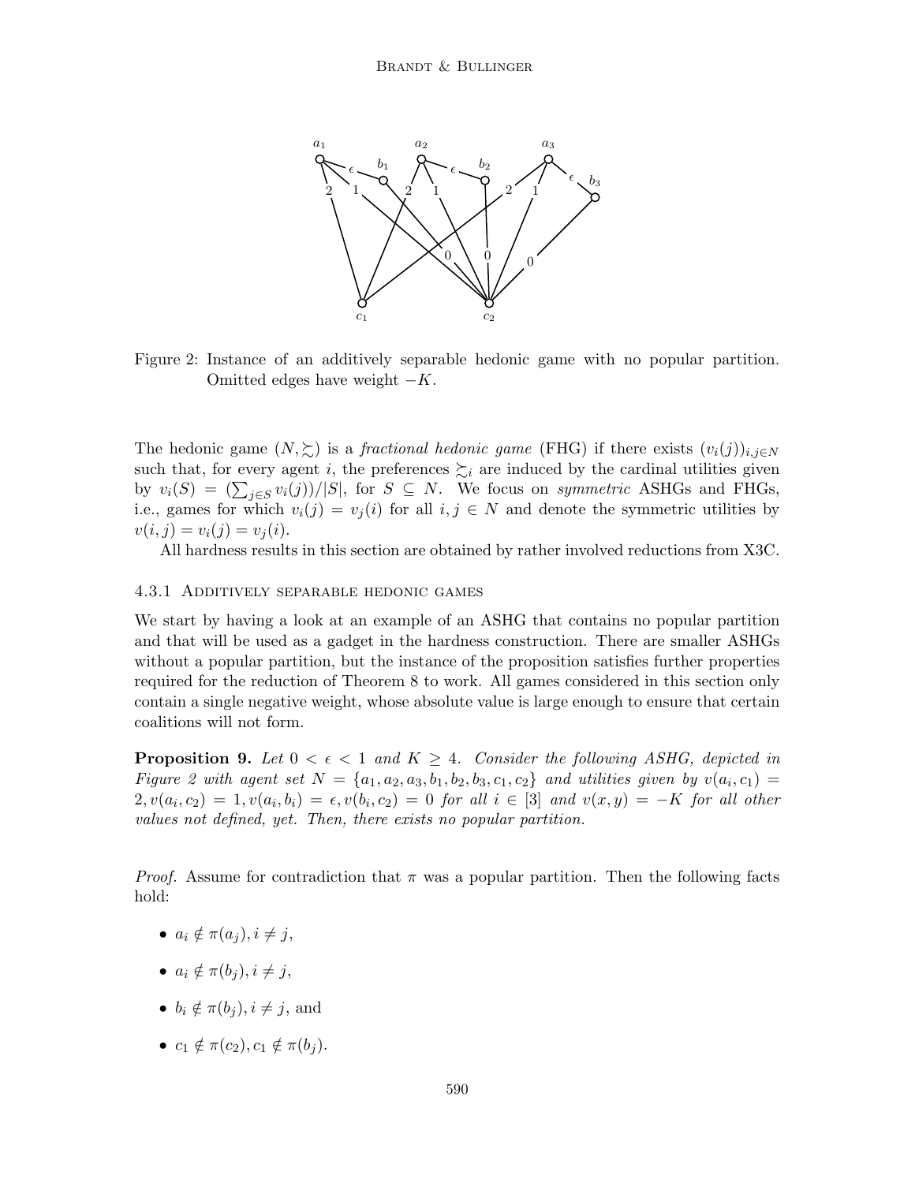Figure 2: Instance of an additively separable hedonic game with no popular partition. Omitted edges have weight $-K$.

The hedonic game $(N, \succsim)$ is a *fractional hedonic game* (FHG) if there exists $(v_i(j))_{i,j \in N}$ such that, for every agent $i$, the preferences $\succsim_i$ are induced by the cardinal utilities given by $v_i(S) = (\sum_{j \in S} v_i(j))/|S|$, for $S \subseteq N$. We focus on *symmetric* ASHGs and FHGs, i.e., games for which $v_i(j) = v_j(i)$ for all $i, j \in N$ and denote the symmetric utilities by $v(i,j) = v_i(j) = v_j(i)$.

All hardness results in this section are obtained by rather involved reductions from X3C.

### 4.3.1 Additively separable hedonic games

We start by having a look at an example of an ASHG that contains no popular partition and that will be used as a gadget in the hardness construction. There are smaller ASHGs without a popular partition, but the instance of the proposition satisfies further properties required for the reduction of Theorem 8 to work. All games considered in this section only contain a single negative weight, whose absolute value is large enough to ensure that certain coalitions will not form.

**Proposition 9.** *Let $0 < \epsilon < 1$ and $K \geq 4$. Consider the following ASHG, depicted in Figure 2 with agent set $N = \{a_1, a_2, a_3, b_1, b_2, b_3, c_1, c_2\}$ and utilities given by $v(a_i, c_1) = 2, v(a_i, c_2) = 1, v(a_i, b_i) = \epsilon, v(b_i, c_2) = 0$ for all $i \in [3]$ and $v(x, y) = -K$ for all other values not defined, yet. Then, there exists no popular partition.*

*Proof.* Assume for contradiction that $\pi$ was a popular partition. Then the following facts hold:

- $a_i \notin \pi(a_j), i \neq j$,
- $a_i \notin \pi(b_j), i \neq j$,
- $b_i \notin \pi(b_j), i \neq j$, and
- $c_1 \notin \pi(c_2), c_1 \notin \pi(b_j)$.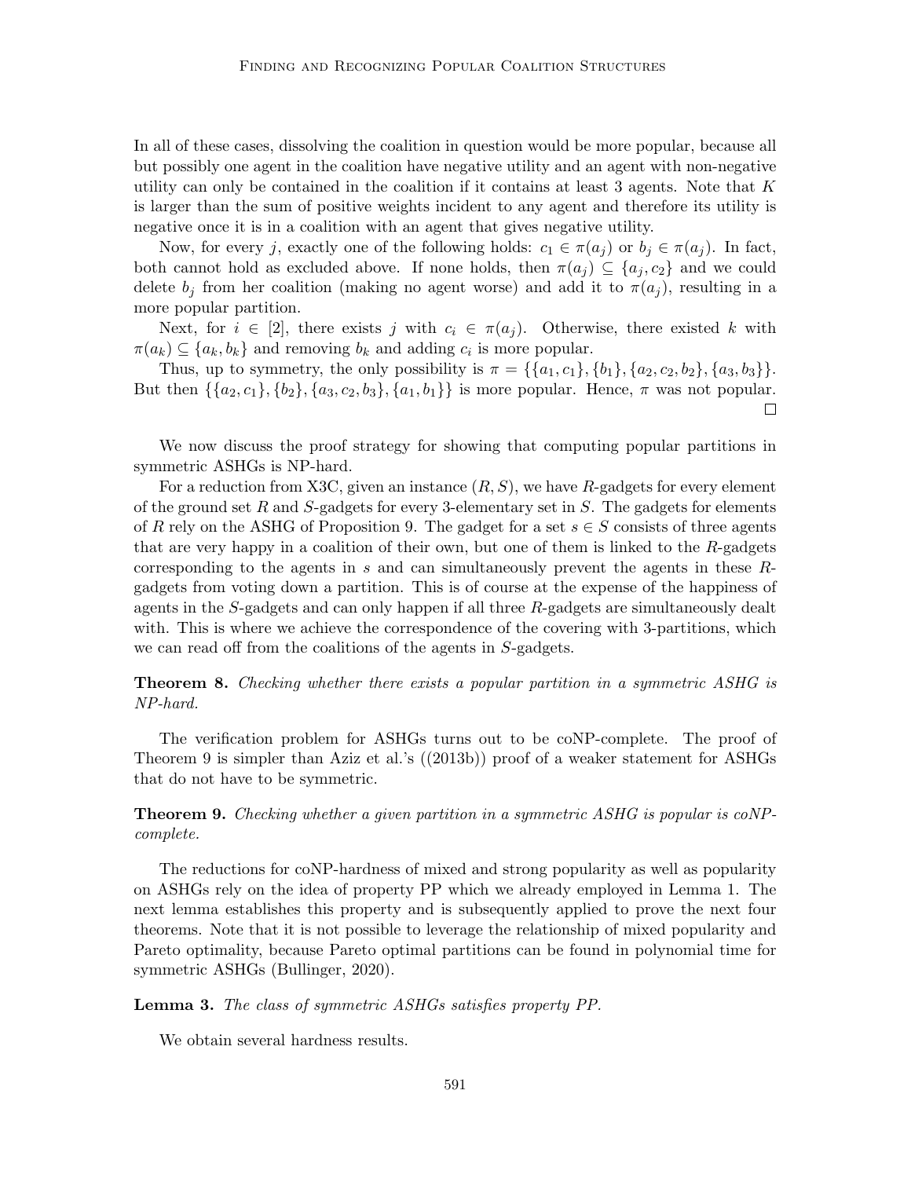In all of these cases, dissolving the coalition in question would be more popular, because all but possibly one agent in the coalition have negative utility and an agent with non-negative utility can only be contained in the coalition if it contains at least 3 agents. Note that $K$ is larger than the sum of positive weights incident to any agent and therefore its utility is negative once it is in a coalition with an agent that gives negative utility.

Now, for every $j$, exactly one of the following holds: $c_1 \in \pi(a_j)$ or $b_j \in \pi(a_j)$. In fact, both cannot hold as excluded above. If none holds, then $\pi(a_j) \subseteq \{a_j, c_2\}$ and we could delete $b_j$ from her coalition (making no agent worse) and add it to $\pi(a_j)$, resulting in a more popular partition.

Next, for $i \in [2]$, there exists $j$ with $c_i \in \pi(a_j)$. Otherwise, there existed $k$ with $\pi(a_k) \subseteq \{a_k, b_k\}$ and removing $b_k$ and adding $c_i$ is more popular.

Thus, up to symmetry, the only possibility is $\pi = \{\{a_1, c_1\}, \{b_1\}, \{a_2, c_2, b_2\}, \{a_3, b_3\}\}$. But then $\{\{a_2, c_1\}, \{b_2\}, \{a_3, c_2, b_3\}, \{a_1, b_1\}\}$ is more popular. Hence, $\pi$ was not popular. □

We now discuss the proof strategy for showing that computing popular partitions in symmetric ASHGs is NP-hard.

For a reduction from X3C, given an instance $(R, S)$, we have $R$-gadgets for every element of the ground set $R$ and $S$-gadgets for every 3-elementary set in $S$. The gadgets for elements of $R$ rely on the ASHG of Proposition 9. The gadget for a set $s \in S$ consists of three agents that are very happy in a coalition of their own, but one of them is linked to the $R$-gadgets corresponding to the agents in $s$ and can simultaneously prevent the agents in these $R$-gadgets from voting down a partition. This is of course at the expense of the happiness of agents in the $S$-gadgets and can only happen if all three $R$-gadgets are simultaneously dealt with. This is where we achieve the correspondence of the covering with 3-partitions, which we can read off from the coalitions of the agents in $S$-gadgets.

**Theorem 8.** *Checking whether there exists a popular partition in a symmetric ASHG is NP-hard.*

The verification problem for ASHGs turns out to be coNP-complete. The proof of Theorem 9 is simpler than Aziz et al.'s ((2013b)) proof of a weaker statement for ASHGs that do not have to be symmetric.

**Theorem 9.** *Checking whether a given partition in a symmetric ASHG is popular is coNP-complete.*

The reductions for coNP-hardness of mixed and strong popularity as well as popularity on ASHGs rely on the idea of property PP which we already employed in Lemma 1. The next lemma establishes this property and is subsequently applied to prove the next four theorems. Note that it is not possible to leverage the relationship of mixed popularity and Pareto optimality, because Pareto optimal partitions can be found in polynomial time for symmetric ASHGs (Bullinger, 2020).

**Lemma 3.** *The class of symmetric ASHGs satisfies property PP.*

We obtain several hardness results.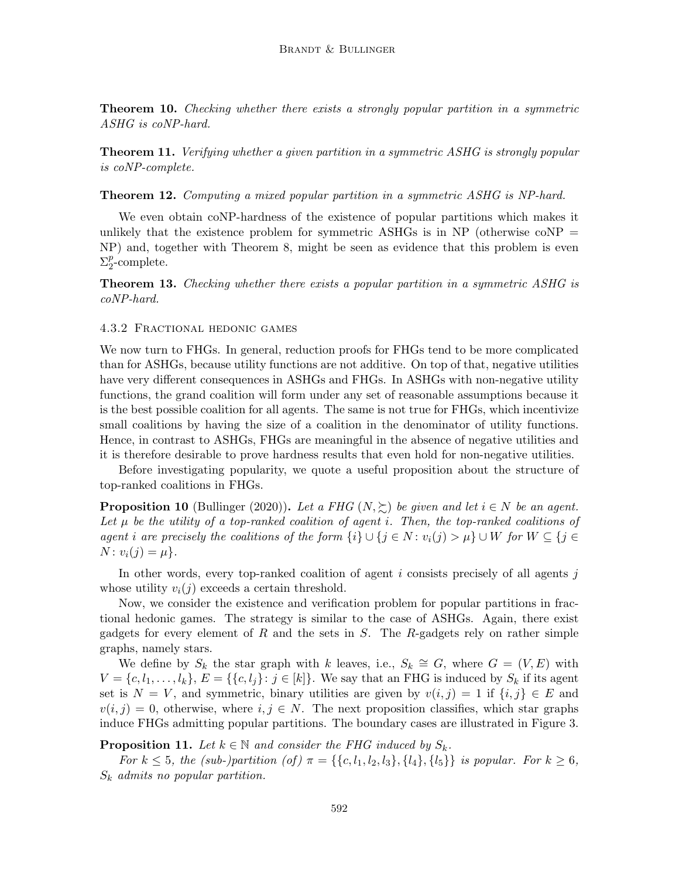**Theorem 10.** *Checking whether there exists a strongly popular partition in a symmetric ASHG is coNP-hard.*

**Theorem 11.** *Verifying whether a given partition in a symmetric ASHG is strongly popular is coNP-complete.*

**Theorem 12.** *Computing a mixed popular partition in a symmetric ASHG is NP-hard.*

We even obtain coNP-hardness of the existence of popular partitions which makes it unlikely that the existence problem for symmetric ASHGs is in NP (otherwise coNP = NP) and, together with Theorem 8, might be seen as evidence that this problem is even $\Sigma_2^p$-complete.

**Theorem 13.** *Checking whether there exists a popular partition in a symmetric ASHG is coNP-hard.*

#### 4.3.2 Fractional hedonic games

We now turn to FHGs. In general, reduction proofs for FHGs tend to be more complicated than for ASHGs, because utility functions are not additive. On top of that, negative utilities have very different consequences in ASHGs and FHGs. In ASHGs with non-negative utility functions, the grand coalition will form under any set of reasonable assumptions because it is the best possible coalition for all agents. The same is not true for FHGs, which incentivize small coalitions by having the size of a coalition in the denominator of utility functions. Hence, in contrast to ASHGs, FHGs are meaningful in the absence of negative utilities and it is therefore desirable to prove hardness results that even hold for non-negative utilities.

Before investigating popularity, we quote a useful proposition about the structure of top-ranked coalitions in FHGs.

**Proposition 10** (Bullinger (2020))**.** *Let a FHG $(N, \succsim)$ be given and let $i \in N$ be an agent. Let $\mu$ be the utility of a top-ranked coalition of agent $i$. Then, the top-ranked coalitions of agent $i$ are precisely the coalitions of the form $\{i\} \cup \{j \in N : v_i(j) > \mu\} \cup W$ for $W \subseteq \{j \in N : v_i(j) = \mu\}$.*

In other words, every top-ranked coalition of agent $i$ consists precisely of all agents $j$ whose utility $v_i(j)$ exceeds a certain threshold.

Now, we consider the existence and verification problem for popular partitions in fractional hedonic games. The strategy is similar to the case of ASHGs. Again, there exist gadgets for every element of $R$ and the sets in $S$. The $R$-gadgets rely on rather simple graphs, namely stars.

We define by $S_k$ the star graph with $k$ leaves, i.e., $S_k \cong G$, where $G = (V, E)$ with $V = \{c, l_1, \dots, l_k\}$, $E = \{\{c, l_j\} : j \in [k]\}$. We say that an FHG is induced by $S_k$ if its agent set is $N = V$, and symmetric, binary utilities are given by $v(i, j) = 1$ if $\{i, j\} \in E$ and $v(i, j) = 0$, otherwise, where $i, j \in N$. The next proposition classifies, which star graphs induce FHGs admitting popular partitions. The boundary cases are illustrated in Figure 3.

**Proposition 11.** *Let $k \in \mathbb{N}$ and consider the FHG induced by $S_k$.*

*For $k \leq 5$, the (sub-)partition (of) $\pi = \{\{c, l_1, l_2, l_3\}, \{l_4\}, \{l_5\}\}$ is popular. For $k \geq 6$, $S_k$ admits no popular partition.*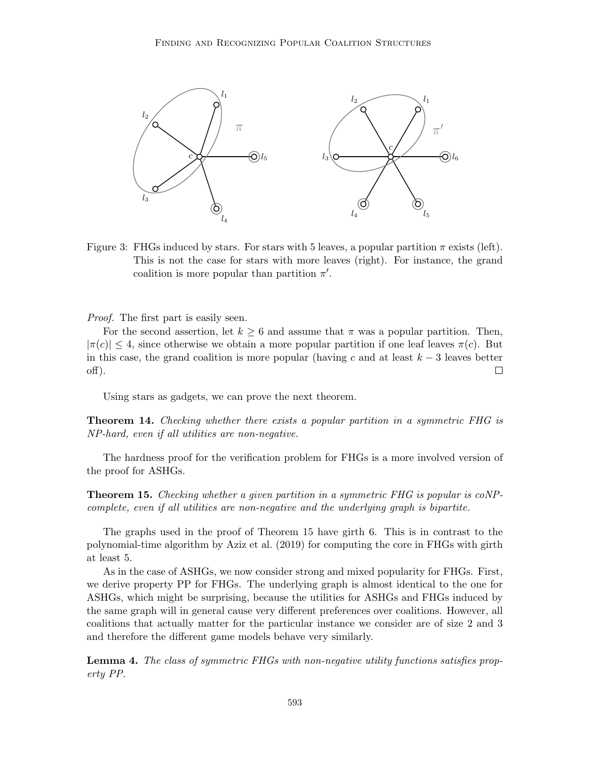Figure 3: FHGs induced by stars. For stars with 5 leaves, a popular partition $\pi$ exists (left). This is not the case for stars with more leaves (right). For instance, the grand coalition is more popular than partition $\pi'$.

*Proof.* The first part is easily seen.

For the second assertion, let $k \geq 6$ and assume that $\pi$ was a popular partition. Then, $|\pi(c)| \leq 4$, since otherwise we obtain a more popular partition if one leaf leaves $\pi(c)$. But in this case, the grand coalition is more popular (having $c$ and at least $k - 3$ leaves better off). $\square$

Using stars as gadgets, we can prove the next theorem.

**Theorem 14.** *Checking whether there exists a popular partition in a symmetric FHG is NP-hard, even if all utilities are non-negative.*

The hardness proof for the verification problem for FHGs is a more involved version of the proof for ASHGs.

**Theorem 15.** *Checking whether a given partition in a symmetric FHG is popular is coNP-complete, even if all utilities are non-negative and the underlying graph is bipartite.*

The graphs used in the proof of Theorem 15 have girth 6. This is in contrast to the polynomial-time algorithm by Aziz et al. (2019) for computing the core in FHGs with girth at least 5.

As in the case of ASHGs, we now consider strong and mixed popularity for FHGs. First, we derive property PP for FHGs. The underlying graph is almost identical to the one for ASHGs, which might be surprising, because the utilities for ASHGs and FHGs induced by the same graph will in general cause very different preferences over coalitions. However, all coalitions that actually matter for the particular instance we consider are of size 2 and 3 and therefore the different game models behave very similarly.

**Lemma 4.** *The class of symmetric FHGs with non-negative utility functions satisfies property PP.*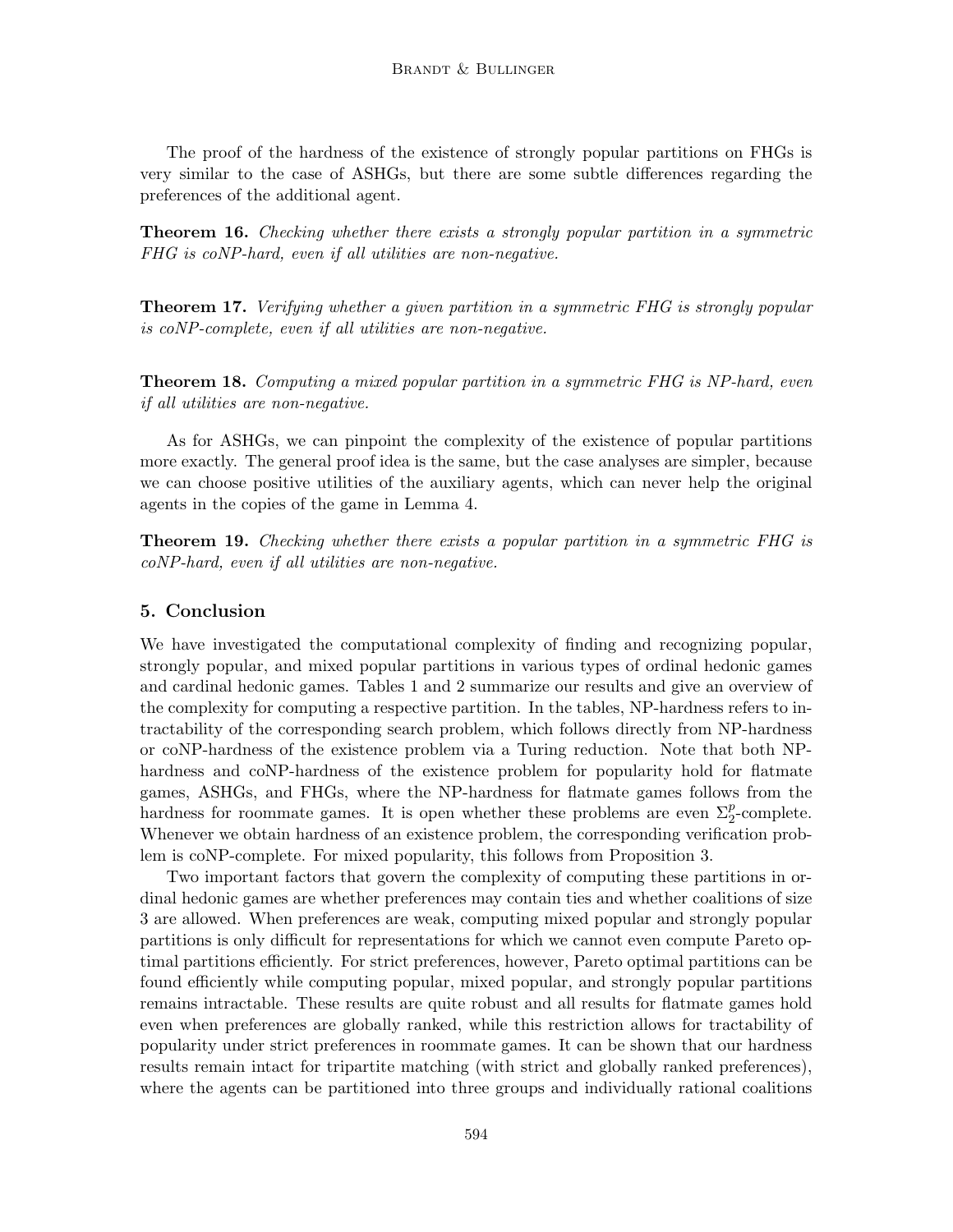The proof of the hardness of the existence of strongly popular partitions on FHGs is very similar to the case of ASHGs, but there are some subtle differences regarding the preferences of the additional agent.

**Theorem 16.** *Checking whether there exists a strongly popular partition in a symmetric FHG is coNP-hard, even if all utilities are non-negative.*

**Theorem 17.** *Verifying whether a given partition in a symmetric FHG is strongly popular is coNP-complete, even if all utilities are non-negative.*

**Theorem 18.** *Computing a mixed popular partition in a symmetric FHG is NP-hard, even if all utilities are non-negative.*

As for ASHGs, we can pinpoint the complexity of the existence of popular partitions more exactly. The general proof idea is the same, but the case analyses are simpler, because we can choose positive utilities of the auxiliary agents, which can never help the original agents in the copies of the game in Lemma 4.

**Theorem 19.** *Checking whether there exists a popular partition in a symmetric FHG is coNP-hard, even if all utilities are non-negative.*

## 5. Conclusion

We have investigated the computational complexity of finding and recognizing popular, strongly popular, and mixed popular partitions in various types of ordinal hedonic games and cardinal hedonic games. Tables 1 and 2 summarize our results and give an overview of the complexity for computing a respective partition. In the tables, NP-hardness refers to intractability of the corresponding search problem, which follows directly from NP-hardness or coNP-hardness of the existence problem via a Turing reduction. Note that both NP-hardness and coNP-hardness of the existence problem for popularity hold for flatmate games, ASHGs, and FHGs, where the NP-hardness for flatmate games follows from the hardness for roommate games. It is open whether these problems are even $\Sigma_2^p$-complete. Whenever we obtain hardness of an existence problem, the corresponding verification problem is coNP-complete. For mixed popularity, this follows from Proposition 3.

Two important factors that govern the complexity of computing these partitions in ordinal hedonic games are whether preferences may contain ties and whether coalitions of size 3 are allowed. When preferences are weak, computing mixed popular and strongly popular partitions is only difficult for representations for which we cannot even compute Pareto optimal partitions efficiently. For strict preferences, however, Pareto optimal partitions can be found efficiently while computing popular, mixed popular, and strongly popular partitions remains intractable. These results are quite robust and all results for flatmate games hold even when preferences are globally ranked, while this restriction allows for tractability of popularity under strict preferences in roommate games. It can be shown that our hardness results remain intact for tripartite matching (with strict and globally ranked preferences), where the agents can be partitioned into three groups and individually rational coalitions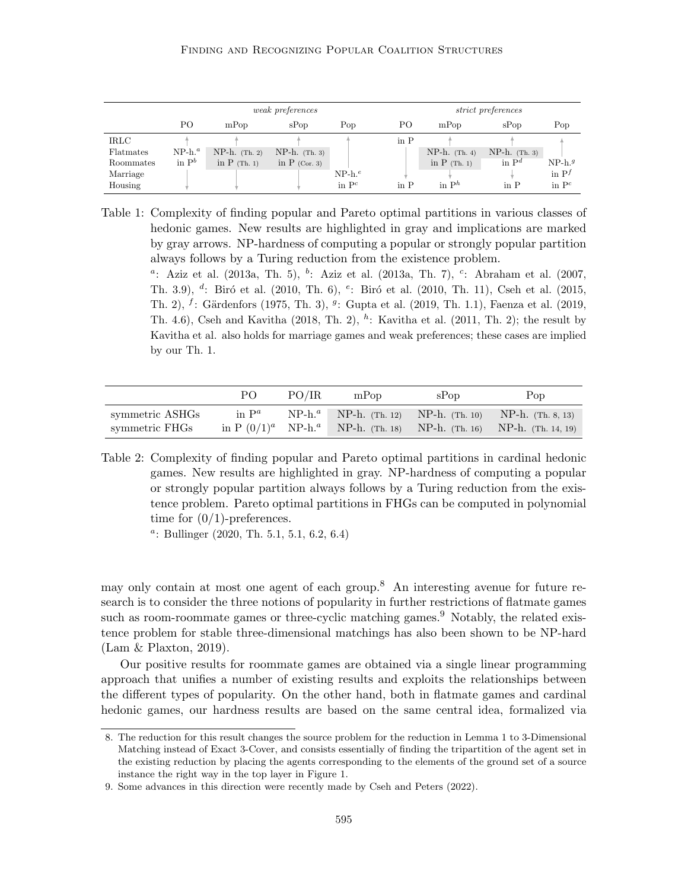| | *weak preferences* | | | | *strict preferences* | | | |
|---|---|---|---|---|---|---|---|---|
| | PO | mPop | sPop | Pop | PO | mPop | sPop | Pop |
| IRLC | ↑ | ↑ | ↑ | ↑ | in P | ↑ | ↑ | ↑ |
| Flatmates | NP-h.[a] | NP-h. (Th. 2) | NP-h. (Th. 3) | \| | \| | NP-h. (Th. 4) | NP-h. (Th. 3) | \| |
| Roommates | in P[b] | in P (Th. 1) | in P (Cor. 3) | \| | \| | in P (Th. 1) | in P[d] | NP-h.[g] |
| Marriage | \| | \| | \| | NP-h.[e] | ↓ | ↓ | ↓ | in P[f] |
| Housing | ↓ | ↓ | ↓ | in P[c] | in P | in P[h] | in P | in P[c] |

Table 1: Complexity of finding popular and Pareto optimal partitions in various classes of hedonic games. New results are highlighted in gray and implications are marked by gray arrows. NP-hardness of computing a popular or strongly popular partition always follows by a Turing reduction from the existence problem.
[a]: Aziz et al. (2013a, Th. 5), [b]: Aziz et al. (2013a, Th. 7), [c]: Abraham et al. (2007, Th. 3.9), [d]: Biró et al. (2010, Th. 6), [e]: Biró et al. (2010, Th. 11), Cseh et al. (2015, Th. 2), [f]: Gärdenfors (1975, Th. 3), [g]: Gupta et al. (2019, Th. 1.1), Faenza et al. (2019, Th. 4.6), Cseh and Kavitha (2018, Th. 2), [h]: Kavitha et al. (2011, Th. 2); the result by Kavitha et al. also holds for marriage games and weak preferences; these cases are implied by our Th. 1.

| | PO | PO/IR | mPop | sPop | Pop |
|---|---|---|---|---|---|
| symmetric ASHGs | in P[a] | NP-h.[a] | NP-h. (Th. 12) | NP-h. (Th. 10) | NP-h. (Th. 8, 13) |
| symmetric FHGs | in P (0/1)[a] | NP-h.[a] | NP-h. (Th. 18) | NP-h. (Th. 16) | NP-h. (Th. 14, 19) |

Table 2: Complexity of finding popular and Pareto optimal partitions in cardinal hedonic games. New results are highlighted in gray. NP-hardness of computing a popular or strongly popular partition always follows by a Turing reduction from the existence problem. Pareto optimal partitions in FHGs can be computed in polynomial time for (0/1)-preferences.
[a]: Bullinger (2020, Th. 5.1, 5.1, 6.2, 6.4)

may only contain at most one agent of each group.[8] An interesting avenue for future research is to consider the three notions of popularity in further restrictions of flatmate games such as room-roommate games or three-cyclic matching games.[9] Notably, the related existence problem for stable three-dimensional matchings has also been shown to be NP-hard (Lam & Plaxton, 2019).

Our positive results for roommate games are obtained via a single linear programming approach that unifies a number of existing results and exploits the relationships between the different types of popularity. On the other hand, both in flatmate games and cardinal hedonic games, our hardness results are based on the same central idea, formalized via

8. The reduction for this result changes the source problem for the reduction in Lemma 1 to 3-Dimensional Matching instead of Exact 3-Cover, and consists essentially of finding the tripartition of the agent set in the existing reduction by placing the agents corresponding to the elements of the ground set of a source instance the right way in the top layer in Figure 1.

9. Some advances in this direction were recently made by Cseh and Peters (2022).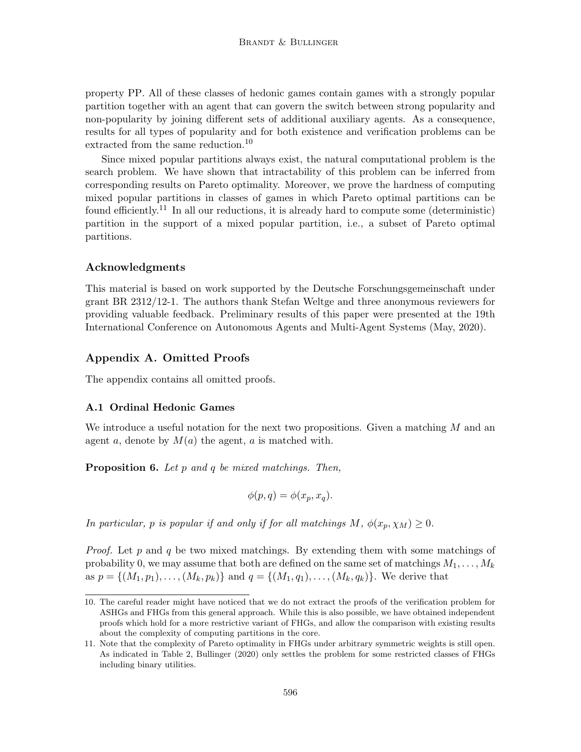property PP. All of these classes of hedonic games contain games with a strongly popular partition together with an agent that can govern the switch between strong popularity and non-popularity by joining different sets of additional auxiliary agents. As a consequence, results for all types of popularity and for both existence and verification problems can be extracted from the same reduction.[10]

Since mixed popular partitions always exist, the natural computational problem is the search problem. We have shown that intractability of this problem can be inferred from corresponding results on Pareto optimality. Moreover, we prove the hardness of computing mixed popular partitions in classes of games in which Pareto optimal partitions can be found efficiently.[11] In all our reductions, it is already hard to compute some (deterministic) partition in the support of a mixed popular partition, i.e., a subset of Pareto optimal partitions.

## Acknowledgments

This material is based on work supported by the Deutsche Forschungsgemeinschaft under grant BR 2312/12-1. The authors thank Stefan Weltge and three anonymous reviewers for providing valuable feedback. Preliminary results of this paper were presented at the 19th International Conference on Autonomous Agents and Multi-Agent Systems (May, 2020).

## Appendix A. Omitted Proofs

The appendix contains all omitted proofs.

### A.1 Ordinal Hedonic Games

We introduce a useful notation for the next two propositions. Given a matching $M$ and an agent $a$, denote by $M(a)$ the agent, $a$ is matched with.

**Proposition 6.** *Let $p$ and $q$ be mixed matchings. Then,*

$$\phi(p, q) = \phi(x_p, x_q).$$

*In particular, $p$ is popular if and only if for all matchings $M$, $\phi(x_p, \chi_M) \geq 0$.*

*Proof.* Let $p$ and $q$ be two mixed matchings. By extending them with some matchings of probability 0, we may assume that both are defined on the same set of matchings $M_1, \dots, M_k$ as $p = \{(M_1, p_1), \dots, (M_k, p_k)\}$ and $q = \{(M_1, q_1), \dots, (M_k, q_k)\}$. We derive that

---

10. The careful reader might have noticed that we do not extract the proofs of the verification problem for ASHGs and FHGs from this general approach. While this is also possible, we have obtained independent proofs which hold for a more restrictive variant of FHGs, and allow the comparison with existing results about the complexity of computing partitions in the core.

11. Note that the complexity of Pareto optimality in FHGs under arbitrary symmetric weights is still open. As indicated in Table 2, Bullinger (2020) only settles the problem for some restricted classes of FHGs including binary utilities.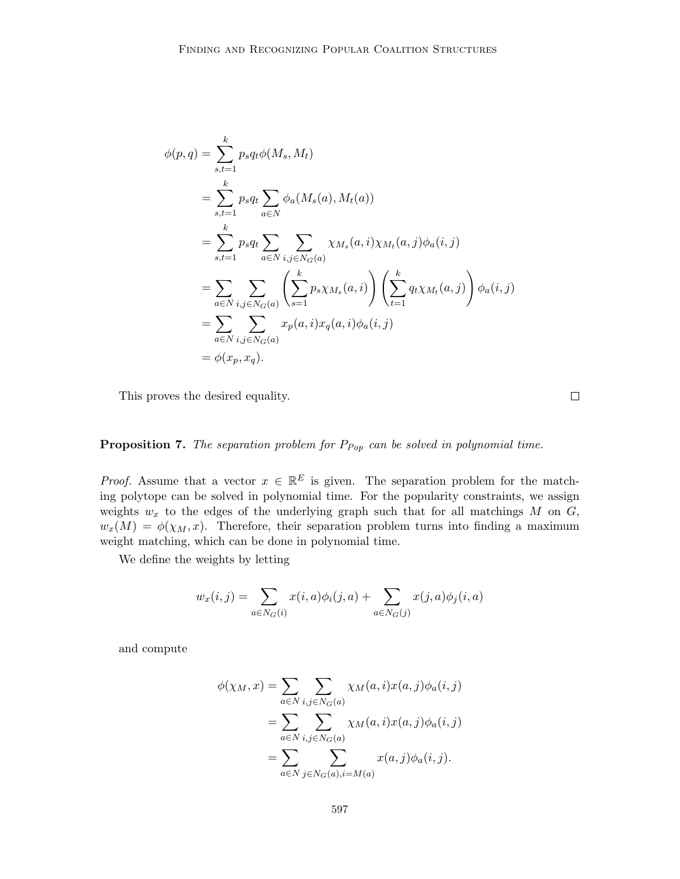$$
\begin{aligned}
\phi(p,q) &= \sum_{s,t=1}^{k} p_s q_t \phi(M_s, M_t) \\
&= \sum_{s,t=1}^{k} p_s q_t \sum_{a \in N} \phi_a(M_s(a), M_t(a)) \\
&= \sum_{s,t=1}^{k} p_s q_t \sum_{a \in N} \sum_{i,j \in N_G(a)} \chi_{M_s}(a,i) \chi_{M_t}(a,j) \phi_a(i,j) \\
&= \sum_{a \in N} \sum_{i,j \in N_G(a)} \left( \sum_{s=1}^{k} p_s \chi_{M_s}(a,i) \right) \left( \sum_{t=1}^{k} q_t \chi_{M_t}(a,j) \right) \phi_a(i,j) \\
&= \sum_{a \in N} \sum_{i,j \in N_G(a)} x_p(a,i) x_q(a,i) \phi_a(i,j) \\
&= \phi(x_p, x_q).
\end{aligned}
$$

This proves the desired equality. □

**Proposition 7.** *The separation problem for $P_{Pop}$ can be solved in polynomial time.*

*Proof.* Assume that a vector $x \in \mathbb{R}^E$ is given. The separation problem for the matching polytope can be solved in polynomial time. For the popularity constraints, we assign weights $w_x$ to the edges of the underlying graph such that for all matchings $M$ on $G$, $w_x(M) = \phi(\chi_M, x)$. Therefore, their separation problem turns into finding a maximum weight matching, which can be done in polynomial time.

We define the weights by letting

$$
w_x(i,j) = \sum_{a \in N_G(i)} x(i,a) \phi_i(j,a) + \sum_{a \in N_G(j)} x(j,a) \phi_j(i,a)
$$

and compute

$$
\begin{aligned}
\phi(\chi_M, x) &= \sum_{a \in N} \sum_{i,j \in N_G(a)} \chi_M(a,i) x(a,j) \phi_a(i,j) \\
&= \sum_{a \in N} \sum_{i,j \in N_G(a)} \chi_M(a,i) x(a,j) \phi_a(i,j) \\
&= \sum_{a \in N} \sum_{j \in N_G(a), i = M(a)} x(a,j) \phi_a(i,j).
\end{aligned}
$$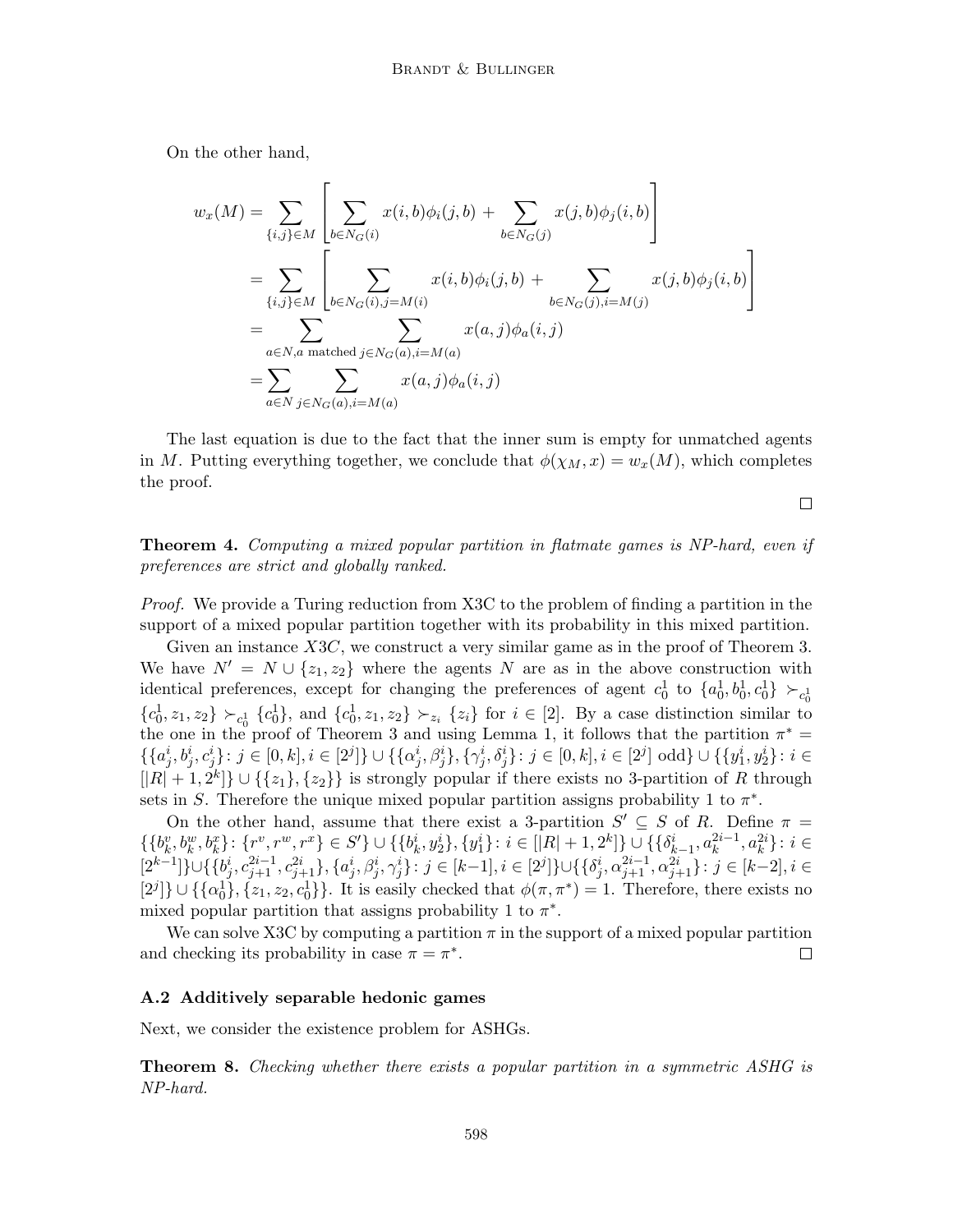On the other hand,

$$
\begin{aligned}
w_x(M) &= \sum_{\{i,j\}\in M} \left[ \sum_{b\in N_G(i)} x(i,b)\phi_i(j,b) + \sum_{b\in N_G(j)} x(j,b)\phi_j(i,b) \right] \\
&= \sum_{\{i,j\}\in M} \left[ \sum_{b\in N_G(i), j=M(i)} x(i,b)\phi_i(j,b) + \sum_{b\in N_G(j), i=M(j)} x(j,b)\phi_j(i,b) \right] \\
&= \sum_{a\in N, a \text{ matched}} \sum_{j\in N_G(a), i=M(a)} x(a,j)\phi_a(i,j) \\
&= \sum_{a\in N} \sum_{j\in N_G(a), i=M(a)} x(a,j)\phi_a(i,j)
\end{aligned}
$$

The last equation is due to the fact that the inner sum is empty for unmatched agents in $M$. Putting everything together, we conclude that $\phi(\chi_M, x) = w_x(M)$, which completes the proof.

∎

**Theorem 4.** *Computing a mixed popular partition in flatmate games is NP-hard, even if preferences are strict and globally ranked.*

*Proof.* We provide a Turing reduction from X3C to the problem of finding a partition in the support of a mixed popular partition together with its probability in this mixed partition.

Given an instance $X3C$, we construct a very similar game as in the proof of Theorem 3. We have $N' = N \cup \{z_1, z_2\}$ where the agents $N$ are as in the above construction with identical preferences, except for changing the preferences of agent $c_0^1$ to $\{a_0^1, b_0^1, c_0^1\} \succ_{c_0^1} \{c_0^1, z_1, z_2\} \succ_{c_0^1} \{c_0^1\}$, and $\{c_0^1, z_1, z_2\} \succ_{z_i} \{z_i\}$ for $i \in [2]$. By a case distinction similar to the one in the proof of Theorem 3 and using Lemma 1, it follows that the partition $\pi^* = \{\{a_j^i, b_j^i, c_j^i\} \colon j \in [0,k], i \in [2^j]\} \cup \{\{\alpha_j^i, \beta_j^i\}, \{\gamma_j^i, \delta_j^i\} \colon j \in [0,k], i \in [2^j] \text{ odd}\} \cup \{\{y_1^i, y_2^i\} \colon i \in [|R|+1, 2^k]\} \cup \{\{z_1\}, \{z_2\}\}$ is strongly popular if there exists no 3-partition of $R$ through sets in $S$. Therefore the unique mixed popular partition assigns probability 1 to $\pi^*$.

On the other hand, assume that there exist a 3-partition $S' \subseteq S$ of $R$. Define $\pi = \{\{b_k^v, b_k^w, b_k^x\} \colon \{r^v, r^w, r^x\} \in S'\} \cup \{\{b_k^i, y_2^i\}, \{y_1^i\} \colon i \in [|R|+1, 2^k]\} \cup \{\{\delta_{k-1}^i, a_k^{2i-1}, a_k^{2i}\} \colon i \in [2^{k-1}]\} \cup \{\{b_j^i, c_{j+1}^{2i-1}, c_{j+1}^{2i}\}, \{a_j^i, \beta_j^i, \gamma_j^i\} \colon j \in [k-1], i \in [2^j]\} \cup \{\{\delta_j^i, \alpha_{j+1}^{2i-1}, \alpha_{j+1}^{2i}\} \colon j \in [k-2], i \in [2^j]\} \cup \{\{\alpha_0^1\}, \{z_1, z_2, c_0^1\}\}$. It is easily checked that $\phi(\pi, \pi^*) = 1$. Therefore, there exists no mixed popular partition that assigns probability 1 to $\pi^*$.

We can solve X3C by computing a partition $\pi$ in the support of a mixed popular partition and checking its probability in case $\pi = \pi^*$. ∎

### A.2 Additively separable hedonic games

Next, we consider the existence problem for ASHGs.

**Theorem 8.** *Checking whether there exists a popular partition in a symmetric ASHG is NP-hard.*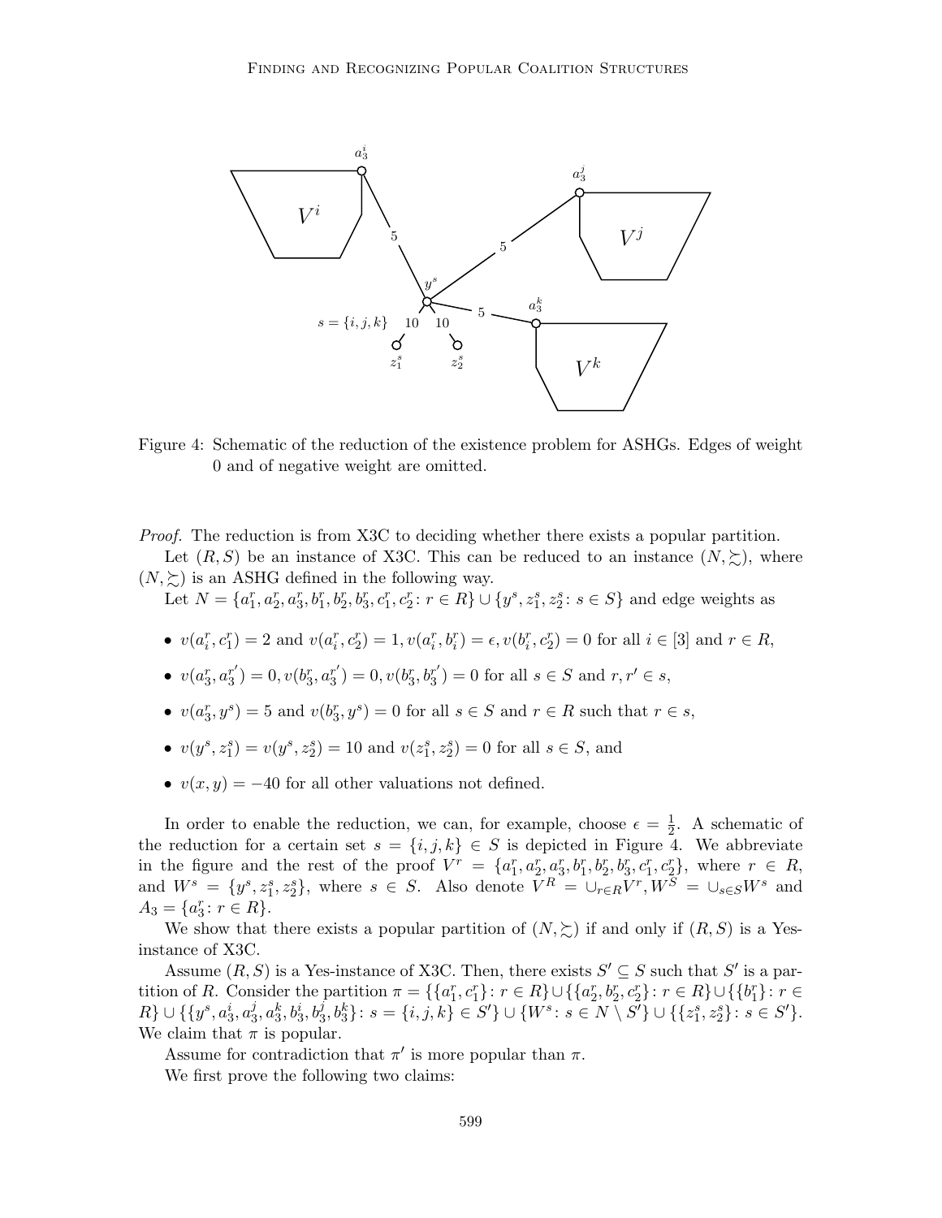Figure 4: Schematic of the reduction of the existence problem for ASHGs. Edges of weight 0 and of negative weight are omitted.

*Proof.* The reduction is from X3C to deciding whether there exists a popular partition.

Let $(R, S)$ be an instance of X3C. This can be reduced to an instance $(N, \succsim)$, where $(N, \succsim)$ is an ASHG defined in the following way.

Let $N = \{a_1^r, a_2^r, a_3^r, b_1^r, b_2^r, b_3^r, c_1^r, c_2^r : r \in R\} \cup \{y^s, z_1^s, z_2^s : s \in S\}$ and edge weights as

- $v(a_i^r, c_1^r) = 2$ and $v(a_i^r, c_2^r) = 1, v(a_i^r, b_i^r) = \epsilon, v(b_i^r, c_2^r) = 0$ for all $i \in [3]$ and $r \in R$,
- $v(a_3^r, a_3^{r'}) = 0, v(b_3^r, a_3^{r'}) = 0, v(b_3^r, b_3^{r'}) = 0$ for all $s \in S$ and $r, r' \in s$,
- $v(a_3^r, y^s) = 5$ and $v(b_3^r, y^s) = 0$ for all $s \in S$ and $r \in R$ such that $r \in s$,
- $v(y^s, z_1^s) = v(y^s, z_2^s) = 10$ and $v(z_1^s, z_2^s) = 0$ for all $s \in S$, and
- $v(x, y) = -40$ for all other valuations not defined.

In order to enable the reduction, we can, for example, choose $\epsilon = \frac{1}{2}$. A schematic of the reduction for a certain set $s = \{i, j, k\} \in S$ is depicted in Figure 4. We abbreviate in the figure and the rest of the proof $V^r = \{a_1^r, a_2^r, a_3^r, b_1^r, b_2^r, b_3^r, c_1^r, c_2^r\}$, where $r \in R$, and $W^s = \{y^s, z_1^s, z_2^s\}$, where $s \in S$. Also denote $V^R = \cup_{r \in R} V^r, W^S = \cup_{s \in S} W^s$ and $A_3 = \{a_3^r : r \in R\}$.

We show that there exists a popular partition of $(N, \succsim)$ if and only if $(R, S)$ is a Yes-instance of X3C.

Assume $(R, S)$ is a Yes-instance of X3C. Then, there exists $S' \subseteq S$ such that $S'$ is a partition of $R$. Consider the partition $\pi = \{\{a_1^r, c_1^r\} : r \in R\} \cup \{\{a_2^r, b_2^r, c_2^r\} : r \in R\} \cup \{\{b_1^r\} : r \in R\} \cup \{\{y^s, a_3^i, a_3^j, a_3^k, b_3^i, b_3^j, b_3^k\} : s = \{i, j, k\} \in S'\} \cup \{W^s : s \in N \setminus S'\} \cup \{\{z_1^s, z_2^s\} : s \in S'\}$. We claim that $\pi$ is popular.

Assume for contradiction that $\pi'$ is more popular than $\pi$.

We first prove the following two claims: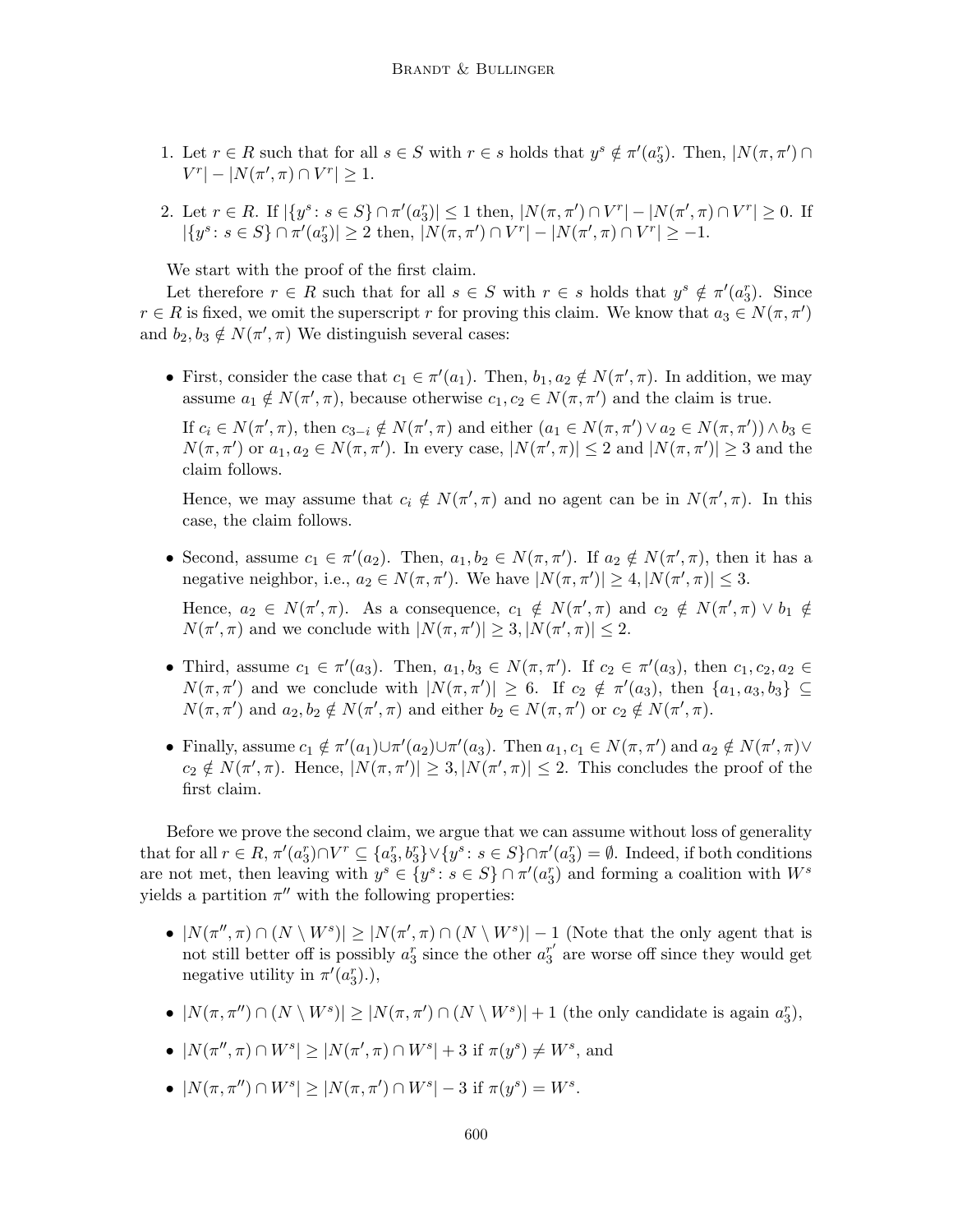1. Let $r \in R$ such that for all $s \in S$ with $r \in s$ holds that $y^s \notin \pi'(a_3^r)$. Then, $|N(\pi, \pi') \cap V^r| - |N(\pi', \pi) \cap V^r| \geq 1$.

2. Let $r \in R$. If $|\{y^s : s \in S\} \cap \pi'(a_3^r)| \leq 1$ then, $|N(\pi, \pi') \cap V^r| - |N(\pi', \pi) \cap V^r| \geq 0$. If $|\{y^s : s \in S\} \cap \pi'(a_3^r)| \geq 2$ then, $|N(\pi, \pi') \cap V^r| - |N(\pi', \pi) \cap V^r| \geq -1$.

We start with the proof of the first claim.

Let therefore $r \in R$ such that for all $s \in S$ with $r \in s$ holds that $y^s \notin \pi'(a_3^r)$. Since $r \in R$ is fixed, we omit the superscript $r$ for proving this claim. We know that $a_3 \in N(\pi, \pi')$ and $b_2, b_3 \notin N(\pi', \pi)$ We distinguish several cases:

- First, consider the case that $c_1 \in \pi'(a_1)$. Then, $b_1, a_2 \notin N(\pi', \pi)$. In addition, we may assume $a_1 \notin N(\pi', \pi)$, because otherwise $c_1, c_2 \in N(\pi, \pi')$ and the claim is true.

  If $c_i \in N(\pi', \pi)$, then $c_{3-i} \notin N(\pi', \pi)$ and either $(a_1 \in N(\pi, \pi') \vee a_2 \in N(\pi, \pi')) \wedge b_3 \in N(\pi, \pi')$ or $a_1, a_2 \in N(\pi, \pi')$. In every case, $|N(\pi', \pi)| \leq 2$ and $|N(\pi, \pi')| \geq 3$ and the claim follows.

  Hence, we may assume that $c_i \notin N(\pi', \pi)$ and no agent can be in $N(\pi', \pi)$. In this case, the claim follows.

- Second, assume $c_1 \in \pi'(a_2)$. Then, $a_1, b_2 \in N(\pi, \pi')$. If $a_2 \notin N(\pi', \pi)$, then it has a negative neighbor, i.e., $a_2 \in N(\pi, \pi')$. We have $|N(\pi, \pi')| \geq 4, |N(\pi', \pi)| \leq 3$.

  Hence, $a_2 \in N(\pi', \pi)$. As a consequence, $c_1 \notin N(\pi', \pi)$ and $c_2 \notin N(\pi', \pi) \vee b_1 \notin N(\pi', \pi)$ and we conclude with $|N(\pi, \pi')| \geq 3, |N(\pi', \pi)| \leq 2$.

- Third, assume $c_1 \in \pi'(a_3)$. Then, $a_1, b_3 \in N(\pi, \pi')$. If $c_2 \in \pi'(a_3)$, then $c_1, c_2, a_2 \in N(\pi, \pi')$ and we conclude with $|N(\pi, \pi')| \geq 6$. If $c_2 \notin \pi'(a_3)$, then $\{a_1, a_3, b_3\} \subseteq N(\pi, \pi')$ and $a_2, b_2 \notin N(\pi', \pi)$ and either $b_2 \in N(\pi, \pi')$ or $c_2 \notin N(\pi', \pi)$.

- Finally, assume $c_1 \notin \pi'(a_1) \cup \pi'(a_2) \cup \pi'(a_3)$. Then $a_1, c_1 \in N(\pi, \pi')$ and $a_2 \notin N(\pi', \pi) \vee c_2 \notin N(\pi', \pi)$. Hence, $|N(\pi, \pi')| \geq 3, |N(\pi', \pi)| \leq 2$. This concludes the proof of the first claim.

Before we prove the second claim, we argue that we can assume without loss of generality that for all $r \in R$, $\pi'(a_3^r) \cap V^r \subseteq \{a_3^r, b_3^r\} \vee \{y^s : s \in S\} \cap \pi'(a_3^r) = \emptyset$. Indeed, if both conditions are not met, then leaving with $y^s \in \{y^s : s \in S\} \cap \pi'(a_3^r)$ and forming a coalition with $W^s$ yields a partition $\pi''$ with the following properties:

- $|N(\pi'', \pi) \cap (N \setminus W^s)| \geq |N(\pi', \pi) \cap (N \setminus W^s)| - 1$ (Note that the only agent that is not still better off is possibly $a_3^r$ since the other $a_3^{r'}$ are worse off since they would get negative utility in $\pi'(a_3^r)$.),
- $|N(\pi, \pi'') \cap (N \setminus W^s)| \geq |N(\pi, \pi') \cap (N \setminus W^s)| + 1$ (the only candidate is again $a_3^r$),
- $|N(\pi'', \pi) \cap W^s| \geq |N(\pi', \pi) \cap W^s| + 3$ if $\pi(y^s) \neq W^s$, and
- $|N(\pi, \pi'') \cap W^s| \geq |N(\pi, \pi') \cap W^s| - 3$ if $\pi(y^s) = W^s$.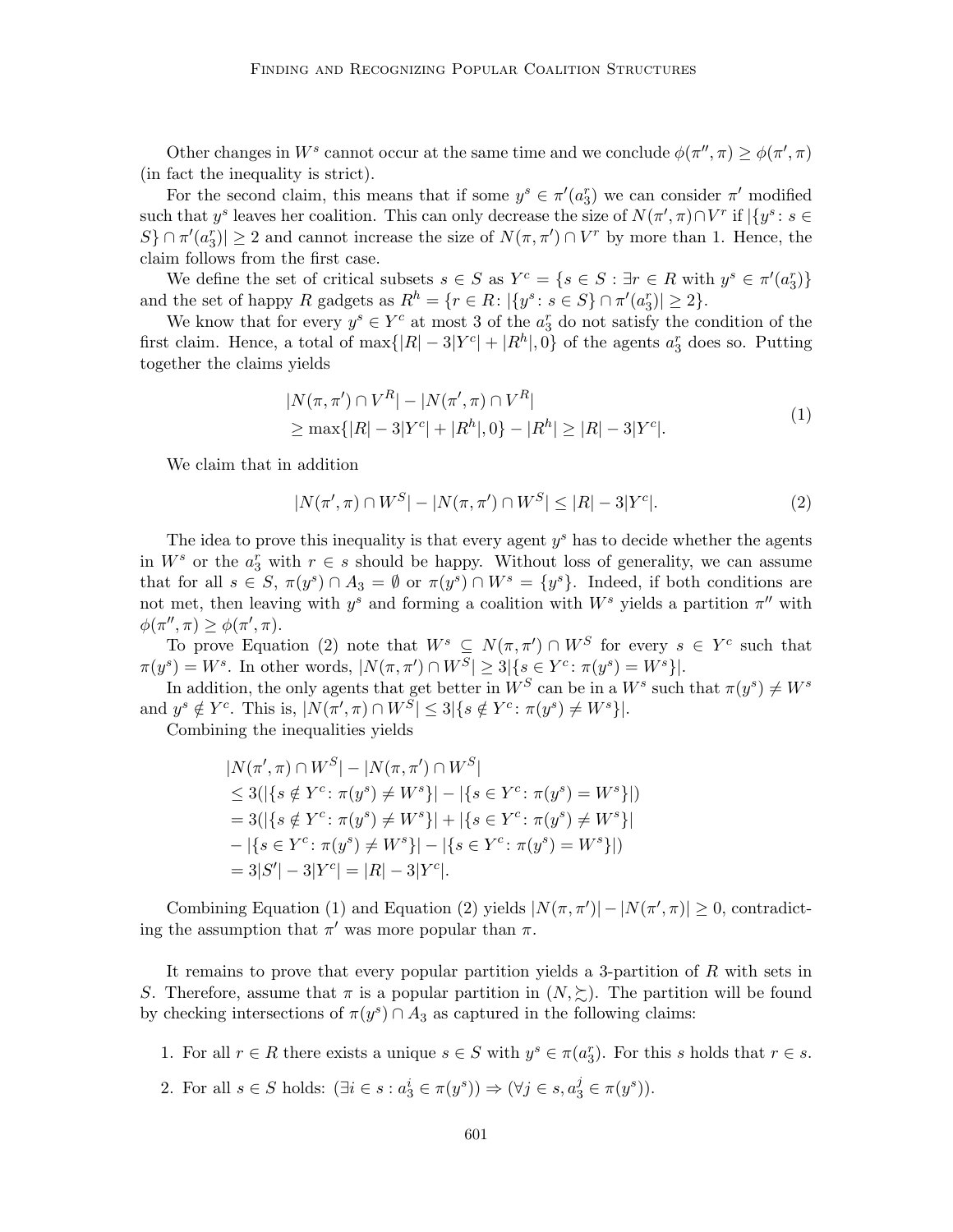Other changes in $W^s$ cannot occur at the same time and we conclude $\phi(\pi'', \pi) \geq \phi(\pi', \pi)$ (in fact the inequality is strict).

For the second claim, this means that if some $y^s \in \pi'(a_3^r)$ we can consider $\pi'$ modified such that $y^s$ leaves her coalition. This can only decrease the size of $N(\pi', \pi) \cap V^r$ if $|\{y^s : s \in S\} \cap \pi'(a_3^r)| \geq 2$ and cannot increase the size of $N(\pi, \pi') \cap V^r$ by more than 1. Hence, the claim follows from the first case.

We define the set of critical subsets $s \in S$ as $Y^c = \{s \in S : \exists r \in R \text{ with } y^s \in \pi'(a_3^r)\}$ and the set of happy $R$ gadgets as $R^h = \{r \in R : |\{y^s : s \in S\} \cap \pi'(a_3^r)| \geq 2\}$.

We know that for every $y^s \in Y^c$ at most 3 of the $a_3^r$ do not satisfy the condition of the first claim. Hence, a total of $\max\{|R| - 3|Y^c| + |R^h|, 0\}$ of the agents $a_3^r$ does so. Putting together the claims yields

$$
\begin{aligned}
&|N(\pi, \pi') \cap V^R| - |N(\pi', \pi) \cap V^R| \\
&\geq \max\{|R| - 3|Y^c| + |R^h|, 0\} - |R^h| \geq |R| - 3|Y^c|.
\end{aligned}
\tag{1}
$$

We claim that in addition

$$
|N(\pi', \pi) \cap W^S| - |N(\pi, \pi') \cap W^S| \leq |R| - 3|Y^c|. \tag{2}
$$

The idea to prove this inequality is that every agent $y^s$ has to decide whether the agents in $W^s$ or the $a_3^r$ with $r \in s$ should be happy. Without loss of generality, we can assume that for all $s \in S$, $\pi(y^s) \cap A_3 = \emptyset$ or $\pi(y^s) \cap W^s = \{y^s\}$. Indeed, if both conditions are not met, then leaving with $y^s$ and forming a coalition with $W^s$ yields a partition $\pi''$ with $\phi(\pi'', \pi) \geq \phi(\pi', \pi)$.

To prove Equation (2) note that $W^s \subseteq N(\pi, \pi') \cap W^S$ for every $s \in Y^c$ such that $\pi(y^s) = W^s$. In other words, $|N(\pi, \pi') \cap W^S| \geq 3|\{s \in Y^c : \pi(y^s) = W^s\}|$.

In addition, the only agents that get better in $W^S$ can be in a $W^s$ such that $\pi(y^s) \neq W^s$ and $y^s \notin Y^c$. This is, $|N(\pi', \pi) \cap W^S| \leq 3|\{s \notin Y^c : \pi(y^s) \neq W^s\}|$.

Combining the inequalities yields

$$
\begin{aligned}
&|N(\pi', \pi) \cap W^S| - |N(\pi, \pi') \cap W^S| \\
&\leq 3(|\{s \notin Y^c : \pi(y^s) \neq W^s\}| - |\{s \in Y^c : \pi(y^s) = W^s\}|) \\
&= 3(|\{s \notin Y^c : \pi(y^s) \neq W^s\}| + |\{s \in Y^c : \pi(y^s) \neq W^s\}| \\
&\quad - |\{s \in Y^c : \pi(y^s) \neq W^s\}| - |\{s \in Y^c : \pi(y^s) = W^s\}|) \\
&= 3|S'| - 3|Y^c| = |R| - 3|Y^c|.
\end{aligned}
$$

Combining Equation (1) and Equation (2) yields $|N(\pi, \pi')| - |N(\pi', \pi)| \geq 0$, contradicting the assumption that $\pi'$ was more popular than $\pi$.

It remains to prove that every popular partition yields a 3-partition of $R$ with sets in $S$. Therefore, assume that $\pi$ is a popular partition in $(N, \succsim)$. The partition will be found by checking intersections of $\pi(y^s) \cap A_3$ as captured in the following claims:

1. For all $r \in R$ there exists a unique $s \in S$ with $y^s \in \pi(a_3^r)$. For this $s$ holds that $r \in s$.
2. For all $s \in S$ holds: $(\exists i \in s : a_3^i \in \pi(y^s)) \Rightarrow (\forall j \in s, a_3^j \in \pi(y^s))$.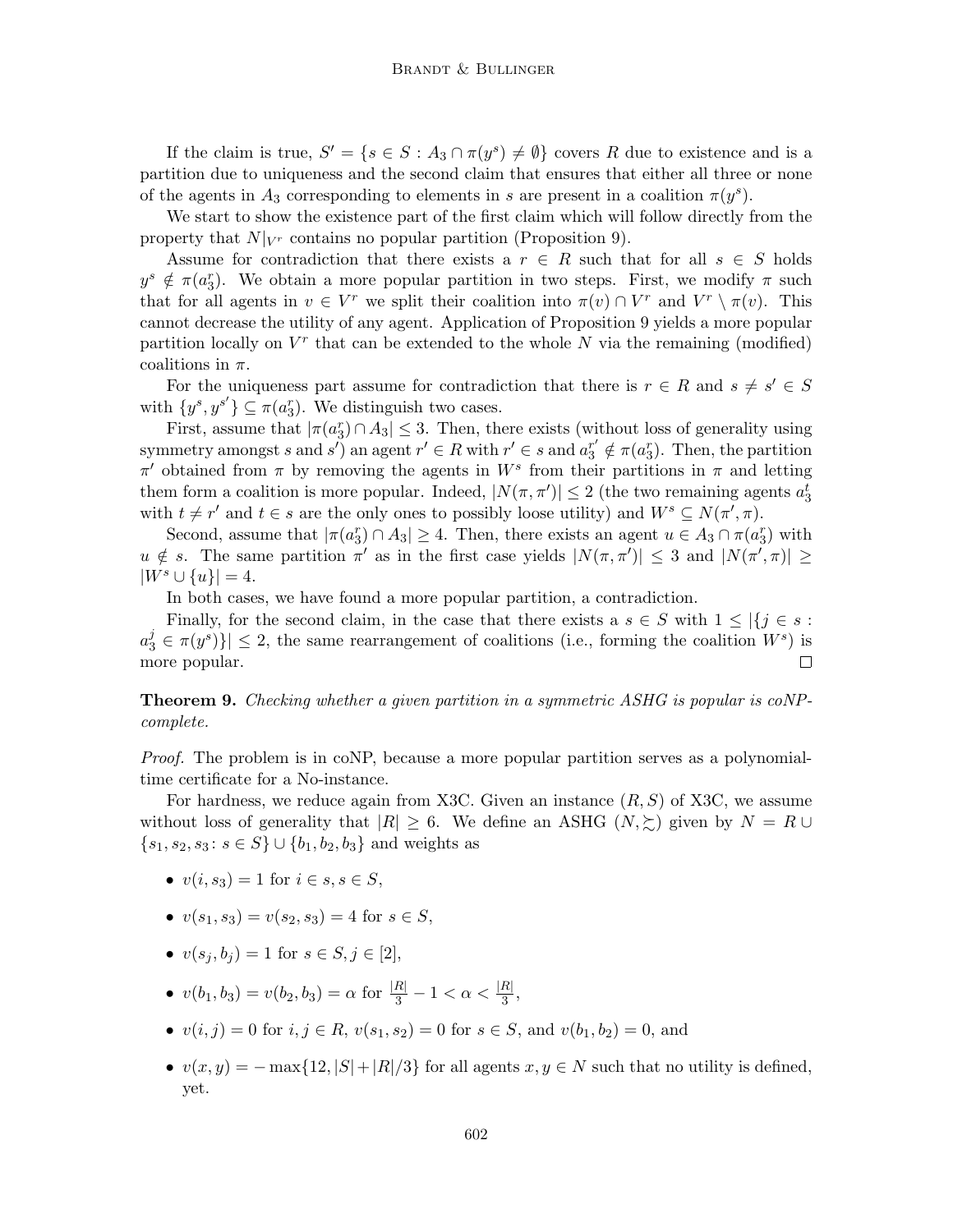If the claim is true, $S' = \{s \in S : A_3 \cap \pi(y^s) \neq \emptyset\}$ covers $R$ due to existence and is a partition due to uniqueness and the second claim that ensures that either all three or none of the agents in $A_3$ corresponding to elements in $s$ are present in a coalition $\pi(y^s)$.

We start to show the existence part of the first claim which will follow directly from the property that $N|_{V^r}$ contains no popular partition (Proposition 9).

Assume for contradiction that there exists a $r \in R$ such that for all $s \in S$ holds $y^s \notin \pi(a_3^r)$. We obtain a more popular partition in two steps. First, we modify $\pi$ such that for all agents in $v \in V^r$ we split their coalition into $\pi(v) \cap V^r$ and $V^r \setminus \pi(v)$. This cannot decrease the utility of any agent. Application of Proposition 9 yields a more popular partition locally on $V^r$ that can be extended to the whole $N$ via the remaining (modified) coalitions in $\pi$.

For the uniqueness part assume for contradiction that there is $r \in R$ and $s \neq s' \in S$ with $\{y^s, y^{s'}\} \subseteq \pi(a_3^r)$. We distinguish two cases.

First, assume that $|\pi(a_3^r) \cap A_3| \leq 3$. Then, there exists (without loss of generality using symmetry amongst $s$ and $s'$) an agent $r' \in R$ with $r' \in s$ and $a_3^{r'} \notin \pi(a_3^r)$. Then, the partition $\pi'$ obtained from $\pi$ by removing the agents in $W^s$ from their partitions in $\pi$ and letting them form a coalition is more popular. Indeed, $|N(\pi, \pi')| \leq 2$ (the two remaining agents $a_3^t$ with $t \neq r'$ and $t \in s$ are the only ones to possibly loose utility) and $W^s \subseteq N(\pi', \pi)$.

Second, assume that $|\pi(a_3^r) \cap A_3| \geq 4$. Then, there exists an agent $u \in A_3 \cap \pi(a_3^r)$ with $u \notin s$. The same partition $\pi'$ as in the first case yields $|N(\pi, \pi')| \leq 3$ and $|N(\pi', \pi)| \geq |W^s \cup \{u\}| = 4$.

In both cases, we have found a more popular partition, a contradiction.

Finally, for the second claim, in the case that there exists a $s \in S$ with $1 \leq |\{j \in s : a_3^j \in \pi(y^s)\}| \leq 2$, the same rearrangement of coalitions (i.e., forming the coalition $W^s$) is more popular. $\square$

**Theorem 9.** *Checking whether a given partition in a symmetric ASHG is popular is coNP-complete.*

*Proof.* The problem is in coNP, because a more popular partition serves as a polynomial-time certificate for a No-instance.

For hardness, we reduce again from X3C. Given an instance $(R, S)$ of X3C, we assume without loss of generality that $|R| \geq 6$. We define an ASHG $(N, \succsim)$ given by $N = R \cup \{s_1, s_2, s_3 \colon s \in S\} \cup \{b_1, b_2, b_3\}$ and weights as

- $v(i, s_3) = 1$ for $i \in s, s \in S$,
- $v(s_1, s_3) = v(s_2, s_3) = 4$ for $s \in S$,
- $v(s_j, b_j) = 1$ for $s \in S, j \in [2]$,
- $v(b_1, b_3) = v(b_2, b_3) = \alpha$ for $\frac{|R|}{3} - 1 < \alpha < \frac{|R|}{3}$,
- $v(i, j) = 0$ for $i, j \in R$, $v(s_1, s_2) = 0$ for $s \in S$, and $v(b_1, b_2) = 0$, and
- $v(x, y) = -\max\{12, |S| + |R|/3\}$ for all agents $x, y \in N$ such that no utility is defined, yet.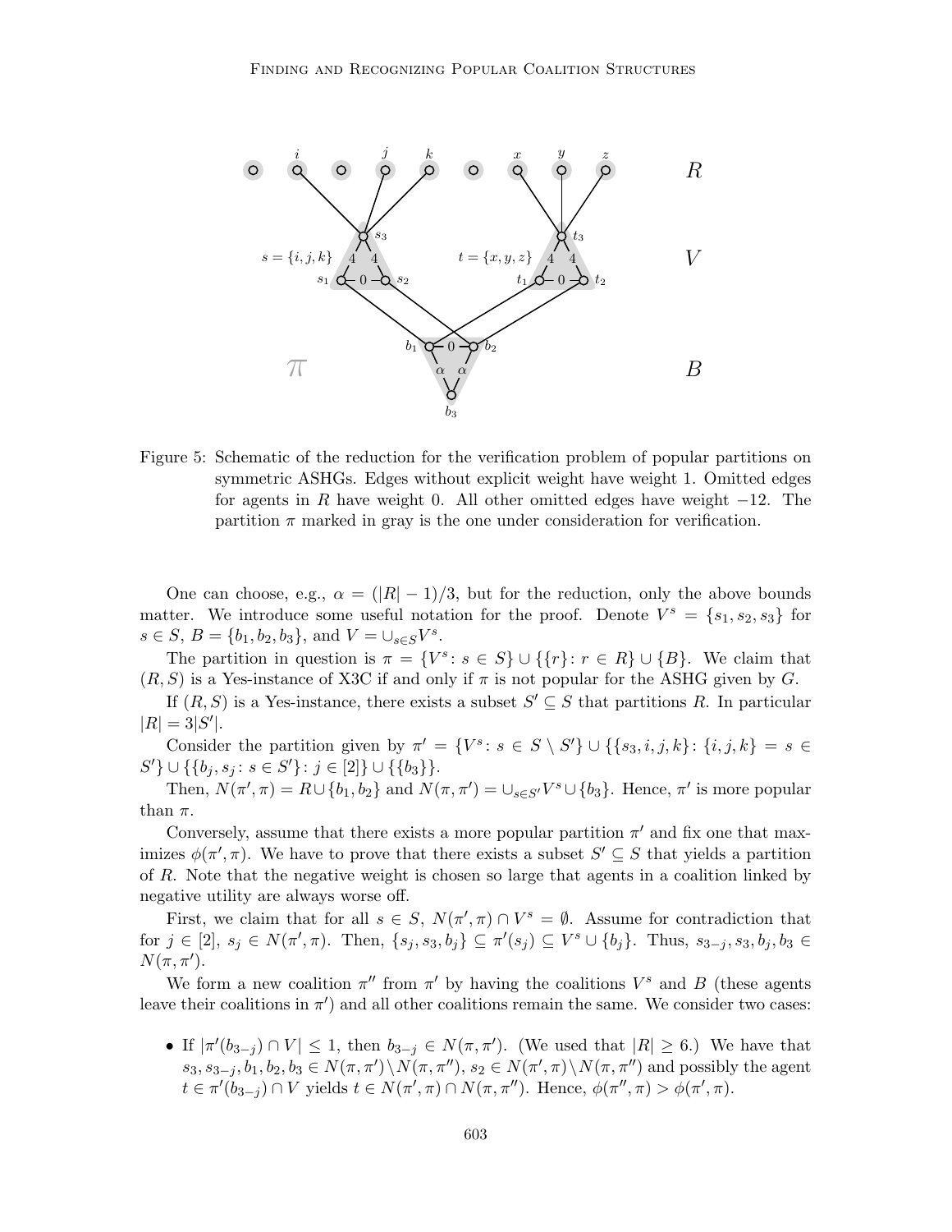Figure 5: Schematic of the reduction for the verification problem of popular partitions on symmetric ASHGs. Edges without explicit weight have weight 1. Omitted edges for agents in $R$ have weight 0. All other omitted edges have weight $-12$. The partition $\pi$ marked in gray is the one under consideration for verification.

One can choose, e.g., $\alpha = (|R| - 1)/3$, but for the reduction, only the above bounds matter. We introduce some useful notation for the proof. Denote $V^s = \{s_1, s_2, s_3\}$ for $s \in S$, $B = \{b_1, b_2, b_3\}$, and $V = \cup_{s \in S} V^s$.

The partition in question is $\pi = \{V^s : s \in S\} \cup \{\{r\} : r \in R\} \cup \{B\}$. We claim that $(R, S)$ is a Yes-instance of X3C if and only if $\pi$ is not popular for the ASHG given by $G$.

If $(R, S)$ is a Yes-instance, there exists a subset $S' \subseteq S$ that partitions $R$. In particular $|R| = 3|S'|$.

Consider the partition given by $\pi' = \{V^s : s \in S \setminus S'\} \cup \{\{s_3, i, j, k\} : \{i, j, k\} = s \in S'\} \cup \{\{b_j, s_j : s \in S'\} : j \in [2]\} \cup \{\{b_3\}\}$.

Then, $N(\pi', \pi) = R \cup \{b_1, b_2\}$ and $N(\pi, \pi') = \cup_{s \in S'} V^s \cup \{b_3\}$. Hence, $\pi'$ is more popular than $\pi$.

Conversely, assume that there exists a more popular partition $\pi'$ and fix one that maximizes $\phi(\pi', \pi)$. We have to prove that there exists a subset $S' \subseteq S$ that yields a partition of $R$. Note that the negative weight is chosen so large that agents in a coalition linked by negative utility are always worse off.

First, we claim that for all $s \in S$, $N(\pi', \pi) \cap V^s = \emptyset$. Assume for contradiction that for $j \in [2]$, $s_j \in N(\pi', \pi)$. Then, $\{s_j, s_3, b_j\} \subseteq \pi'(s_j) \subseteq V^s \cup \{b_j\}$. Thus, $s_{3-j}, s_3, b_j, b_3 \in N(\pi, \pi')$.

We form a new coalition $\pi''$ from $\pi'$ by having the coalitions $V^s$ and $B$ (these agents leave their coalitions in $\pi'$) and all other coalitions remain the same. We consider two cases:

- If $|\pi'(b_{3-j}) \cap V| \leq 1$, then $b_{3-j} \in N(\pi, \pi')$. (We used that $|R| \geq 6$.) We have that $s_3, s_{3-j}, b_1, b_2, b_3 \in N(\pi, \pi') \setminus N(\pi, \pi'')$, $s_2 \in N(\pi', \pi) \setminus N(\pi, \pi'')$ and possibly the agent $t \in \pi'(b_{3-j}) \cap V$ yields $t \in N(\pi', \pi) \cap N(\pi, \pi'')$. Hence, $\phi(\pi'', \pi) > \phi(\pi', \pi)$.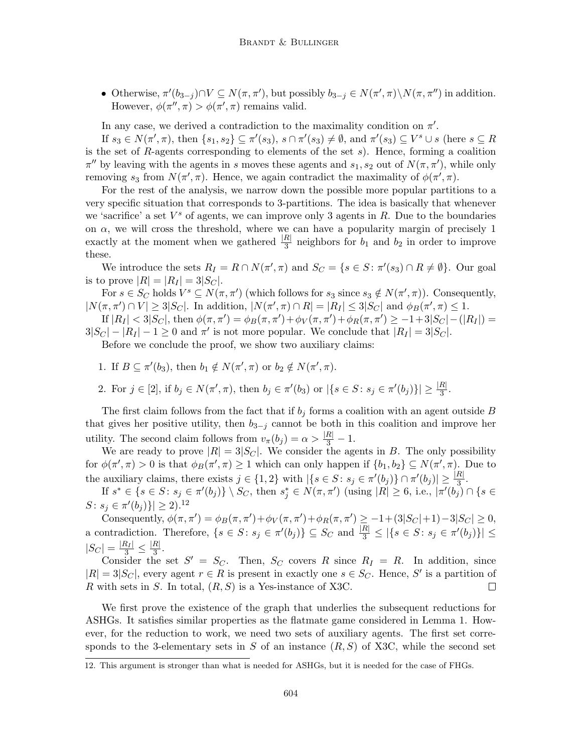- Otherwise, $\pi'(b_{3-j}) \cap V \subseteq N(\pi, \pi')$, but possibly $b_{3-j} \in N(\pi', \pi) \setminus N(\pi, \pi'')$ in addition. However, $\phi(\pi'', \pi) > \phi(\pi', \pi)$ remains valid.

In any case, we derived a contradiction to the maximality condition on $\pi'$.

If $s_3 \in N(\pi', \pi)$, then $\{s_1, s_2\} \subseteq \pi'(s_3)$, $s \cap \pi'(s_3) \neq \emptyset$, and $\pi'(s_3) \subseteq V^s \cup s$ (here $s \subseteq R$ is the set of $R$-agents corresponding to elements of the set $s$). Hence, forming a coalition $\pi''$ by leaving with the agents in $s$ moves these agents and $s_1, s_2$ out of $N(\pi, \pi')$, while only removing $s_3$ from $N(\pi', \pi)$. Hence, we again contradict the maximality of $\phi(\pi', \pi)$.

For the rest of the analysis, we narrow down the possible more popular partitions to a very specific situation that corresponds to 3-partitions. The idea is basically that whenever we 'sacrifice' a set $V^s$ of agents, we can improve only 3 agents in $R$. Due to the boundaries on $\alpha$, we will cross the threshold, where we can have a popularity margin of precisely 1 exactly at the moment when we gathered $\frac{|R|}{3}$ neighbors for $b_1$ and $b_2$ in order to improve these.

We introduce the sets $R_I = R \cap N(\pi', \pi)$ and $S_C = \{s \in S : \pi'(s_3) \cap R \neq \emptyset\}$. Our goal is to prove $|R| = |R_I| = 3|S_C|$.

For $s \in S_C$ holds $V^s \subseteq N(\pi, \pi')$ (which follows for $s_3$ since $s_3 \notin N(\pi', \pi)$). Consequently, $|N(\pi, \pi') \cap V| \geq 3|S_C|$. In addition, $|N(\pi', \pi) \cap R| = |R_I| \leq 3|S_C|$ and $\phi_B(\pi', \pi) \leq 1$.

If $|R_I| < 3|S_C|$, then $\phi(\pi, \pi') = \phi_B(\pi, \pi') + \phi_V(\pi, \pi') + \phi_R(\pi, \pi') \geq -1 + 3|S_C| - (|R_I|) = 3|S_C| - |R_I| - 1 \geq 0$ and $\pi'$ is not more popular. We conclude that $|R_I| = 3|S_C|$.

Before we conclude the proof, we show two auxiliary claims:

1. If $B \subseteq \pi'(b_3)$, then $b_1 \notin N(\pi', \pi)$ or $b_2 \notin N(\pi', \pi)$.
2. For $j \in [2]$, if $b_j \in N(\pi', \pi)$, then $b_j \in \pi'(b_3)$ or $|\{s \in S : s_j \in \pi'(b_j)\}| \geq \frac{|R|}{3}$.

The first claim follows from the fact that if $b_j$ forms a coalition with an agent outside $B$ that gives her positive utility, then $b_{3-j}$ cannot be both in this coalition and improve her utility. The second claim follows from $v_\pi(b_j) = \alpha > \frac{|R|}{3} - 1$.

We are ready to prove $|R| = 3|S_C|$. We consider the agents in $B$. The only possibility for $\phi(\pi', \pi) > 0$ is that $\phi_B(\pi', \pi) \geq 1$ which can only happen if $\{b_1, b_2\} \subseteq N(\pi', \pi)$. Due to the auxiliary claims, there exists $j \in \{1, 2\}$ with $|\{s \in S : s_j \in \pi'(b_j)\} \cap \pi'(b_j)| \geq \frac{|R|}{3}$.

If $s^* \in \{s \in S : s_j \in \pi'(b_j)\} \setminus S_C$, then $s^*_j \in N(\pi, \pi')$ (using $|R| \geq 6$, i.e., $|\pi'(b_j) \cap \{s \in S : s_j \in \pi'(b_j)\}| \geq 2$).[12]

Consequently, $\phi(\pi, \pi') = \phi_B(\pi, \pi') + \phi_V(\pi, \pi') + \phi_R(\pi, \pi') \geq -1 + (3|S_C| + 1) - 3|S_C| \geq 0$, a contradiction. Therefore, $\{s \in S : s_j \in \pi'(b_j)\} \subseteq S_C$ and $\frac{|R|}{3} \leq |\{s \in S : s_j \in \pi'(b_j)\}| \leq |S_C| = \frac{|R_I|}{3} \leq \frac{|R|}{3}$.

Consider the set $S' = S_C$. Then, $S_C$ covers $R$ since $R_I = R$. In addition, since $|R| = 3|S_C|$, every agent $r \in R$ is present in exactly one $s \in S_C$. Hence, $S'$ is a partition of $R$ with sets in $S$. In total, $(R, S)$ is a Yes-instance of X3C. $\square$

We first prove the existence of the graph that underlies the subsequent reductions for ASHGs. It satisfies similar properties as the flatmate game considered in Lemma 1. However, for the reduction to work, we need two sets of auxiliary agents. The first set corresponds to the 3-elementary sets in $S$ of an instance $(R, S)$ of X3C, while the second set

12. This argument is stronger than what is needed for ASHGs, but it is needed for the case of FHGs.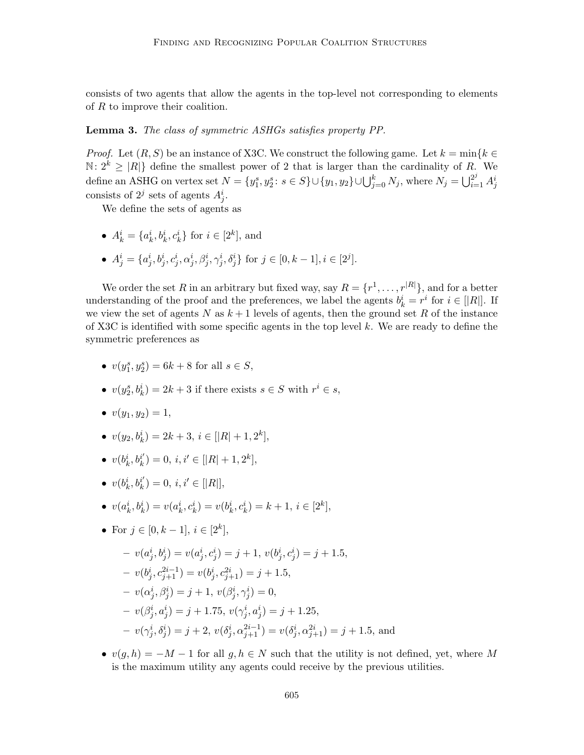consists of two agents that allow the agents in the top-level not corresponding to elements of $R$ to improve their coalition.

**Lemma 3.** *The class of symmetric ASHGs satisfies property PP.*

*Proof.* Let $(R, S)$ be an instance of X3C. We construct the following game. Let $k = \min\{k \in \mathbb{N}\colon 2^k \geq |R|\}$ define the smallest power of 2 that is larger than the cardinality of $R$. We define an ASHG on vertex set $N = \{y_1^s, y_2^s\colon s \in S\} \cup \{y_1, y_2\} \cup \bigcup_{j=0}^{k} N_j$, where $N_j = \bigcup_{i=1}^{2^j} A_j^i$ consists of $2^j$ sets of agents $A_j^i$.

We define the sets of agents as

- $A_k^i = \{a_k^i, b_k^i, c_k^i\}$ for $i \in [2^k]$, and
- $A_j^i = \{a_j^i, b_j^i, c_j^i, \alpha_j^i, \beta_j^i, \gamma_j^i, \delta_j^i\}$ for $j \in [0, k-1], i \in [2^j]$.

We order the set $R$ in an arbitrary but fixed way, say $R = \{r^1, \dots, r^{|R|}\}$, and for a better understanding of the proof and the preferences, we label the agents $b_k^i = r^i$ for $i \in [|R|]$. If we view the set of agents $N$ as $k+1$ levels of agents, then the ground set $R$ of the instance of X3C is identified with some specific agents in the top level $k$. We are ready to define the symmetric preferences as

- $v(y_1^s, y_2^s) = 6k + 8$ for all $s \in S$,
- $v(y_2^s, b_k^i) = 2k + 3$ if there exists $s \in S$ with $r^i \in s$,
- $v(y_1, y_2) = 1$,
- $v(y_2, b_k^i) = 2k + 3$, $i \in [|R| + 1, 2^k]$,
- $v(b_k^i, b_k^{i'}) = 0$, $i, i' \in [|R| + 1, 2^k]$,
- $v(b_k^i, b_k^{i'}) = 0$, $i, i' \in [|R|]$,
- $v(a_k^i, b_k^i) = v(a_k^i, c_k^i) = v(b_k^i, c_k^i) = k + 1$, $i \in [2^k]$,
- For $j \in [0, k-1]$, $i \in [2^k]$,
  - $v(a_j^i, b_j^i) = v(a_j^i, c_j^i) = j + 1$, $v(b_j^i, c_j^i) = j + 1.5$,
  - $v(b_j^i, c_{j+1}^{2i-1}) = v(b_j^i, c_{j+1}^{2i}) = j + 1.5$,
  - $v(\alpha_j^i, \beta_j^i) = j + 1$, $v(\beta_j^i, \gamma_j^i) = 0$,
  - $v(\beta_j^i, a_j^i) = j + 1.75$, $v(\gamma_j^i, a_j^i) = j + 1.25$,
  - $v(\gamma_j^i, \delta_j^i) = j + 2$, $v(\delta_j^i, \alpha_{j+1}^{2i-1}) = v(\delta_j^i, \alpha_{j+1}^{2i}) = j + 1.5$, and
- $v(g, h) = -M - 1$ for all $g, h \in N$ such that the utility is not defined, yet, where $M$ is the maximum utility any agents could receive by the previous utilities.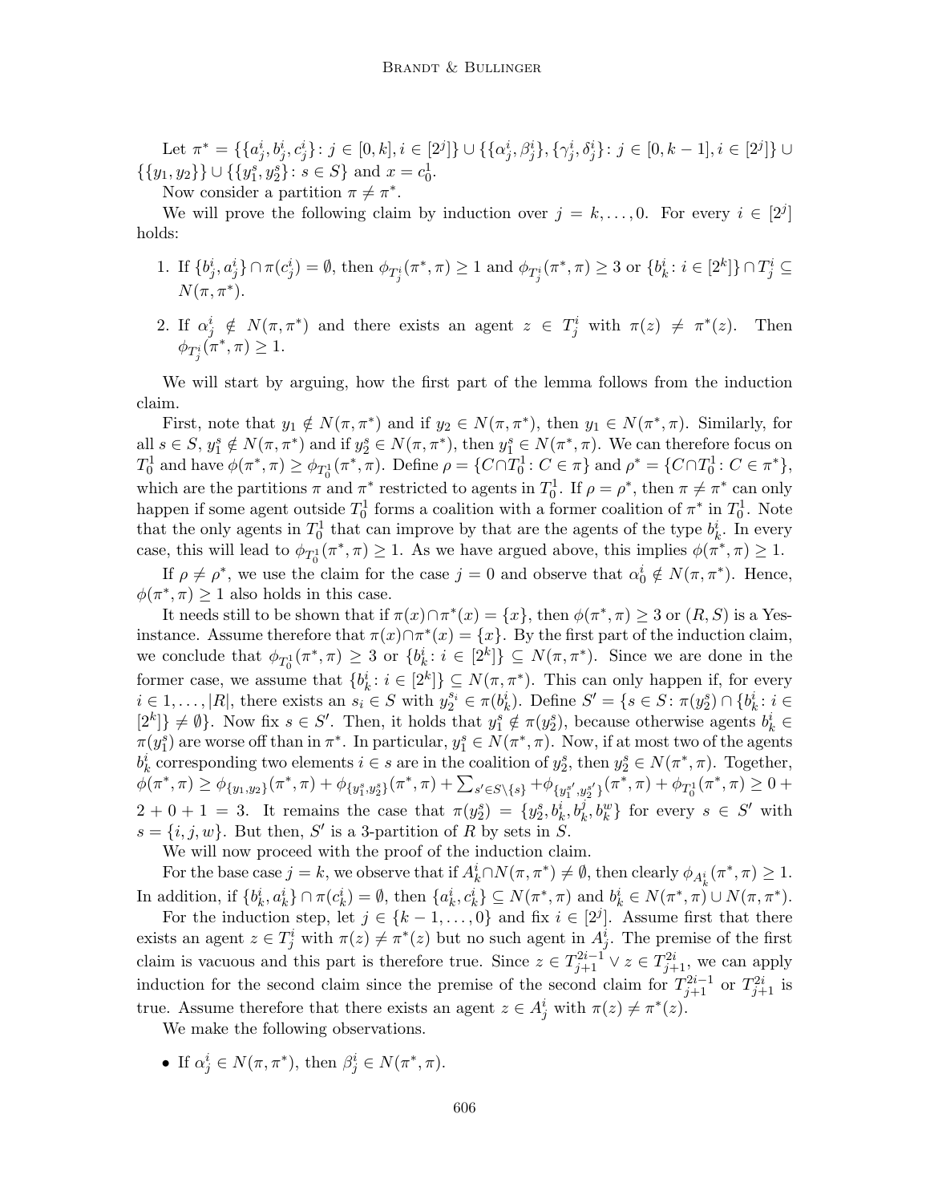Let $\pi^* = \{\{a_j^i, b_j^i, c_j^i\} : j \in [0,k], i \in [2^j]\} \cup \{\{\alpha_j^i, \beta_j^i\}, \{\gamma_j^i, \delta_j^i\} : j \in [0, k-1], i \in [2^j]\} \cup \{\{y_1, y_2\}\} \cup \{\{y_1^s, y_2^s\} : s \in S\}$ and $x = c_0^1$.

Now consider a partition $\pi \neq \pi^*$.

We will prove the following claim by induction over $j = k, \dots, 0$. For every $i \in [2^j]$ holds:

1. If $\{b_j^i, a_j^i\} \cap \pi(c_j^i) = \emptyset$, then $\phi_{T_j^i}(\pi^*, \pi) \geq 1$ and $\phi_{T_j^i}(\pi^*, \pi) \geq 3$ or $\{b_k^i : i \in [2^k]\} \cap T_j^i \subseteq N(\pi, \pi^*)$.
2. If $\alpha_j^i \notin N(\pi, \pi^*)$ and there exists an agent $z \in T_j^i$ with $\pi(z) \neq \pi^*(z)$. Then $\phi_{T_j^i}(\pi^*, \pi) \geq 1$.

We will start by arguing, how the first part of the lemma follows from the induction claim.

First, note that $y_1 \notin N(\pi, \pi^*)$ and if $y_2 \in N(\pi, \pi^*)$, then $y_1 \in N(\pi^*, \pi)$. Similarly, for all $s \in S$, $y_1^s \notin N(\pi, \pi^*)$ and if $y_2^s \in N(\pi, \pi^*)$, then $y_1^s \in N(\pi^*, \pi)$. We can therefore focus on $T_0^1$ and have $\phi(\pi^*, \pi) \geq \phi_{T_0^1}(\pi^*, \pi)$. Define $\rho = \{C \cap T_0^1 : C \in \pi\}$ and $\rho^* = \{C \cap T_0^1 : C \in \pi^*\}$, which are the partitions $\pi$ and $\pi^*$ restricted to agents in $T_0^1$. If $\rho = \rho^*$, then $\pi \neq \pi^*$ can only happen if some agent outside $T_0^1$ forms a coalition with a former coalition of $\pi^*$ in $T_0^1$. Note that the only agents in $T_0^1$ that can improve by that are the agents of the type $b_k^i$. In every case, this will lead to $\phi_{T_0^1}(\pi^*, \pi) \geq 1$. As we have argued above, this implies $\phi(\pi^*, \pi) \geq 1$.

If $\rho \neq \rho^*$, we use the claim for the case $j = 0$ and observe that $\alpha_0^i \notin N(\pi, \pi^*)$. Hence, $\phi(\pi^*, \pi) \geq 1$ also holds in this case.

It needs still to be shown that if $\pi(x) \cap \pi^*(x) = \{x\}$, then $\phi(\pi^*, \pi) \geq 3$ or $(R, S)$ is a Yes-instance. Assume therefore that $\pi(x) \cap \pi^*(x) = \{x\}$. By the first part of the induction claim, we conclude that $\phi_{T_0^1}(\pi^*, \pi) \geq 3$ or $\{b_k^i : i \in [2^k]\} \subseteq N(\pi, \pi^*)$. Since we are done in the former case, we assume that $\{b_k^i : i \in [2^k]\} \subseteq N(\pi, \pi^*)$. This can only happen if, for every $i \in 1, \dots, |R|$, there exists an $s_i \in S$ with $y_2^{s_i} \in \pi(b_k^i)$. Define $S' = \{s \in S : \pi(y_2^s) \cap \{b_k^i : i \in [2^k]\} \neq \emptyset\}$. Now fix $s \in S'$. Then, it holds that $y_1^s \notin \pi(y_2^s)$, because otherwise agents $b_k^i \in \pi(y_1^s)$ are worse off than in $\pi^*$. In particular, $y_1^s \in N(\pi^*, \pi)$. Now, if at most two of the agents $b_k^i$ corresponding two elements $i \in s$ are in the coalition of $y_2^s$, then $y_2^s \in N(\pi^*, \pi)$. Together, $\phi(\pi^*, \pi) \geq \phi_{\{y_1, y_2\}}(\pi^*, \pi) + \phi_{\{y_1^s, y_2^s\}}(\pi^*, \pi) + \sum_{s' \in S \setminus \{s\}} + \phi_{\{y_1^{s'}, y_2^{s'}\}}(\pi^*, \pi) + \phi_{T_0^1}(\pi^*, \pi) \geq 0 + 2 + 0 + 1 = 3$. It remains the case that $\pi(y_2^s) = \{y_2^s, b_k^i, b_k^j, b_k^w\}$ for every $s \in S'$ with $s = \{i, j, w\}$. But then, $S'$ is a 3-partition of $R$ by sets in $S$.

We will now proceed with the proof of the induction claim.

For the base case $j = k$, we observe that if $A_k^i \cap N(\pi, \pi^*) \neq \emptyset$, then clearly $\phi_{A_k^i}(\pi^*, \pi) \geq 1$. In addition, if $\{b_k^i, a_k^i\} \cap \pi(c_k^i) = \emptyset$, then $\{a_k^i, c_k^i\} \subseteq N(\pi^*, \pi)$ and $b_k^i \in N(\pi^*, \pi) \cup N(\pi, \pi^*)$.

For the induction step, let $j \in \{k-1, \dots, 0\}$ and fix $i \in [2^j]$. Assume first that there exists an agent $z \in T_j^i$ with $\pi(z) \neq \pi^*(z)$ but no such agent in $A_j^i$. The premise of the first claim is vacuous and this part is therefore true. Since $z \in T_{j+1}^{2i-1} \vee z \in T_{j+1}^{2i}$, we can apply induction for the second claim since the premise of the second claim for $T_{j+1}^{2i-1}$ or $T_{j+1}^{2i}$ is true. Assume therefore that there exists an agent $z \in A_j^i$ with $\pi(z) \neq \pi^*(z)$.

We make the following observations.

- If $\alpha_j^i \in N(\pi, \pi^*)$, then $\beta_j^i \in N(\pi^*, \pi)$.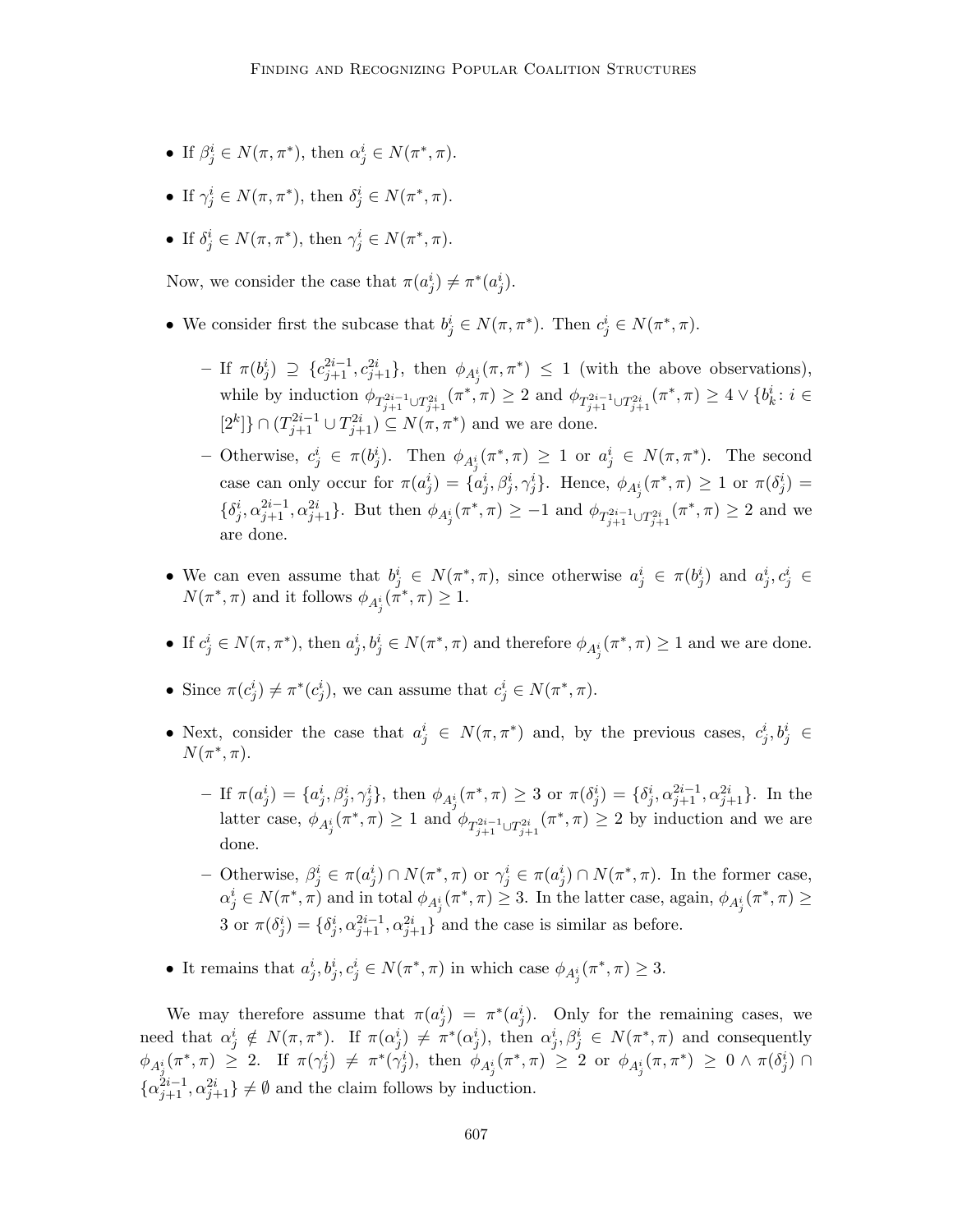- If $\beta_j^i \in N(\pi, \pi^*)$, then $\alpha_j^i \in N(\pi^*, \pi)$.
- If $\gamma_j^i \in N(\pi, \pi^*)$, then $\delta_j^i \in N(\pi^*, \pi)$.
- If $\delta_j^i \in N(\pi, \pi^*)$, then $\gamma_j^i \in N(\pi^*, \pi)$.

Now, we consider the case that $\pi(a_j^i) \neq \pi^*(a_j^i)$.

- We consider first the subcase that $b_j^i \in N(\pi, \pi^*)$. Then $c_j^i \in N(\pi^*, \pi)$.
  - If $\pi(b_j^i) \supseteq \{c_{j+1}^{2i-1}, c_{j+1}^{2i}\}$, then $\phi_{A_j^i}(\pi, \pi^*) \leq 1$ (with the above observations), while by induction $\phi_{T_{j+1}^{2i-1} \cup T_{j+1}^{2i}}(\pi^*, \pi) \geq 2$ and $\phi_{T_{j+1}^{2i-1} \cup T_{j+1}^{2i}}(\pi^*, \pi) \geq 4 \vee \{b_k^i \colon i \in [2^k]\} \cap (T_{j+1}^{2i-1} \cup T_{j+1}^{2i}) \subseteq N(\pi, \pi^*)$ and we are done.
  - Otherwise, $c_j^i \in \pi(b_j^i)$. Then $\phi_{A_j^i}(\pi^*, \pi) \geq 1$ or $a_j^i \in N(\pi, \pi^*)$. The second case can only occur for $\pi(a_j^i) = \{a_j^i, \beta_j^i, \gamma_j^i\}$. Hence, $\phi_{A_j^i}(\pi^*, \pi) \geq 1$ or $\pi(\delta_j^i) = \{\delta_j^i, \alpha_{j+1}^{2i-1}, \alpha_{j+1}^{2i}\}$. But then $\phi_{A_j^i}(\pi^*, \pi) \geq -1$ and $\phi_{T_{j+1}^{2i-1} \cup T_{j+1}^{2i}}(\pi^*, \pi) \geq 2$ and we are done.
- We can even assume that $b_j^i \in N(\pi^*, \pi)$, since otherwise $a_j^i \in \pi(b_j^i)$ and $a_j^i, c_j^i \in N(\pi^*, \pi)$ and it follows $\phi_{A_j^i}(\pi^*, \pi) \geq 1$.
- If $c_j^i \in N(\pi, \pi^*)$, then $a_j^i, b_j^i \in N(\pi^*, \pi)$ and therefore $\phi_{A_j^i}(\pi^*, \pi) \geq 1$ and we are done.
- Since $\pi(c_j^i) \neq \pi^*(c_j^i)$, we can assume that $c_j^i \in N(\pi^*, \pi)$.
- Next, consider the case that $a_j^i \in N(\pi, \pi^*)$ and, by the previous cases, $c_j^i, b_j^i \in N(\pi^*, \pi)$.
  - If $\pi(a_j^i) = \{a_j^i, \beta_j^i, \gamma_j^i\}$, then $\phi_{A_j^i}(\pi^*, \pi) \geq 3$ or $\pi(\delta_j^i) = \{\delta_j^i, \alpha_{j+1}^{2i-1}, \alpha_{j+1}^{2i}\}$. In the latter case, $\phi_{A_j^i}(\pi^*, \pi) \geq 1$ and $\phi_{T_{j+1}^{2i-1} \cup T_{j+1}^{2i}}(\pi^*, \pi) \geq 2$ by induction and we are done.
  - Otherwise, $\beta_j^i \in \pi(a_j^i) \cap N(\pi^*, \pi)$ or $\gamma_j^i \in \pi(a_j^i) \cap N(\pi^*, \pi)$. In the former case, $\alpha_j^i \in N(\pi^*, \pi)$ and in total $\phi_{A_j^i}(\pi^*, \pi) \geq 3$. In the latter case, again, $\phi_{A_j^i}(\pi^*, \pi) \geq 3$ or $\pi(\delta_j^i) = \{\delta_j^i, \alpha_{j+1}^{2i-1}, \alpha_{j+1}^{2i}\}$ and the case is similar as before.
- It remains that $a_j^i, b_j^i, c_j^i \in N(\pi^*, \pi)$ in which case $\phi_{A_j^i}(\pi^*, \pi) \geq 3$.

We may therefore assume that $\pi(a_j^i) = \pi^*(a_j^i)$. Only for the remaining cases, we need that $\alpha_j^i \notin N(\pi, \pi^*)$. If $\pi(\alpha_j^i) \neq \pi^*(\alpha_j^i)$, then $\alpha_j^i, \beta_j^i \in N(\pi^*, \pi)$ and consequently $\phi_{A_j^i}(\pi^*, \pi) \geq 2$. If $\pi(\gamma_j^i) \neq \pi^*(\gamma_j^i)$, then $\phi_{A_j^i}(\pi^*, \pi) \geq 2$ or $\phi_{A_j^i}(\pi, \pi^*) \geq 0 \wedge \pi(\delta_j^i) \cap \{\alpha_{j+1}^{2i-1}, \alpha_{j+1}^{2i}\} \neq \emptyset$ and the claim follows by induction.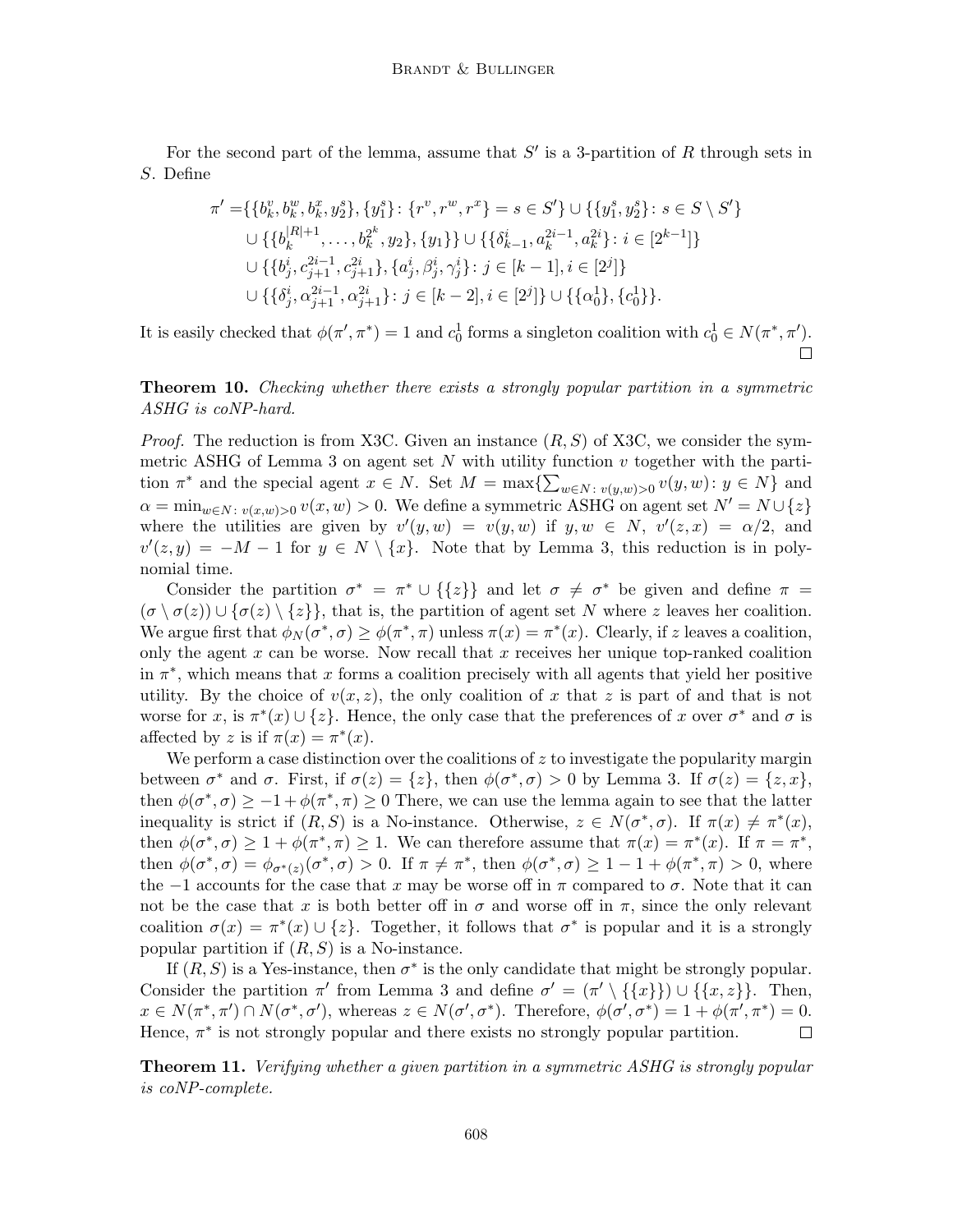For the second part of the lemma, assume that $S'$ is a 3-partition of $R$ through sets in $S$. Define

$$\begin{aligned}
\pi' =& \{\{b_k^v, b_k^w, b_k^x, y_2^s\}, \{y_1^s\} \colon \{r^v, r^w, r^x\} = s \in S'\} \cup \{\{y_1^s, y_2^s\} \colon s \in S \setminus S'\} \\
&\cup \{\{b_k^{|R|+1}, \dots, b_k^{2^k}, y_2\}, \{y_1\}\} \cup \{\{\delta_{k-1}^i, a_k^{2i-1}, a_k^{2i}\} \colon i \in [2^{k-1}]\} \\
&\cup \{\{b_j^i, c_{j+1}^{2i-1}, c_{j+1}^{2i}\}, \{a_j^i, \beta_j^i, \gamma_j^i\} \colon j \in [k-1], i \in [2^j]\} \\
&\cup \{\{\delta_j^i, \alpha_{j+1}^{2i-1}, \alpha_{j+1}^{2i}\} \colon j \in [k-2], i \in [2^j]\} \cup \{\{\alpha_0^1\}, \{c_0^1\}\}.
\end{aligned}$$

It is easily checked that $\phi(\pi', \pi^*) = 1$ and $c_0^1$ forms a singleton coalition with $c_0^1 \in N(\pi^*, \pi')$. $\square$

**Theorem 10.** *Checking whether there exists a strongly popular partition in a symmetric ASHG is coNP-hard.*

*Proof.* The reduction is from X3C. Given an instance $(R, S)$ of X3C, we consider the symmetric ASHG of Lemma 3 on agent set $N$ with utility function $v$ together with the partition $\pi^*$ and the special agent $x \in N$. Set $M = \max\{\sum_{w \in N \colon v(y,w) > 0} v(y, w) \colon y \in N\}$ and $\alpha = \min_{w \in N \colon v(x,w)>0} v(x, w) > 0$. We define a symmetric ASHG on agent set $N' = N \cup \{z\}$ where the utilities are given by $v'(y, w) = v(y, w)$ if $y, w \in N$, $v'(z, x) = \alpha/2$, and $v'(z, y) = -M - 1$ for $y \in N \setminus \{x\}$. Note that by Lemma 3, this reduction is in polynomial time.

Consider the partition $\sigma^* = \pi^* \cup \{\{z\}\}$ and let $\sigma \neq \sigma^*$ be given and define $\pi = (\sigma \setminus \sigma(z)) \cup \{\sigma(z) \setminus \{z\}\}$, that is, the partition of agent set $N$ where $z$ leaves her coalition. We argue first that $\phi_N(\sigma^*, \sigma) \geq \phi(\pi^*, \pi)$ unless $\pi(x) = \pi^*(x)$. Clearly, if $z$ leaves a coalition, only the agent $x$ can be worse. Now recall that $x$ receives her unique top-ranked coalition in $\pi^*$, which means that $x$ forms a coalition precisely with all agents that yield her positive utility. By the choice of $v(x, z)$, the only coalition of $x$ that $z$ is part of and that is not worse for $x$, is $\pi^*(x) \cup \{z\}$. Hence, the only case that the preferences of $x$ over $\sigma^*$ and $\sigma$ is affected by $z$ is if $\pi(x) = \pi^*(x)$.

We perform a case distinction over the coalitions of $z$ to investigate the popularity margin between $\sigma^*$ and $\sigma$. First, if $\sigma(z) = \{z\}$, then $\phi(\sigma^*, \sigma) > 0$ by Lemma 3. If $\sigma(z) = \{z, x\}$, then $\phi(\sigma^*, \sigma) \geq -1 + \phi(\pi^*, \pi) \geq 0$ There, we can use the lemma again to see that the latter inequality is strict if $(R, S)$ is a No-instance. Otherwise, $z \in N(\sigma^*, \sigma)$. If $\pi(x) \neq \pi^*(x)$, then $\phi(\sigma^*, \sigma) \geq 1 + \phi(\pi^*, \pi) \geq 1$. We can therefore assume that $\pi(x) = \pi^*(x)$. If $\pi = \pi^*$, then $\phi(\sigma^*, \sigma) = \phi_{\sigma^*(z)}(\sigma^*, \sigma) > 0$. If $\pi \neq \pi^*$, then $\phi(\sigma^*, \sigma) \geq 1 - 1 + \phi(\pi^*, \pi) > 0$, where the $-1$ accounts for the case that $x$ may be worse off in $\pi$ compared to $\sigma$. Note that it can not be the case that $x$ is both better off in $\sigma$ and worse off in $\pi$, since the only relevant coalition $\sigma(x) = \pi^*(x) \cup \{z\}$. Together, it follows that $\sigma^*$ is popular and it is a strongly popular partition if $(R, S)$ is a No-instance.

If $(R, S)$ is a Yes-instance, then $\sigma^*$ is the only candidate that might be strongly popular. Consider the partition $\pi'$ from Lemma 3 and define $\sigma' = (\pi' \setminus \{\{x\}\}) \cup \{\{x, z\}\}$. Then, $x \in N(\pi^*, \pi') \cap N(\sigma^*, \sigma')$, whereas $z \in N(\sigma', \sigma^*)$. Therefore, $\phi(\sigma', \sigma^*) = 1 + \phi(\pi', \pi^*) = 0$. Hence, $\pi^*$ is not strongly popular and there exists no strongly popular partition. $\square$

**Theorem 11.** *Verifying whether a given partition in a symmetric ASHG is strongly popular is coNP-complete.*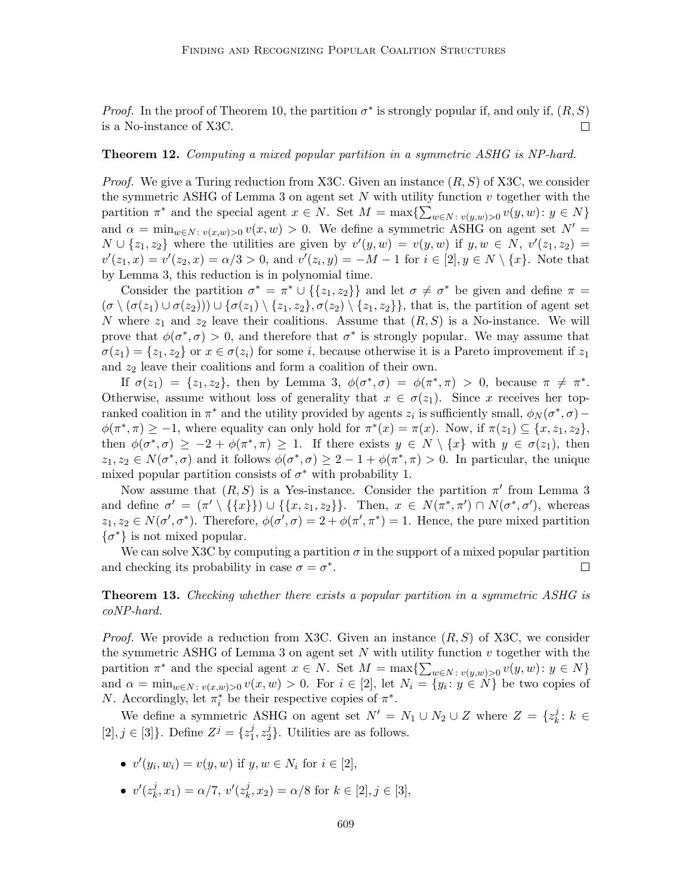*Proof.* In the proof of Theorem 10, the partition $\sigma^*$ is strongly popular if, and only if, $(R, S)$ is a No-instance of X3C. $\square$

**Theorem 12.** *Computing a mixed popular partition in a symmetric ASHG is NP-hard.*

*Proof.* We give a Turing reduction from X3C. Given an instance $(R, S)$ of X3C, we consider the symmetric ASHG of Lemma 3 on agent set $N$ with utility function $v$ together with the partition $\pi^*$ and the special agent $x \in N$. Set $M = \max\{\sum_{w \in N : v(y,w)>0} v(y, w) : y \in N\}$ and $\alpha = \min_{w \in N : v(x,w)>0} v(x, w) > 0$. We define a symmetric ASHG on agent set $N' = N \cup \{z_1, z_2\}$ where the utilities are given by $v'(y, w) = v(y, w)$ if $y, w \in N$, $v'(z_1, z_2) = v'(z_1, x) = v'(z_2, x) = \alpha/3 > 0$, and $v'(z_i, y) = -M - 1$ for $i \in [2], y \in N \setminus \{x\}$. Note that by Lemma 3, this reduction is in polynomial time.

Consider the partition $\sigma^* = \pi^* \cup \{\{z_1, z_2\}\}$ and let $\sigma \neq \sigma^*$ be given and define $\pi = (\sigma \setminus (\sigma(z_1) \cup \sigma(z_2))) \cup \{\sigma(z_1) \setminus \{z_1, z_2\}, \sigma(z_2) \setminus \{z_1, z_2\}\}$, that is, the partition of agent set $N$ where $z_1$ and $z_2$ leave their coalitions. Assume that $(R, S)$ is a No-instance. We will prove that $\phi(\sigma^*, \sigma) > 0$, and therefore that $\sigma^*$ is strongly popular. We may assume that $\sigma(z_1) = \{z_1, z_2\}$ or $x \in \sigma(z_i)$ for some $i$, because otherwise it is a Pareto improvement if $z_1$ and $z_2$ leave their coalitions and form a coalition of their own.

If $\sigma(z_1) = \{z_1, z_2\}$, then by Lemma 3, $\phi(\sigma^*, \sigma) = \phi(\pi^*, \pi) > 0$, because $\pi \neq \pi^*$. Otherwise, assume without loss of generality that $x \in \sigma(z_1)$. Since $x$ receives her top-ranked coalition in $\pi^*$ and the utility provided by agents $z_i$ is sufficiently small, $\phi_N(\sigma^*, \sigma) - \phi(\pi^*, \pi) \geq -1$, where equality can only hold for $\pi^*(x) = \pi(x)$. Now, if $\pi(z_1) \subseteq \{x, z_1, z_2\}$, then $\phi(\sigma^*, \sigma) \geq -2 + \phi(\pi^*, \pi) \geq 1$. If there exists $y \in N \setminus \{x\}$ with $y \in \sigma(z_1)$, then $z_1, z_2 \in N(\sigma^*, \sigma)$ and it follows $\phi(\sigma^*, \sigma) \geq 2 - 1 + \phi(\pi^*, \pi) > 0$. In particular, the unique mixed popular partition consists of $\sigma^*$ with probability 1.

Now assume that $(R, S)$ is a Yes-instance. Consider the partition $\pi'$ from Lemma 3 and define $\sigma' = (\pi' \setminus \{\{x\}\}) \cup \{\{x, z_1, z_2\}\}$. Then, $x \in N(\pi^*, \pi') \cap N(\sigma^*, \sigma')$, whereas $z_1, z_2 \in N(\sigma', \sigma^*)$. Therefore, $\phi(\sigma', \sigma) = 2 + \phi(\pi', \pi^*) = 1$. Hence, the pure mixed partition $\{\sigma^*\}$ is not mixed popular.

We can solve X3C by computing a partition $\sigma$ in the support of a mixed popular partition and checking its probability in case $\sigma = \sigma^*$. $\square$

**Theorem 13.** *Checking whether there exists a popular partition in a symmetric ASHG is coNP-hard.*

*Proof.* We provide a reduction from X3C. Given an instance $(R, S)$ of X3C, we consider the symmetric ASHG of Lemma 3 on agent set $N$ with utility function $v$ together with the partition $\pi^*$ and the special agent $x \in N$. Set $M = \max\{\sum_{w \in N : v(y,w)>0} v(y, w) : y \in N\}$ and $\alpha = \min_{w \in N : v(x,w)>0} v(x, w) > 0$. For $i \in [2]$, let $N_i = \{y_i : y \in N\}$ be two copies of $N$. Accordingly, let $\pi_i^*$ be their respective copies of $\pi^*$.

We define a symmetric ASHG on agent set $N' = N_1 \cup N_2 \cup Z$ where $Z = \{z_k^j : k \in [2], j \in [3]\}$. Define $Z^j = \{z_1^j, z_2^j\}$. Utilities are as follows.

- $v'(y_i, w_i) = v(y, w)$ if $y, w \in N_i$ for $i \in [2]$,
- $v'(z_k^j, x_1) = \alpha/7$, $v'(z_k^j, x_2) = \alpha/8$ for $k \in [2], j \in [3]$,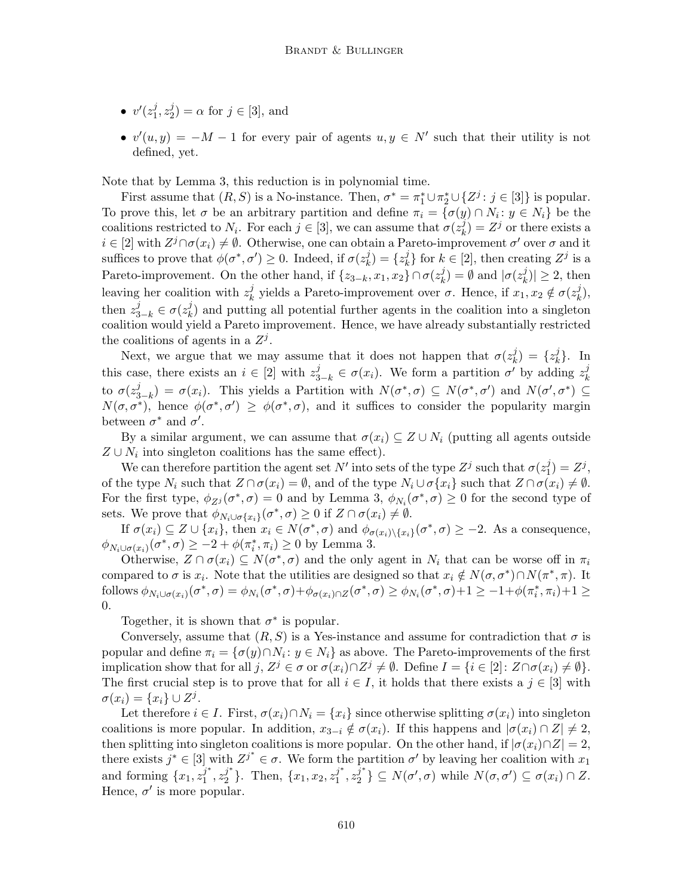- $v'(z_1^j, z_2^j) = \alpha$ for $j \in [3]$, and
- $v'(u, y) = -M - 1$ for every pair of agents $u, y \in N'$ such that their utility is not defined, yet.

Note that by Lemma 3, this reduction is in polynomial time.

First assume that $(R, S)$ is a No-instance. Then, $\sigma^* = \pi_1^* \cup \pi_2^* \cup \{Z^j : j \in [3]\}$ is popular. To prove this, let $\sigma$ be an arbitrary partition and define $\pi_i = \{\sigma(y) \cap N_i : y \in N_i\}$ be the coalitions restricted to $N_i$. For each $j \in [3]$, we can assume that $\sigma(z_k^j) = Z^j$ or there exists a $i \in [2]$ with $Z^j \cap \sigma(x_i) \neq \emptyset$. Otherwise, one can obtain a Pareto-improvement $\sigma'$ over $\sigma$ and it suffices to prove that $\phi(\sigma^*, \sigma') \geq 0$. Indeed, if $\sigma(z_k^j) = \{z_k^j\}$ for $k \in [2]$, then creating $Z^j$ is a Pareto-improvement. On the other hand, if $\{z_{3-k}, x_1, x_2\} \cap \sigma(z_k^j) = \emptyset$ and $|\sigma(z_k^j)| \geq 2$, then leaving her coalition with $z_k^j$ yields a Pareto-improvement over $\sigma$. Hence, if $x_1, x_2 \notin \sigma(z_k^j)$, then $z_{3-k}^j \in \sigma(z_k^j)$ and putting all potential further agents in the coalition into a singleton coalition would yield a Pareto improvement. Hence, we have already substantially restricted the coalitions of agents in a $Z^j$.

Next, we argue that we may assume that it does not happen that $\sigma(z_k^j) = \{z_k^j\}$. In this case, there exists an $i \in [2]$ with $z_{3-k}^j \in \sigma(x_i)$. We form a partition $\sigma'$ by adding $z_k^j$ to $\sigma(z_{3-k}^j) = \sigma(x_i)$. This yields a Partition with $N(\sigma^*, \sigma) \subseteq N(\sigma^*, \sigma')$ and $N(\sigma', \sigma^*) \subseteq N(\sigma, \sigma^*)$, hence $\phi(\sigma^*, \sigma') \geq \phi(\sigma^*, \sigma)$, and it suffices to consider the popularity margin between $\sigma^*$ and $\sigma'$.

By a similar argument, we can assume that $\sigma(x_i) \subseteq Z \cup N_i$ (putting all agents outside $Z \cup N_i$ into singleton coalitions has the same effect).

We can therefore partition the agent set $N'$ into sets of the type $Z^j$ such that $\sigma(z_1^j) = Z^j$, of the type $N_i$ such that $Z \cap \sigma(x_i) = \emptyset$, and of the type $N_i \cup \sigma\{x_i\}$ such that $Z \cap \sigma(x_i) \neq \emptyset$. For the first type, $\phi_{Z^j}(\sigma^*, \sigma) = 0$ and by Lemma 3, $\phi_{N_i}(\sigma^*, \sigma) \geq 0$ for the second type of sets. We prove that $\phi_{N_i \cup \sigma\{x_i\}}(\sigma^*, \sigma) \geq 0$ if $Z \cap \sigma(x_i) \neq \emptyset$.

If $\sigma(x_i) \subseteq Z \cup \{x_i\}$, then $x_i \in N(\sigma^*, \sigma)$ and $\phi_{\sigma(x_i) \setminus \{x_i\}}(\sigma^*, \sigma) \geq -2$. As a consequence, $\phi_{N_i \cup \sigma(x_i)}(\sigma^*, \sigma) \geq -2 + \phi(\pi_i^*, \pi_i) \geq 0$ by Lemma 3.

Otherwise, $Z \cap \sigma(x_i) \subseteq N(\sigma^*, \sigma)$ and the only agent in $N_i$ that can be worse off in $\pi_i$ compared to $\sigma$ is $x_i$. Note that the utilities are designed so that $x_i \notin N(\sigma, \sigma^*) \cap N(\pi^*, \pi)$. It follows $\phi_{N_i \cup \sigma(x_i)}(\sigma^*, \sigma) = \phi_{N_i}(\sigma^*, \sigma) + \phi_{\sigma(x_i) \cap Z}(\sigma^*, \sigma) \geq \phi_{N_i}(\sigma^*, \sigma) + 1 \geq -1 + \phi(\pi_i^*, \pi_i) + 1 \geq 0$.

Together, it is shown that $\sigma^*$ is popular.

Conversely, assume that $(R, S)$ is a Yes-instance and assume for contradiction that $\sigma$ is popular and define $\pi_i = \{\sigma(y) \cap N_i : y \in N_i\}$ as above. The Pareto-improvements of the first implication show that for all $j$, $Z^j \in \sigma$ or $\sigma(x_i) \cap Z^j \neq \emptyset$. Define $I = \{i \in [2] : Z \cap \sigma(x_i) \neq \emptyset\}$. The first crucial step is to prove that for all $i \in I$, it holds that there exists a $j \in [3]$ with $\sigma(x_i) = \{x_i\} \cup Z^j$.

Let therefore $i \in I$. First, $\sigma(x_i) \cap N_i = \{x_i\}$ since otherwise splitting $\sigma(x_i)$ into singleton coalitions is more popular. In addition, $x_{3-i} \notin \sigma(x_i)$. If this happens and $|\sigma(x_i) \cap Z| \neq 2$, then splitting into singleton coalitions is more popular. On the other hand, if $|\sigma(x_i) \cap Z| = 2$, there exists $j^* \in [3]$ with $Z^{j^*} \in \sigma$. We form the partition $\sigma'$ by leaving her coalition with $x_1$ and forming $\{x_1, z_1^{j^*}, z_2^{j^*}\}$. Then, $\{x_1, x_2, z_1^{j^*}, z_2^{j^*}\} \subseteq N(\sigma', \sigma)$ while $N(\sigma, \sigma') \subseteq \sigma(x_i) \cap Z$. Hence, $\sigma'$ is more popular.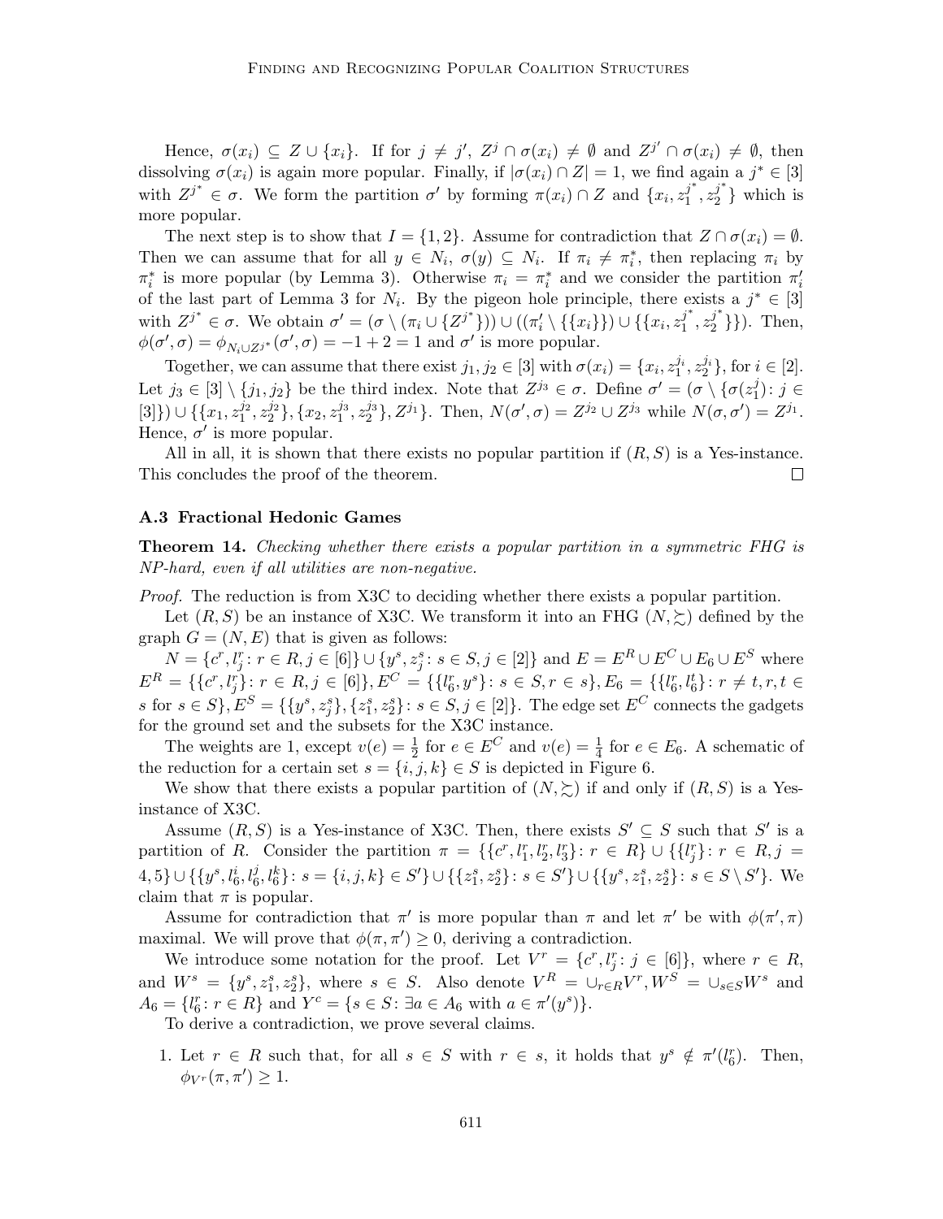Hence, $\sigma(x_i) \subseteq Z \cup \{x_i\}$. If for $j \neq j'$, $Z^j \cap \sigma(x_i) \neq \emptyset$ and $Z^{j'} \cap \sigma(x_i) \neq \emptyset$, then dissolving $\sigma(x_i)$ is again more popular. Finally, if $|\sigma(x_i) \cap Z| = 1$, we find again a $j^* \in [3]$ with $Z^{j^*} \in \sigma$. We form the partition $\sigma'$ by forming $\pi(x_i) \cap Z$ and $\{x_i, z_1^{j^*}, z_2^{j^*}\}$ which is more popular.

The next step is to show that $I = \{1, 2\}$. Assume for contradiction that $Z \cap \sigma(x_i) = \emptyset$. Then we can assume that for all $y \in N_i$, $\sigma(y) \subseteq N_i$. If $\pi_i \neq \pi_i^*$, then replacing $\pi_i$ by $\pi_i^*$ is more popular (by Lemma 3). Otherwise $\pi_i = \pi_i^*$ and we consider the partition $\pi_i'$ of the last part of Lemma 3 for $N_i$. By the pigeon hole principle, there exists a $j^* \in [3]$ with $Z^{j^*} \in \sigma$. We obtain $\sigma' = (\sigma \setminus (\pi_i \cup \{Z^{j^*}\})) \cup ((\pi_i' \setminus \{\{x_i\}\}) \cup \{\{x_i, z_1^{j^*}, z_2^{j^*}\}\})$. Then, $\phi(\sigma', \sigma) = \phi_{N_i \cup Z^{j^*}}(\sigma', \sigma) = -1 + 2 = 1$ and $\sigma'$ is more popular.

Together, we can assume that there exist $j_1, j_2 \in [3]$ with $\sigma(x_i) = \{x_i, z_1^{j_i}, z_2^{j_i}\}$, for $i \in [2]$. Let $j_3 \in [3] \setminus \{j_1, j_2\}$ be the third index. Note that $Z^{j_3} \in \sigma$. Define $\sigma' = (\sigma \setminus \{\sigma(z_1^j) : j \in [3]\}) \cup \{\{x_1, z_1^{j_2}, z_2^{j_2}\}, \{x_2, z_1^{j_3}, z_2^{j_3}\}, Z^{j_1}\}$. Then, $N(\sigma', \sigma) = Z^{j_2} \cup Z^{j_3}$ while $N(\sigma, \sigma') = Z^{j_1}$. Hence, $\sigma'$ is more popular.

All in all, it is shown that there exists no popular partition if $(R, S)$ is a Yes-instance. This concludes the proof of the theorem. $\square$

### A.3 Fractional Hedonic Games

**Theorem 14.** *Checking whether there exists a popular partition in a symmetric FHG is NP-hard, even if all utilities are non-negative.*

*Proof.* The reduction is from X3C to deciding whether there exists a popular partition.

Let $(R, S)$ be an instance of X3C. We transform it into an FHG $(N, \succsim)$ defined by the graph $G = (N, E)$ that is given as follows:

$N = \{c^r, l_j^r : r \in R, j \in [6]\} \cup \{y^s, z_j^s : s \in S, j \in [2]\}$ and $E = E^R \cup E^C \cup E_6 \cup E^S$ where $E^R = \{\{c^r, l_j^r\} : r \in R, j \in [6]\}$, $E^C = \{\{l_6^r, y^s\} : s \in S, r \in s\}$, $E_6 = \{\{l_6^r, l_6^t\} : r \neq t, r, t \in s \text{ for } s \in S\}$, $E^S = \{\{y^s, z_j^s\}, \{z_1^s, z_2^s\} : s \in S, j \in [2]\}$. The edge set $E^C$ connects the gadgets for the ground set and the subsets for the X3C instance.

The weights are 1, except $v(e) = \frac{1}{2}$ for $e \in E^C$ and $v(e) = \frac{1}{4}$ for $e \in E_6$. A schematic of the reduction for a certain set $s = \{i, j, k\} \in S$ is depicted in Figure 6.

We show that there exists a popular partition of $(N, \succsim)$ if and only if $(R, S)$ is a Yes-instance of X3C.

Assume $(R, S)$ is a Yes-instance of X3C. Then, there exists $S' \subseteq S$ such that $S'$ is a partition of $R$. Consider the partition $\pi = \{\{c^r, l_1^r, l_2^r, l_3^r\} : r \in R\} \cup \{\{l_j^r\} : r \in R, j = 4, 5\} \cup \{\{y^s, l_6^i, l_6^j, l_6^k\} : s = \{i, j, k\} \in S'\} \cup \{\{z_1^s, z_2^s\} : s \in S'\} \cup \{\{y^s, z_1^s, z_2^s\} : s \in S \setminus S'\}$. We claim that $\pi$ is popular.

Assume for contradiction that $\pi'$ is more popular than $\pi$ and let $\pi'$ be with $\phi(\pi', \pi)$ maximal. We will prove that $\phi(\pi, \pi') \geq 0$, deriving a contradiction.

We introduce some notation for the proof. Let $V^r = \{c^r, l_j^r : j \in [6]\}$, where $r \in R$, and $W^s = \{y^s, z_1^s, z_2^s\}$, where $s \in S$. Also denote $V^R = \cup_{r \in R} V^r$, $W^S = \cup_{s \in S} W^s$ and $A_6 = \{l_6^r : r \in R\}$ and $Y^c = \{s \in S : \exists a \in A_6 \text{ with } a \in \pi'(y^s)\}$.

To derive a contradiction, we prove several claims.

1. Let $r \in R$ such that, for all $s \in S$ with $r \in s$, it holds that $y^s \notin \pi'(l_6^r)$. Then, $\phi_{V^r}(\pi, \pi') \geq 1$.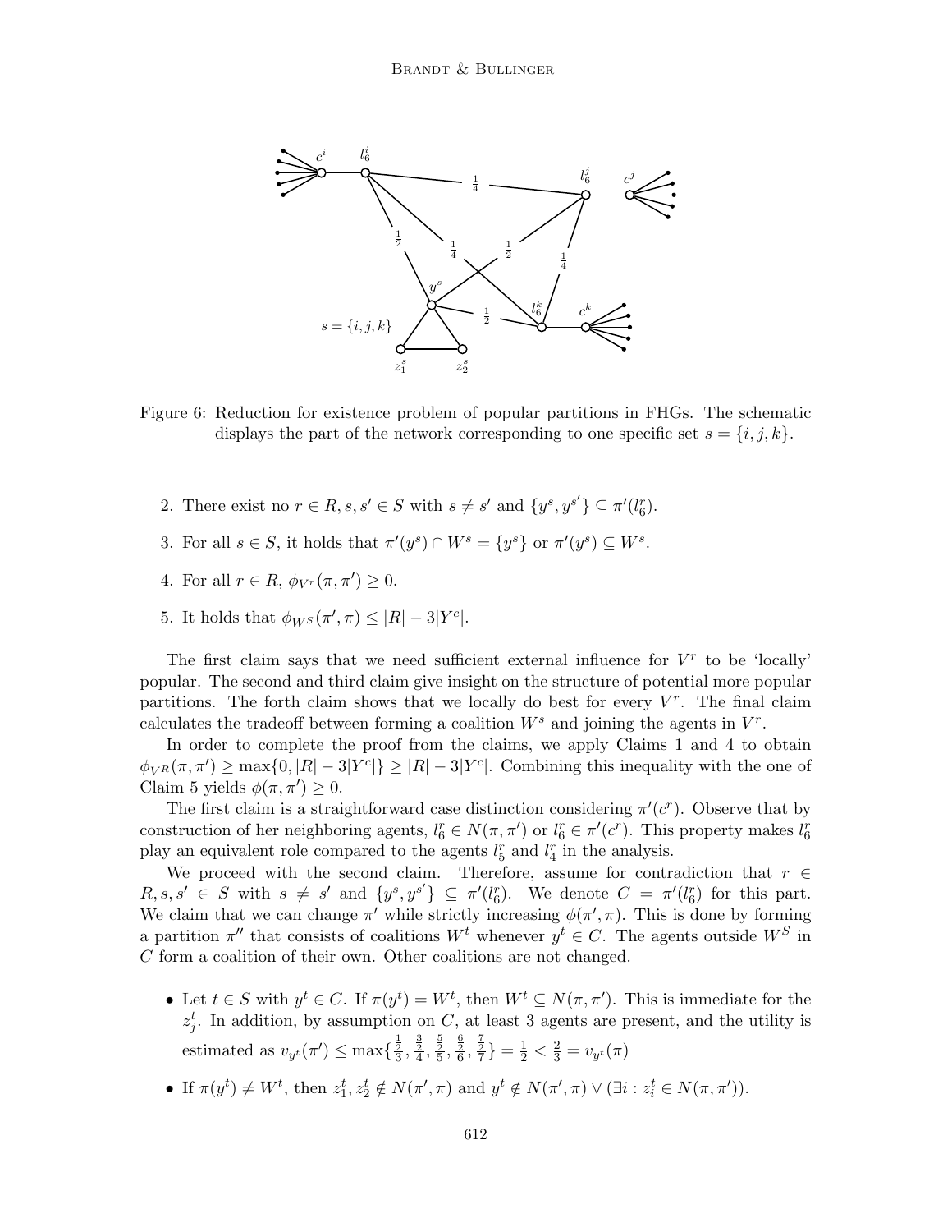Figure 6: Reduction for existence problem of popular partitions in FHGs. The schematic displays the part of the network corresponding to one specific set $s = \{i, j, k\}$.

2. There exist no $r \in R, s, s' \in S$ with $s \neq s'$ and $\{y^s, y^{s'}\} \subseteq \pi'(l_6^r)$.

3. For all $s \in S$, it holds that $\pi'(y^s) \cap W^s = \{y^s\}$ or $\pi'(y^s) \subseteq W^s$.

4. For all $r \in R$, $\phi_{V^r}(\pi, \pi') \geq 0$.

5. It holds that $\phi_{W^S}(\pi', \pi) \leq |R| - 3|Y^c|$.

The first claim says that we need sufficient external influence for $V^r$ to be 'locally' popular. The second and third claim give insight on the structure of potential more popular partitions. The forth claim shows that we locally do best for every $V^r$. The final claim calculates the tradeoff between forming a coalition $W^s$ and joining the agents in $V^r$.

In order to complete the proof from the claims, we apply Claims 1 and 4 to obtain $\phi_{V^R}(\pi, \pi') \geq \max\{0, |R| - 3|Y^c|\} \geq |R| - 3|Y^c|$. Combining this inequality with the one of Claim 5 yields $\phi(\pi, \pi') \geq 0$.

The first claim is a straightforward case distinction considering $\pi'(c^r)$. Observe that by construction of her neighboring agents, $l_6^r \in N(\pi, \pi')$ or $l_6^r \in \pi'(c^r)$. This property makes $l_6^r$ play an equivalent role compared to the agents $l_5^r$ and $l_4^r$ in the analysis.

We proceed with the second claim. Therefore, assume for contradiction that $r \in R, s, s' \in S$ with $s \neq s'$ and $\{y^s, y^{s'}\} \subseteq \pi'(l_6^r)$. We denote $C = \pi'(l_6^r)$ for this part. We claim that we can change $\pi'$ while strictly increasing $\phi(\pi', \pi)$. This is done by forming a partition $\pi''$ that consists of coalitions $W^t$ whenever $y^t \in C$. The agents outside $W^S$ in $C$ form a coalition of their own. Other coalitions are not changed.

- Let $t \in S$ with $y^t \in C$. If $\pi(y^t) = W^t$, then $W^t \subseteq N(\pi, \pi')$. This is immediate for the $z_j^t$. In addition, by assumption on $C$, at least 3 agents are present, and the utility is estimated as $v_{y^t}(\pi') \leq \max\{\frac{\frac{1}{2}}{3}, \frac{\frac{3}{2}}{4}, \frac{\frac{5}{2}}{5}, \frac{\frac{6}{2}}{6}, \frac{\frac{7}{2}}{7}\} = \frac{1}{2} < \frac{2}{3} = v_{y^t}(\pi)$
- If $\pi(y^t) \neq W^t$, then $z_1^t, z_2^t \notin N(\pi', \pi)$ and $y^t \notin N(\pi', \pi) \vee (\exists i : z_i^t \in N(\pi, \pi'))$.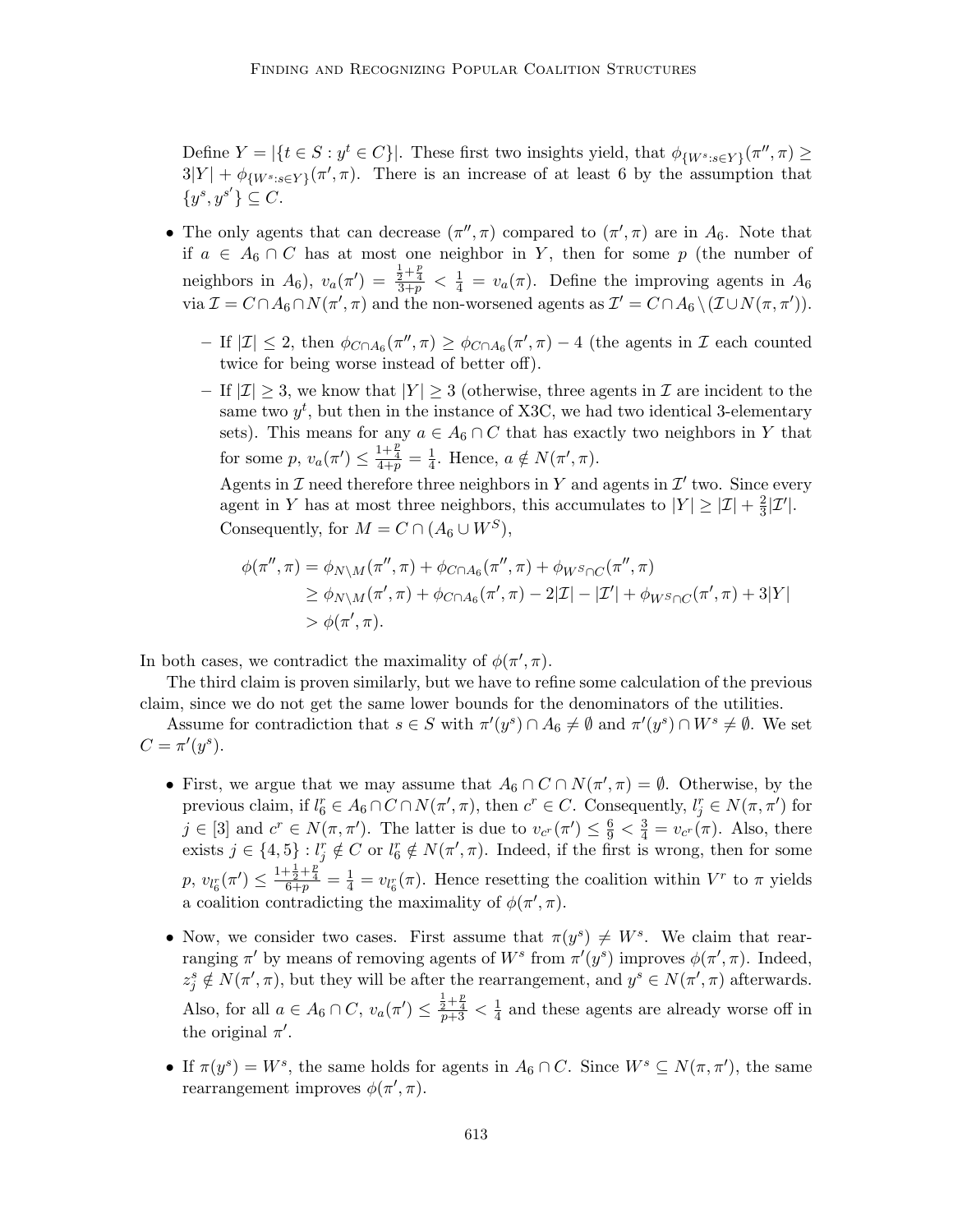Define $Y = |\{t \in S : y^t \in C\}|$. These first two insights yield, that $\phi_{\{W^s : s \in Y\}}(\pi'', \pi) \geq 3|Y| + \phi_{\{W^s : s \in Y\}}(\pi', \pi)$. There is an increase of at least 6 by the assumption that $\{y^s, y^{s'}\} \subseteq C$.

- The only agents that can decrease $(\pi'', \pi)$ compared to $(\pi', \pi)$ are in $A_6$. Note that if $a \in A_6 \cap C$ has at most one neighbor in $Y$, then for some $p$ (the number of neighbors in $A_6$), $v_a(\pi') = \frac{\frac{1}{2} + \frac{p}{4}}{3+p} < \frac{1}{4} = v_a(\pi)$. Define the improving agents in $A_6$ via $\mathcal{I} = C \cap A_6 \cap N(\pi', \pi)$ and the non-worsened agents as $\mathcal{I}' = C \cap A_6 \setminus (\mathcal{I} \cup N(\pi, \pi'))$.
  - If $|\mathcal{I}| \leq 2$, then $\phi_{C \cap A_6}(\pi'', \pi) \geq \phi_{C \cap A_6}(\pi', \pi) - 4$ (the agents in $\mathcal{I}$ each counted twice for being worse instead of better off).
  - If $|\mathcal{I}| \geq 3$, we know that $|Y| \geq 3$ (otherwise, three agents in $\mathcal{I}$ are incident to the same two $y^t$, but then in the instance of X3C, we had two identical 3-elementary sets). This means for any $a \in A_6 \cap C$ that has exactly two neighbors in $Y$ that for some $p$, $v_a(\pi') \leq \frac{1 + \frac{p}{4}}{4+p} = \frac{1}{4}$. Hence, $a \notin N(\pi', \pi)$.

    Agents in $\mathcal{I}$ need therefore three neighbors in $Y$ and agents in $\mathcal{I}'$ two. Since every agent in $Y$ has at most three neighbors, this accumulates to $|Y| \geq |\mathcal{I}| + \frac{2}{3}|\mathcal{I}'|$. Consequently, for $M = C \cap (A_6 \cup W^S)$,

$$
\begin{aligned}
\phi(\pi'', \pi) &= \phi_{N \setminus M}(\pi'', \pi) + \phi_{C \cap A_6}(\pi'', \pi) + \phi_{W^S \cap C}(\pi'', \pi) \\
&\geq \phi_{N \setminus M}(\pi', \pi) + \phi_{C \cap A_6}(\pi', \pi) - 2|\mathcal{I}| - |\mathcal{I}'| + \phi_{W^S \cap C}(\pi', \pi) + 3|Y| \\
&> \phi(\pi', \pi).
\end{aligned}
$$

In both cases, we contradict the maximality of $\phi(\pi', \pi)$.

The third claim is proven similarly, but we have to refine some calculation of the previous claim, since we do not get the same lower bounds for the denominators of the utilities.

Assume for contradiction that $s \in S$ with $\pi'(y^s) \cap A_6 \neq \emptyset$ and $\pi'(y^s) \cap W^s \neq \emptyset$. We set $C = \pi'(y^s)$.

- First, we argue that we may assume that $A_6 \cap C \cap N(\pi', \pi) = \emptyset$. Otherwise, by the previous claim, if $l_6^r \in A_6 \cap C \cap N(\pi', \pi)$, then $c^r \in C$. Consequently, $l_j^r \in N(\pi, \pi')$ for $j \in [3]$ and $c^r \in N(\pi, \pi')$. The latter is due to $v_{c^r}(\pi') \leq \frac{6}{9} < \frac{3}{4} = v_{c^r}(\pi)$. Also, there exists $j \in \{4, 5\} : l_j^r \notin C$ or $l_6^r \notin N(\pi', \pi)$. Indeed, if the first is wrong, then for some $p$, $v_{l_6^r}(\pi') \leq \frac{1 + \frac{1}{2} + \frac{p}{4}}{6+p} = \frac{1}{4} = v_{l_6^r}(\pi)$. Hence resetting the coalition within $V^r$ to $\pi$ yields a coalition contradicting the maximality of $\phi(\pi', \pi)$.
- Now, we consider two cases. First assume that $\pi(y^s) \neq W^s$. We claim that rearranging $\pi'$ by means of removing agents of $W^s$ from $\pi'(y^s)$ improves $\phi(\pi', \pi)$. Indeed, $z_j^s \notin N(\pi', \pi)$, but they will be after the rearrangement, and $y^s \in N(\pi', \pi)$ afterwards. Also, for all $a \in A_6 \cap C$, $v_a(\pi') \leq \frac{\frac{1}{2} + \frac{p}{4}}{p+3} < \frac{1}{4}$ and these agents are already worse off in the original $\pi'$.
- If $\pi(y^s) = W^s$, the same holds for agents in $A_6 \cap C$. Since $W^s \subseteq N(\pi, \pi')$, the same rearrangement improves $\phi(\pi', \pi)$.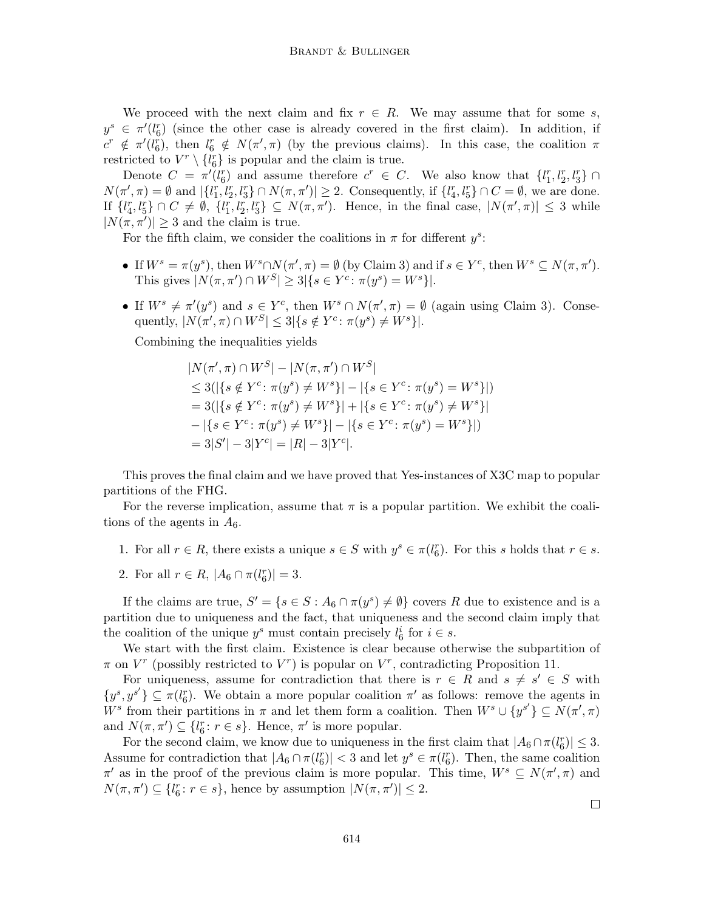We proceed with the next claim and fix $r \in R$. We may assume that for some $s$, $y^s \in \pi'(l_6^r)$ (since the other case is already covered in the first claim). In addition, if $c^r \notin \pi'(l_6^r)$, then $l_6^r \notin N(\pi', \pi)$ (by the previous claims). In this case, the coalition $\pi$ restricted to $V^r \setminus \{l_6^r\}$ is popular and the claim is true.

Denote $C = \pi'(l_6^r)$ and assume therefore $c^r \in C$. We also know that $\{l_1^r, l_2^r, l_3^r\} \cap N(\pi', \pi) = \emptyset$ and $|\{l_1^r, l_2^r, l_3^r\} \cap N(\pi, \pi')| \geq 2$. Consequently, if $\{l_4^r, l_5^r\} \cap C = \emptyset$, we are done. If $\{l_4^r, l_5^r\} \cap C \neq \emptyset$, $\{l_1^r, l_2^r, l_3^r\} \subseteq N(\pi, \pi')$. Hence, in the final case, $|N(\pi', \pi)| \leq 3$ while $|N(\pi, \pi')| \geq 3$ and the claim is true.

For the fifth claim, we consider the coalitions in $\pi$ for different $y^s$:

- If $W^s = \pi(y^s)$, then $W^s \cap N(\pi', \pi) = \emptyset$ (by Claim 3) and if $s \in Y^c$, then $W^s \subseteq N(\pi, \pi')$. This gives $|N(\pi, \pi') \cap W^S| \geq 3|\{s \in Y^c : \pi(y^s) = W^s\}|$.
- If $W^s \neq \pi'(y^s)$ and $s \in Y^c$, then $W^s \cap N(\pi', \pi) = \emptyset$ (again using Claim 3). Consequently, $|N(\pi', \pi) \cap W^S| \leq 3|\{s \notin Y^c : \pi(y^s) \neq W^s\}|$.

  Combining the inequalities yields

$$
\begin{aligned}
&|N(\pi', \pi) \cap W^S| - |N(\pi, \pi') \cap W^S| \\
&\leq 3(|\{s \notin Y^c : \pi(y^s) \neq W^s\}| - |\{s \in Y^c : \pi(y^s) = W^s\}|) \\
&= 3(|\{s \notin Y^c : \pi(y^s) \neq W^s\}| + |\{s \in Y^c : \pi(y^s) \neq W^s\}| \\
&- |\{s \in Y^c : \pi(y^s) \neq W^s\}| - |\{s \in Y^c : \pi(y^s) = W^s\}|) \\
&= 3|S'| - 3|Y^c| = |R| - 3|Y^c|.
\end{aligned}
$$

This proves the final claim and we have proved that Yes-instances of X3C map to popular partitions of the FHG.

For the reverse implication, assume that $\pi$ is a popular partition. We exhibit the coalitions of the agents in $A_6$.

1. For all $r \in R$, there exists a unique $s \in S$ with $y^s \in \pi(l_6^r)$. For this $s$ holds that $r \in s$.
2. For all $r \in R$, $|A_6 \cap \pi(l_6^r)| = 3$.

If the claims are true, $S' = \{s \in S : A_6 \cap \pi(y^s) \neq \emptyset\}$ covers $R$ due to existence and is a partition due to uniqueness and the fact, that uniqueness and the second claim imply that the coalition of the unique $y^s$ must contain precisely $l_6^i$ for $i \in s$.

We start with the first claim. Existence is clear because otherwise the subpartition of $\pi$ on $V^r$ (possibly restricted to $V^r$) is popular on $V^r$, contradicting Proposition 11.

For uniqueness, assume for contradiction that there is $r \in R$ and $s \neq s' \in S$ with $\{y^s, y^{s'}\} \subseteq \pi(l_6^r)$. We obtain a more popular coalition $\pi'$ as follows: remove the agents in $W^s$ from their partitions in $\pi$ and let them form a coalition. Then $W^s \cup \{y^{s'}\} \subseteq N(\pi', \pi)$ and $N(\pi, \pi') \subseteq \{l_6^r : r \in s\}$. Hence, $\pi'$ is more popular.

For the second claim, we know due to uniqueness in the first claim that $|A_6 \cap \pi(l_6^r)| \leq 3$. Assume for contradiction that $|A_6 \cap \pi(l_6^r)| < 3$ and let $y^s \in \pi(l_6^r)$. Then, the same coalition $\pi'$ as in the proof of the previous claim is more popular. This time, $W^s \subseteq N(\pi', \pi)$ and $N(\pi, \pi') \subseteq \{l_6^r : r \in s\}$, hence by assumption $|N(\pi, \pi')| \leq 2$.

□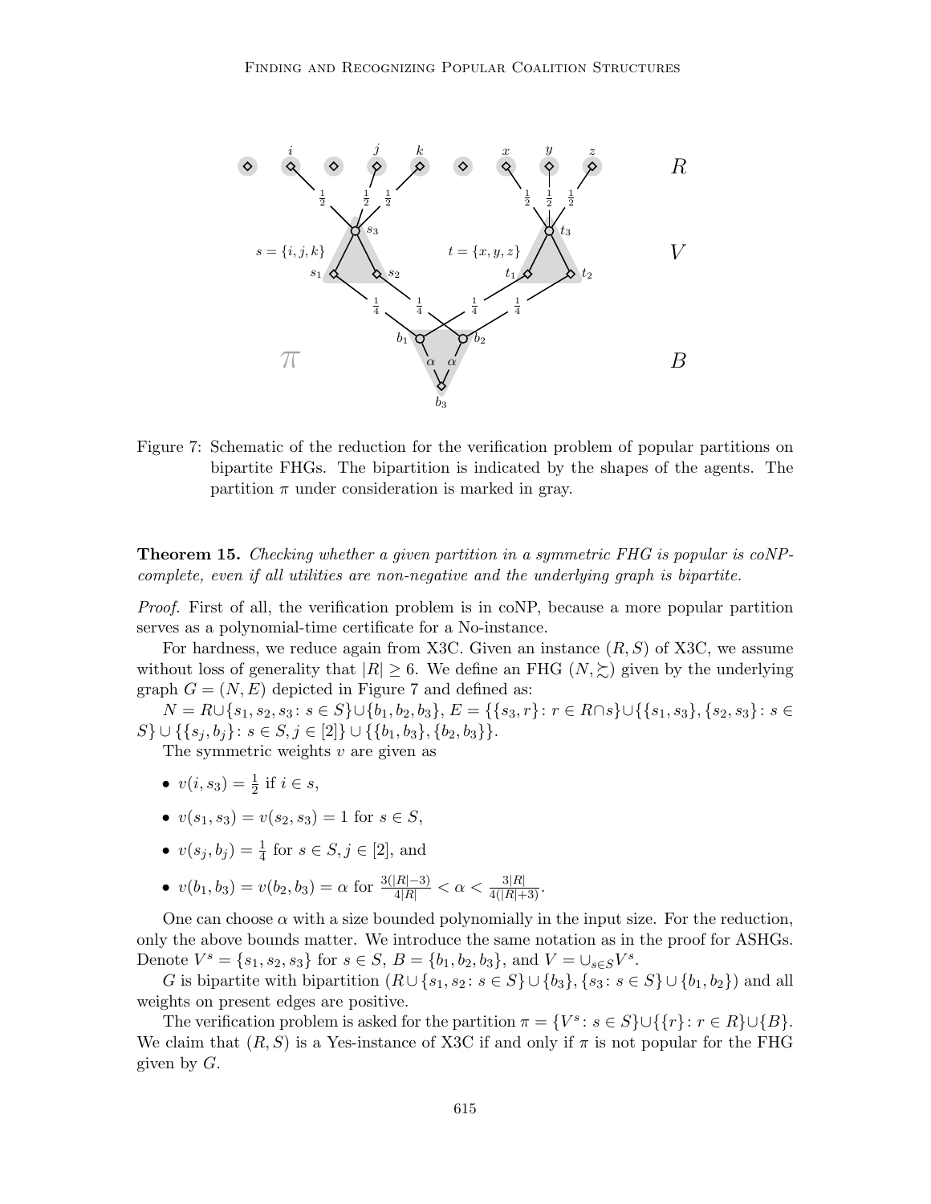Figure 7: Schematic of the reduction for the verification problem of popular partitions on bipartite FHGs. The bipartition is indicated by the shapes of the agents. The partition $\pi$ under consideration is marked in gray.

**Theorem 15.** *Checking whether a given partition in a symmetric FHG is popular is coNP-complete, even if all utilities are non-negative and the underlying graph is bipartite.*

*Proof.* First of all, the verification problem is in coNP, because a more popular partition serves as a polynomial-time certificate for a No-instance.

For hardness, we reduce again from X3C. Given an instance $(R, S)$ of X3C, we assume without loss of generality that $|R| \geq 6$. We define an FHG $(N, \succsim)$ given by the underlying graph $G = (N, E)$ depicted in Figure 7 and defined as:

$N = R \cup \{s_1, s_2, s_3 \colon s \in S\} \cup \{b_1, b_2, b_3\}$, $E = \{\{s_3, r\} \colon r \in R \cap s\} \cup \{\{s_1, s_3\}, \{s_2, s_3\} \colon s \in S\} \cup \{\{s_j, b_j\} \colon s \in S, j \in [2]\} \cup \{\{b_1, b_3\}, \{b_2, b_3\}\}$.

The symmetric weights $v$ are given as

- $v(i, s_3) = \frac{1}{2}$ if $i \in s$,
- $v(s_1, s_3) = v(s_2, s_3) = 1$ for $s \in S$,
- $v(s_j, b_j) = \frac{1}{4}$ for $s \in S, j \in [2]$, and
- $v(b_1, b_3) = v(b_2, b_3) = \alpha$ for $\frac{3(|R|-3)}{4|R|} < \alpha < \frac{3|R|}{4(|R|+3)}$.

One can choose $\alpha$ with a size bounded polynomially in the input size. For the reduction, only the above bounds matter. We introduce the same notation as in the proof for ASHGs. Denote $V^s = \{s_1, s_2, s_3\}$ for $s \in S$, $B = \{b_1, b_2, b_3\}$, and $V = \cup_{s \in S} V^s$.

$G$ is bipartite with bipartition $(R \cup \{s_1, s_2 \colon s \in S\} \cup \{b_3\}, \{s_3 \colon s \in S\} \cup \{b_1, b_2\})$ and all weights on present edges are positive.

The verification problem is asked for the partition $\pi = \{V^s \colon s \in S\} \cup \{\{r\} \colon r \in R\} \cup \{B\}$. We claim that $(R, S)$ is a Yes-instance of X3C if and only if $\pi$ is not popular for the FHG given by $G$.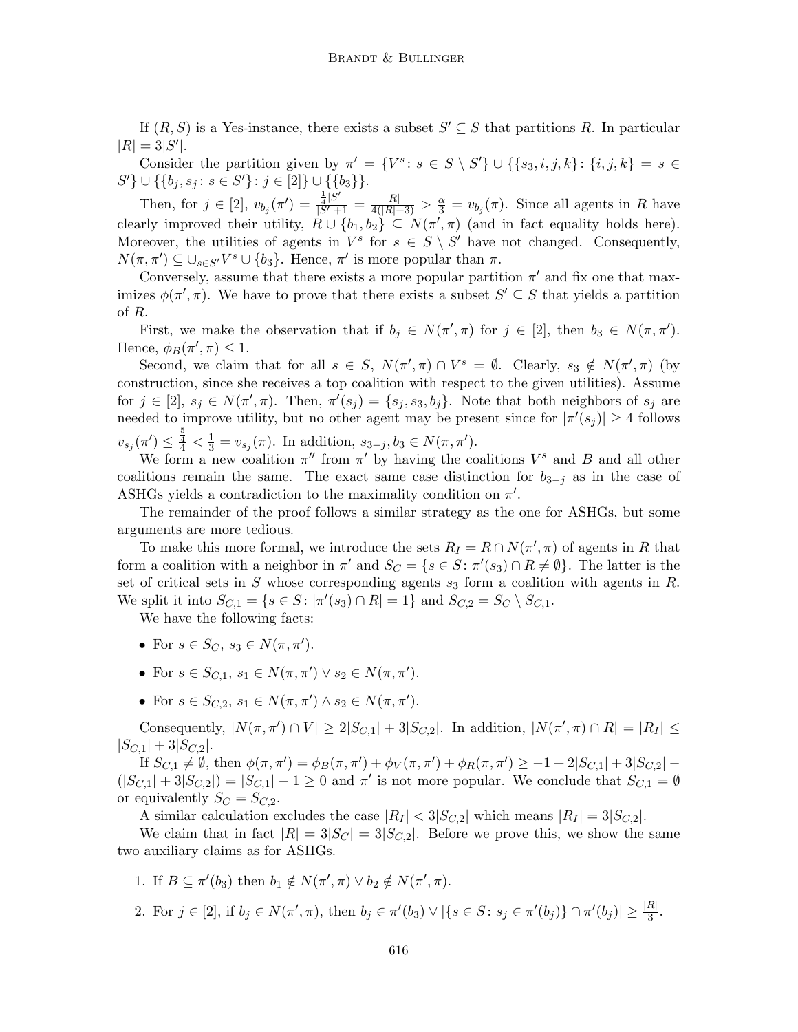If $(R, S)$ is a Yes-instance, there exists a subset $S' \subseteq S$ that partitions $R$. In particular $|R| = 3|S'|$.

Consider the partition given by $\pi' = \{V^s : s \in S \setminus S'\} \cup \{\{s_3, i, j, k\} : \{i, j, k\} = s \in S'\} \cup \{\{b_j, s_j : s \in S'\} : j \in [2]\} \cup \{\{b_3\}\}$.

Then, for $j \in [2]$, $v_{b_j}(\pi') = \frac{\frac{1}{4}|S'|}{|S'|+1} = \frac{|R|}{4(|R|+3)} > \frac{\alpha}{3} = v_{b_j}(\pi)$. Since all agents in $R$ have clearly improved their utility, $R \cup \{b_1, b_2\} \subseteq N(\pi', \pi)$ (and in fact equality holds here). Moreover, the utilities of agents in $V^s$ for $s \in S \setminus S'$ have not changed. Consequently, $N(\pi, \pi') \subseteq \cup_{s \in S'} V^s \cup \{b_3\}$. Hence, $\pi'$ is more popular than $\pi$.

Conversely, assume that there exists a more popular partition $\pi'$ and fix one that maximizes $\phi(\pi', \pi)$. We have to prove that there exists a subset $S' \subseteq S$ that yields a partition of $R$.

First, we make the observation that if $b_j \in N(\pi', \pi)$ for $j \in [2]$, then $b_3 \in N(\pi, \pi')$. Hence, $\phi_B(\pi', \pi) \leq 1$.

Second, we claim that for all $s \in S$, $N(\pi', \pi) \cap V^s = \emptyset$. Clearly, $s_3 \notin N(\pi', \pi)$ (by construction, since she receives a top coalition with respect to the given utilities). Assume for $j \in [2]$, $s_j \in N(\pi', \pi)$. Then, $\pi'(s_j) = \{s_j, s_3, b_j\}$. Note that both neighbors of $s_j$ are needed to improve utility, but no other agent may be present since for $|\pi'(s_j)| \geq 4$ follows $v_{s_j}(\pi') \leq \frac{\frac{5}{4}}{4} < \frac{1}{3} = v_{s_j}(\pi)$. In addition, $s_{3-j}, b_3 \in N(\pi, \pi')$.

We form a new coalition $\pi''$ from $\pi'$ by having the coalitions $V^s$ and $B$ and all other coalitions remain the same. The exact same case distinction for $b_{3-j}$ as in the case of ASHGs yields a contradiction to the maximality condition on $\pi'$.

The remainder of the proof follows a similar strategy as the one for ASHGs, but some arguments are more tedious.

To make this more formal, we introduce the sets $R_I = R \cap N(\pi', \pi)$ of agents in $R$ that form a coalition with a neighbor in $\pi'$ and $S_C = \{s \in S : \pi'(s_3) \cap R \neq \emptyset\}$. The latter is the set of critical sets in $S$ whose corresponding agents $s_3$ form a coalition with agents in $R$. We split it into $S_{C,1} = \{s \in S : |\pi'(s_3) \cap R| = 1\}$ and $S_{C,2} = S_C \setminus S_{C,1}$.

We have the following facts:

- For $s \in S_C$, $s_3 \in N(\pi, \pi')$.
- For $s \in S_{C,1}$, $s_1 \in N(\pi, \pi') \vee s_2 \in N(\pi, \pi')$.
- For $s \in S_{C,2}$, $s_1 \in N(\pi, \pi') \wedge s_2 \in N(\pi, \pi')$.

Consequently, $|N(\pi, \pi') \cap V| \geq 2|S_{C,1}| + 3|S_{C,2}|$. In addition, $|N(\pi', \pi) \cap R| = |R_I| \leq |S_{C,1}| + 3|S_{C,2}|$.

If $S_{C,1} \neq \emptyset$, then $\phi(\pi, \pi') = \phi_B(\pi, \pi') + \phi_V(\pi, \pi') + \phi_R(\pi, \pi') \geq -1 + 2|S_{C,1}| + 3|S_{C,2}| - (|S_{C,1}| + 3|S_{C,2}|) = |S_{C,1}| - 1 \geq 0$ and $\pi'$ is not more popular. We conclude that $S_{C,1} = \emptyset$ or equivalently $S_C = S_{C,2}$.

A similar calculation excludes the case $|R_I| < 3|S_{C,2}|$ which means $|R_I| = 3|S_{C,2}|$.

We claim that in fact $|R| = 3|S_C| = 3|S_{C,2}|$. Before we prove this, we show the same two auxiliary claims as for ASHGs.

1. If $B \subseteq \pi'(b_3)$ then $b_1 \notin N(\pi', \pi) \vee b_2 \notin N(\pi', \pi)$.
2. For $j \in [2]$, if $b_j \in N(\pi', \pi)$, then $b_j \in \pi'(b_3) \vee |\{s \in S : s_j \in \pi'(b_j)\} \cap \pi'(b_j)| \geq \frac{|R|}{3}$.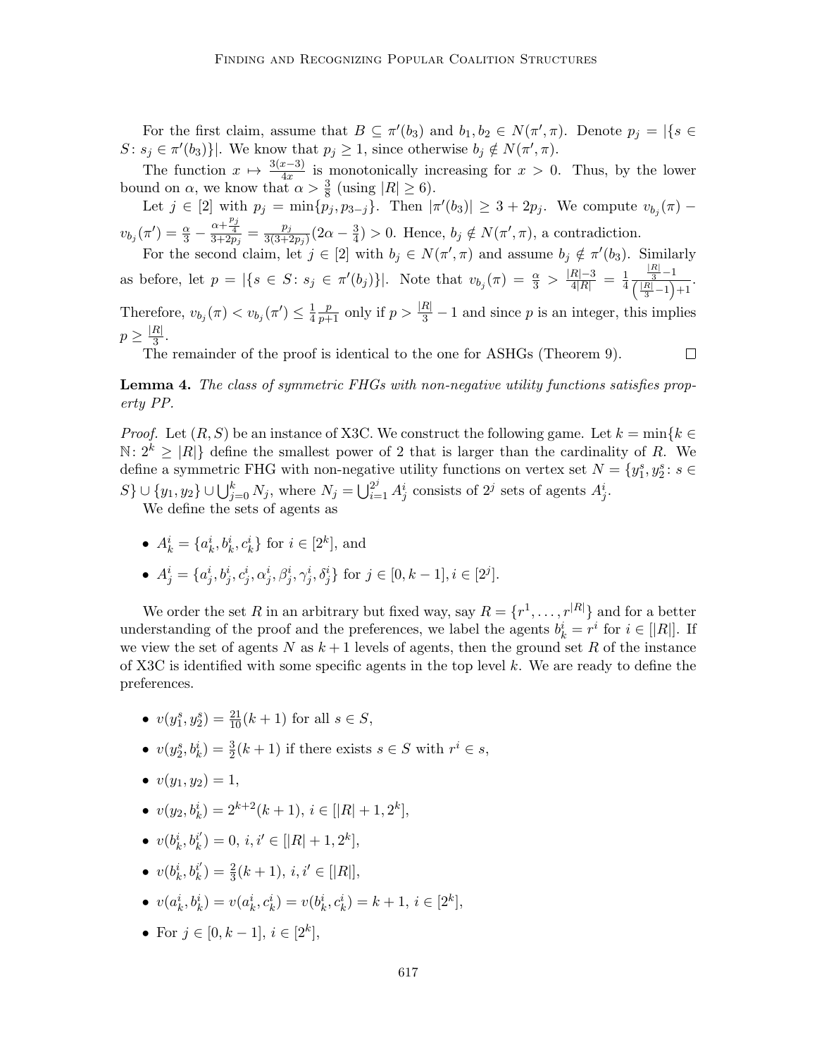For the first claim, assume that $B \subseteq \pi'(b_3)$ and $b_1, b_2 \in N(\pi', \pi)$. Denote $p_j = |\{s \in S \colon s_j \in \pi'(b_3)\}|$. We know that $p_j \geq 1$, since otherwise $b_j \notin N(\pi', \pi)$.

The function $x \mapsto \frac{3(x-3)}{4x}$ is monotonically increasing for $x > 0$. Thus, by the lower bound on $\alpha$, we know that $\alpha > \frac{3}{8}$ (using $|R| \geq 6$).

Let $j \in [2]$ with $p_j = \min\{p_j, p_{3-j}\}$. Then $|\pi'(b_3)| \geq 3 + 2p_j$. We compute $v_{b_j}(\pi) - v_{b_j}(\pi') = \frac{\alpha}{3} - \frac{\alpha + \frac{p_j}{4}}{3+2p_j} = \frac{p_j}{3(3+2p_j)}(2\alpha - \frac{3}{4}) > 0$. Hence, $b_j \notin N(\pi', \pi)$, a contradiction.

For the second claim, let $j \in [2]$ with $b_j \in N(\pi', \pi)$ and assume $b_j \notin \pi'(b_3)$. Similarly as before, let $p = |\{s \in S \colon s_j \in \pi'(b_j)\}|$. Note that $v_{b_j}(\pi) = \frac{\alpha}{3} > \frac{|R|-3}{4|R|} = \frac{1}{4}\frac{\frac{|R|}{3}-1}{\left(\frac{|R|}{3}-1\right)+1}$. Therefore, $v_{b_j}(\pi) < v_{b_j}(\pi') \leq \frac{1}{4}\frac{p}{p+1}$ only if $p > \frac{|R|}{3} - 1$ and since $p$ is an integer, this implies $p \geq \frac{|R|}{3}$.

The remainder of the proof is identical to the one for ASHGs (Theorem 9). $\square$

**Lemma 4.** *The class of symmetric FHGs with non-negative utility functions satisfies property PP.*

*Proof.* Let $(R, S)$ be an instance of X3C. We construct the following game. Let $k = \min\{k \in \mathbb{N} \colon 2^k \geq |R|\}$ define the smallest power of 2 that is larger than the cardinality of $R$. We define a symmetric FHG with non-negative utility functions on vertex set $N = \{y_1^s, y_2^s \colon s \in S\} \cup \{y_1, y_2\} \cup \bigcup_{j=0}^{k} N_j$, where $N_j = \bigcup_{i=1}^{2^j} A_j^i$ consists of $2^j$ sets of agents $A_j^i$.

We define the sets of agents as

- $A_k^i = \{a_k^i, b_k^i, c_k^i\}$ for $i \in [2^k]$, and
- $A_j^i = \{a_j^i, b_j^i, c_j^i, \alpha_j^i, \beta_j^i, \gamma_j^i, \delta_j^i\}$ for $j \in [0, k-1], i \in [2^j]$.

We order the set $R$ in an arbitrary but fixed way, say $R = \{r^1, \dots, r^{|R|}\}$ and for a better understanding of the proof and the preferences, we label the agents $b_k^i = r^i$ for $i \in [|R|]$. If we view the set of agents $N$ as $k+1$ levels of agents, then the ground set $R$ of the instance of X3C is identified with some specific agents in the top level $k$. We are ready to define the preferences.

- $v(y_1^s, y_2^s) = \frac{21}{10}(k+1)$ for all $s \in S$,
- $v(y_2^s, b_k^i) = \frac{3}{2}(k+1)$ if there exists $s \in S$ with $r^i \in s$,
- $v(y_1, y_2) = 1$,
- $v(y_2, b_k^i) = 2^{k+2}(k+1)$, $i \in [|R|+1, 2^k]$,
- $v(b_k^i, b_k^{i'}) = 0$, $i, i' \in [|R|+1, 2^k]$,
- $v(b_k^i, b_k^{i'}) = \frac{2}{3}(k+1)$, $i, i' \in [|R|]$,
- $v(a_k^i, b_k^i) = v(a_k^i, c_k^i) = v(b_k^i, c_k^i) = k+1$, $i \in [2^k]$,
- For $j \in [0, k-1]$, $i \in [2^k]$,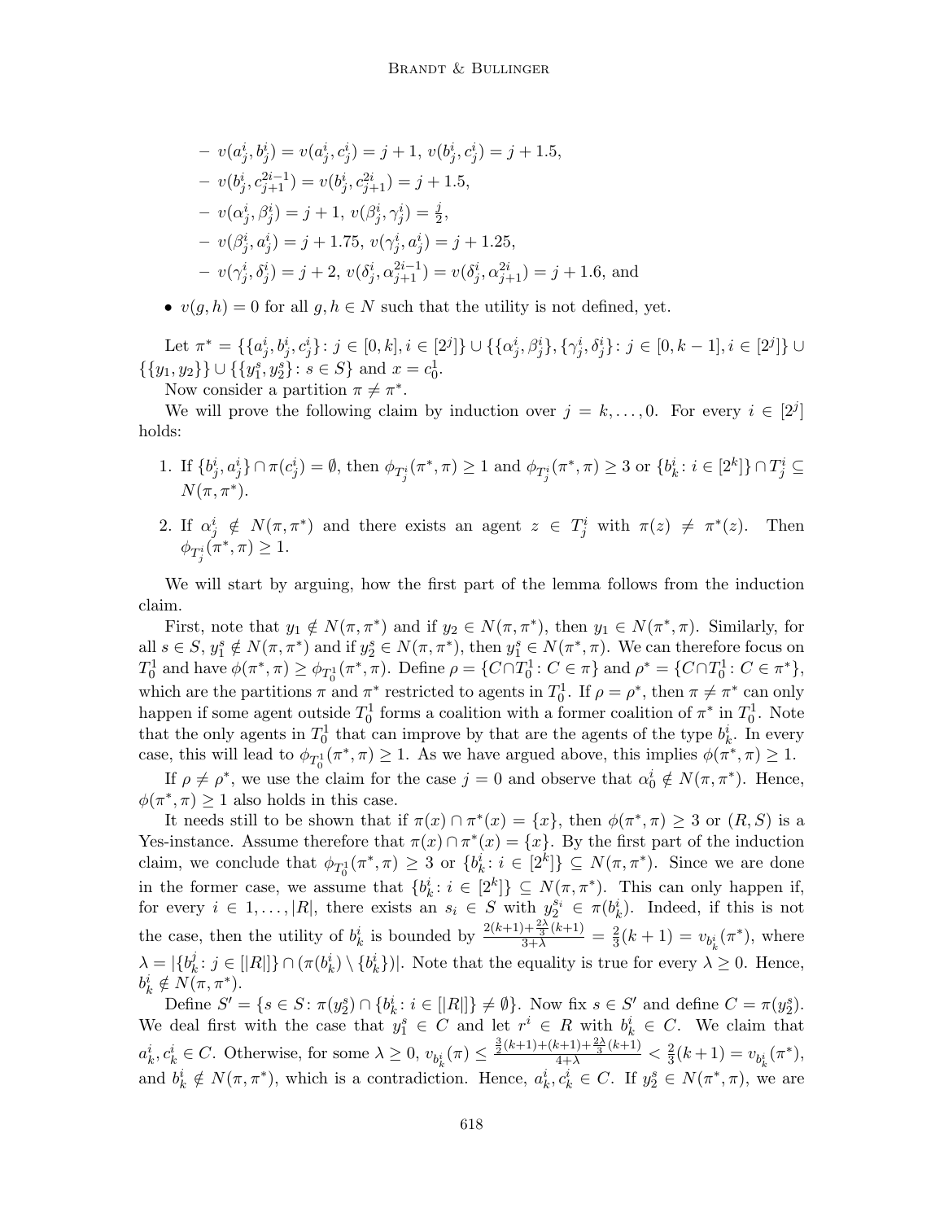- $v(a^i_j, b^i_j) = v(a^i_j, c^i_j) = j + 1$, $v(b^i_j, c^i_j) = j + 1.5$,
- $v(b^i_j, c^{2i-1}_{j+1}) = v(b^i_j, c^{2i}_{j+1}) = j + 1.5$,
- $v(\alpha^i_j, \beta^i_j) = j + 1$, $v(\beta^i_j, \gamma^i_j) = \frac{j}{2}$,
- $v(\beta^i_j, a^i_j) = j + 1.75$, $v(\gamma^i_j, a^i_j) = j + 1.25$,
- $v(\gamma^i_j, \delta^i_j) = j + 2$, $v(\delta^i_j, \alpha^{2i-1}_{j+1}) = v(\delta^i_j, \alpha^{2i}_{j+1}) = j + 1.6$, and

- $v(g, h) = 0$ for all $g, h \in N$ such that the utility is not defined, yet.

Let $\pi^* = \{\{a^i_j, b^i_j, c^i_j\} : j \in [0, k], i \in [2^j]\} \cup \{\{\alpha^i_j, \beta^i_j\}, \{\gamma^i_j, \delta^i_j\} : j \in [0, k-1], i \in [2^j]\} \cup \{\{y_1, y_2\}\} \cup \{\{y^s_1, y^s_2\} : s \in S\}$ and $x = c^1_0$.

Now consider a partition $\pi \neq \pi^*$.

We will prove the following claim by induction over $j = k, \dots, 0$. For every $i \in [2^j]$ holds:

1. If $\{b^i_j, a^i_j\} \cap \pi(c^i_j) = \emptyset$, then $\phi_{T^i_j}(\pi^*, \pi) \geq 1$ and $\phi_{T^i_j}(\pi^*, \pi) \geq 3$ or $\{b^i_k : i \in [2^k]\} \cap T^i_j \subseteq N(\pi, \pi^*)$.
2. If $\alpha^i_j \notin N(\pi, \pi^*)$ and there exists an agent $z \in T^i_j$ with $\pi(z) \neq \pi^*(z)$. Then $\phi_{T^i_j}(\pi^*, \pi) \geq 1$.

We will start by arguing, how the first part of the lemma follows from the induction claim.

First, note that $y_1 \notin N(\pi, \pi^*)$ and if $y_2 \in N(\pi, \pi^*)$, then $y_1 \in N(\pi^*, \pi)$. Similarly, for all $s \in S$, $y^s_1 \notin N(\pi, \pi^*)$ and if $y^s_2 \in N(\pi, \pi^*)$, then $y^s_1 \in N(\pi^*, \pi)$. We can therefore focus on $T^1_0$ and have $\phi(\pi^*, \pi) \geq \phi_{T^1_0}(\pi^*, \pi)$. Define $\rho = \{C \cap T^1_0 : C \in \pi\}$ and $\rho^* = \{C \cap T^1_0 : C \in \pi^*\}$, which are the partitions $\pi$ and $\pi^*$ restricted to agents in $T^1_0$. If $\rho = \rho^*$, then $\pi \neq \pi^*$ can only happen if some agent outside $T^1_0$ forms a coalition with a former coalition of $\pi^*$ in $T^1_0$. Note that the only agents in $T^1_0$ that can improve by that are the agents of the type $b^i_k$. In every case, this will lead to $\phi_{T^1_0}(\pi^*, \pi) \geq 1$. As we have argued above, this implies $\phi(\pi^*, \pi) \geq 1$.

If $\rho \neq \rho^*$, we use the claim for the case $j = 0$ and observe that $\alpha^i_0 \notin N(\pi, \pi^*)$. Hence, $\phi(\pi^*, \pi) \geq 1$ also holds in this case.

It needs still to be shown that if $\pi(x) \cap \pi^*(x) = \{x\}$, then $\phi(\pi^*, \pi) \geq 3$ or $(R, S)$ is a Yes-instance. Assume therefore that $\pi(x) \cap \pi^*(x) = \{x\}$. By the first part of the induction claim, we conclude that $\phi_{T^1_0}(\pi^*, \pi) \geq 3$ or $\{b^i_k : i \in [2^k]\} \subseteq N(\pi, \pi^*)$. Since we are done in the former case, we assume that $\{b^i_k : i \in [2^k]\} \subseteq N(\pi, \pi^*)$. This can only happen if, for every $i \in 1, \dots, |R|$, there exists an $s_i \in S$ with $y^{s_i}_2 \in \pi(b^i_k)$. Indeed, if this is not the case, then the utility of $b^i_k$ is bounded by $\frac{2(k+1) + \frac{2\lambda}{3}(k+1)}{3 + \lambda} = \frac{2}{3}(k+1) = v_{b^i_k}(\pi^*)$, where $\lambda = |\{b^j_k : j \in [|R|]\} \cap (\pi(b^i_k) \setminus \{b^i_k\})|$. Note that the equality is true for every $\lambda \geq 0$. Hence, $b^i_k \notin N(\pi, \pi^*)$.

Define $S' = \{s \in S : \pi(y^s_2) \cap \{b^i_k : i \in [|R|]\} \neq \emptyset\}$. Now fix $s \in S'$ and define $C = \pi(y^s_2)$. We deal first with the case that $y^s_1 \in C$ and let $r^i \in R$ with $b^i_k \in C$. We claim that $a^i_k, c^i_k \in C$. Otherwise, for some $\lambda \geq 0$, $v_{b^i_k}(\pi) \leq \frac{\frac{3}{2}(k+1) + (k+1) + \frac{2\lambda}{3}(k+1)}{4 + \lambda} < \frac{2}{3}(k+1) = v_{b^i_k}(\pi^*)$, and $b^i_k \notin N(\pi, \pi^*)$, which is a contradiction. Hence, $a^i_k, c^i_k \in C$. If $y^s_2 \in N(\pi^*, \pi)$, we are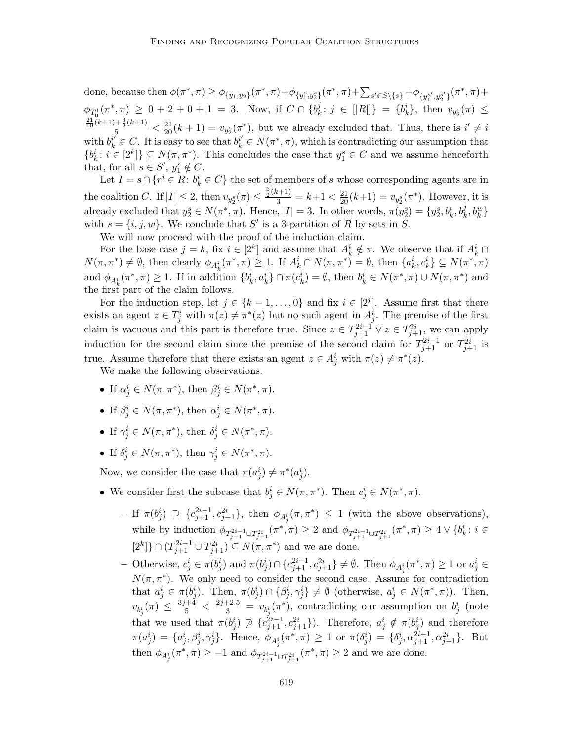done, because then $\phi(\pi^*, \pi) \geq \phi_{\{y_1, y_2\}}(\pi^*, \pi) + \phi_{\{y_1^s, y_2^s\}}(\pi^*, \pi) + \sum_{s' \in S \setminus \{s\}} + \phi_{\{y_1^{s'}, y_2^{s'}\}}(\pi^*, \pi) + \phi_{T_0^1}(\pi^*, \pi) \geq 0 + 2 + 0 + 1 = 3$. Now, if $C \cap \{b_k^j : j \in [|R|]\} = \{b_k^i\}$, then $v_{y_2^s}(\pi) \leq \frac{\frac{21}{10}(k+1) + \frac{3}{2}(k+1)}{5} < \frac{21}{20}(k+1) = v_{y_2^s}(\pi^*)$, but we already excluded that. Thus, there is $i' \neq i$ with $b_k^{i'} \in C$. It is easy to see that $b_k^{i'} \in N(\pi^*, \pi)$, which is contradicting our assumption that $\{b_k^i : i \in [2^k]\} \subseteq N(\pi, \pi^*)$. This concludes the case that $y_1^s \in C$ and we assume henceforth that, for all $s \in S'$, $y_1^s \notin C$.

Let $I = s \cap \{r^i \in R : b_k^i \in C\}$ the set of members of $s$ whose corresponding agents are in the coalition $C$. If $|I| \leq 2$, then $v_{y_2^s}(\pi) \leq \frac{\frac{6}{2}(k+1)}{3} = k+1 < \frac{21}{20}(k+1) = v_{y_2^s}(\pi^*)$. However, it is already excluded that $y_2^s \in N(\pi^*, \pi)$. Hence, $|I| = 3$. In other words, $\pi(y_2^s) = \{y_2^s, b_k^i, b_k^j, b_k^w\}$ with $s = \{i, j, w\}$. We conclude that $S'$ is a 3-partition of $R$ by sets in $S$.

We will now proceed with the proof of the induction claim.

For the base case $j = k$, fix $i \in [2^k]$ and assume that $A_k^i \notin \pi$. We observe that if $A_k^i \cap N(\pi, \pi^*) \neq \emptyset$, then clearly $\phi_{A_k^i}(\pi^*, \pi) \geq 1$. If $A_k^i \cap N(\pi, \pi^*) = \emptyset$, then $\{a_k^i, c_k^i\} \subseteq N(\pi^*, \pi)$ and $\phi_{A_k^i}(\pi^*, \pi) \geq 1$. If in addition $\{b_k^i, a_k^i\} \cap \pi(c_k^i) = \emptyset$, then $b_k^i \in N(\pi^*, \pi) \cup N(\pi, \pi^*)$ and the first part of the claim follows.

For the induction step, let $j \in \{k-1, \dots, 0\}$ and fix $i \in [2^j]$. Assume first that there exists an agent $z \in T_j^i$ with $\pi(z) \neq \pi^*(z)$ but no such agent in $A_j^i$. The premise of the first claim is vacuous and this part is therefore true. Since $z \in T_{j+1}^{2i-1} \vee z \in T_{j+1}^{2i}$, we can apply induction for the second claim since the premise of the second claim for $T_{j+1}^{2i-1}$ or $T_{j+1}^{2i}$ is true. Assume therefore that there exists an agent $z \in A_j^i$ with $\pi(z) \neq \pi^*(z)$.

We make the following observations.

- If $\alpha_j^i \in N(\pi, \pi^*)$, then $\beta_j^i \in N(\pi^*, \pi)$.
- If $\beta_j^i \in N(\pi, \pi^*)$, then $\alpha_j^i \in N(\pi^*, \pi)$.
- If $\gamma_j^i \in N(\pi, \pi^*)$, then $\delta_j^i \in N(\pi^*, \pi)$.
- If $\delta_j^i \in N(\pi, \pi^*)$, then $\gamma_j^i \in N(\pi^*, \pi)$.

Now, we consider the case that $\pi(a_j^i) \neq \pi^*(a_j^i)$.

- We consider first the subcase that $b_j^i \in N(\pi, \pi^*)$. Then $c_j^i \in N(\pi^*, \pi)$.
  - If $\pi(b_j^i) \supseteq \{c_{j+1}^{2i-1}, c_{j+1}^{2i}\}$, then $\phi_{A_j^i}(\pi, \pi^*) \leq 1$ (with the above observations), while by induction $\phi_{T_{j+1}^{2i-1} \cup T_{j+1}^{2i}}(\pi^*, \pi) \geq 2$ and $\phi_{T_{j+1}^{2i-1} \cup T_{j+1}^{2i}}(\pi^*, \pi) \geq 4 \vee \{b_k^i : i \in [2^k]\} \cap (T_{j+1}^{2i-1} \cup T_{j+1}^{2i}) \subseteq N(\pi, \pi^*)$ and we are done.
  - Otherwise, $c_j^i \in \pi(b_j^i)$ and $\pi(b_j^i) \cap \{c_{j+1}^{2i-1}, c_{j+1}^{2i}\} \neq \emptyset$. Then $\phi_{A_j^i}(\pi^*, \pi) \geq 1$ or $a_j^i \in N(\pi, \pi^*)$. We only need to consider the second case. Assume for contradiction that $a_j^i \in \pi(b_j^i)$. Then, $\pi(b_j^i) \cap \{\beta_j^i, \gamma_j^i\} \neq \emptyset$ (otherwise, $a_j^i \in N(\pi^*, \pi)$). Then, $v_{b_j^i}(\pi) \leq \frac{3j+4}{5} < \frac{2j+2.5}{3} = v_{b_j^i}(\pi^*)$, contradicting our assumption on $b_j^i$ (note that we used that $\pi(b_j^i) \not\supseteq \{c_{j+1}^{2i-1}, c_{j+1}^{2i}\}$). Therefore, $a_j^i \notin \pi(b_j^i)$ and therefore $\pi(a_j^i) = \{a_j^i, \beta_j^i, \gamma_j^i\}$. Hence, $\phi_{A_j^i}(\pi^*, \pi) \geq 1$ or $\pi(\delta_j^i) = \{\delta_j^i, \alpha_{j+1}^{2i-1}, \alpha_{j+1}^{2i}\}$. But then $\phi_{A_j^i}(\pi^*, \pi) \geq -1$ and $\phi_{T_{j+1}^{2i-1} \cup T_{j+1}^{2i}}(\pi^*, \pi) \geq 2$ and we are done.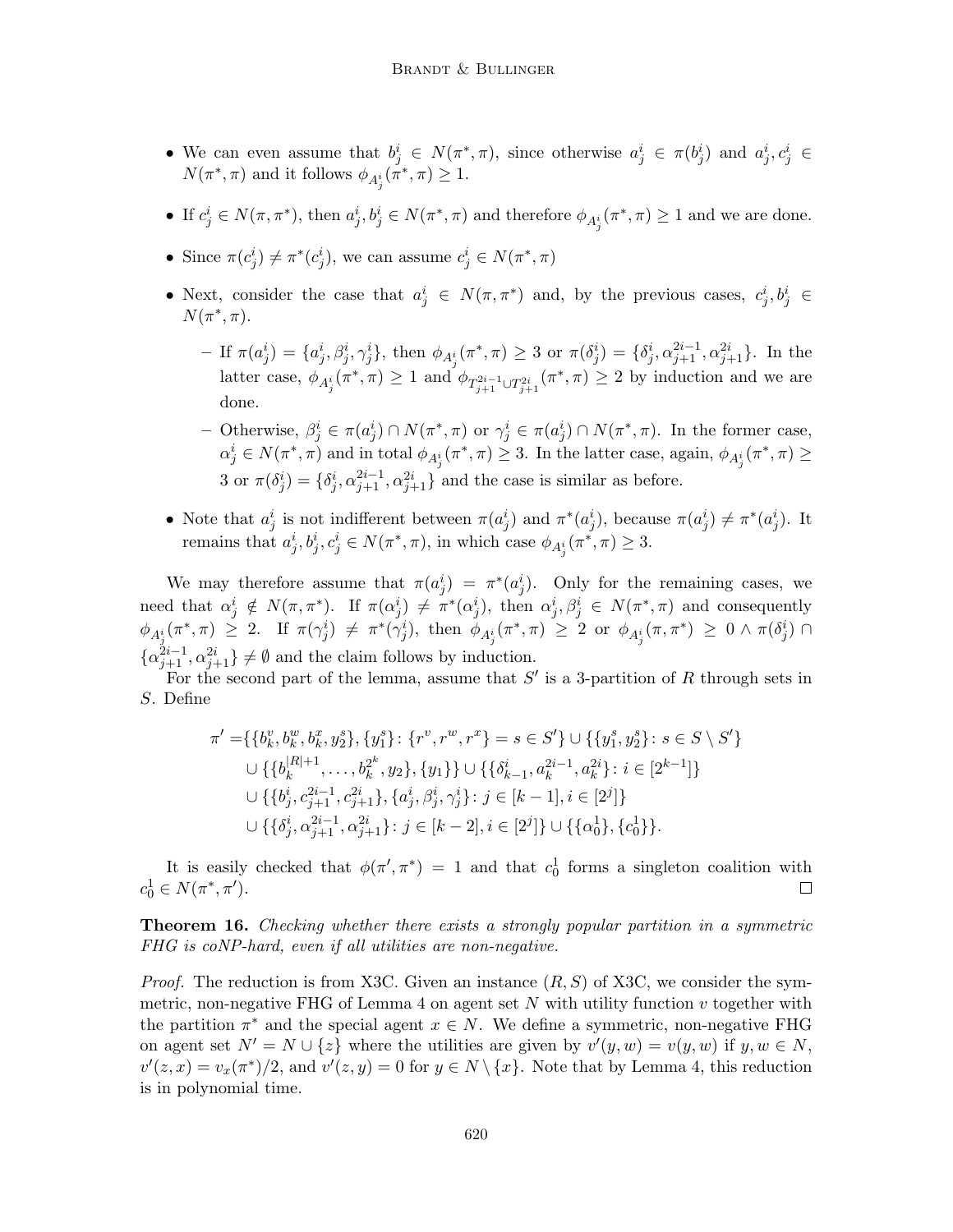- We can even assume that $b^i_j \in N(\pi^*, \pi)$, since otherwise $a^i_j \in \pi(b^i_j)$ and $a^i_j, c^i_j \in N(\pi^*, \pi)$ and it follows $\phi_{A^i_j}(\pi^*, \pi) \geq 1$.

- If $c^i_j \in N(\pi, \pi^*)$, then $a^i_j, b^i_j \in N(\pi^*, \pi)$ and therefore $\phi_{A^i_j}(\pi^*, \pi) \geq 1$ and we are done.

- Since $\pi(c^i_j) \neq \pi^*(c^i_j)$, we can assume $c^i_j \in N(\pi^*, \pi)$

- Next, consider the case that $a^i_j \in N(\pi, \pi^*)$ and, by the previous cases, $c^i_j, b^i_j \in N(\pi^*, \pi)$.

  - If $\pi(a^i_j) = \{a^i_j, \beta^i_j, \gamma^i_j\}$, then $\phi_{A^i_j}(\pi^*, \pi) \geq 3$ or $\pi(\delta^i_j) = \{\delta^i_j, \alpha^{2i-1}_{j+1}, \alpha^{2i}_{j+1}\}$. In the latter case, $\phi_{A^i_j}(\pi^*, \pi) \geq 1$ and $\phi_{T^{2i-1}_{j+1} \cup T^{2i}_{j+1}}(\pi^*, \pi) \geq 2$ by induction and we are done.

  - Otherwise, $\beta^i_j \in \pi(a^i_j) \cap N(\pi^*, \pi)$ or $\gamma^i_j \in \pi(a^i_j) \cap N(\pi^*, \pi)$. In the former case, $\alpha^i_j \in N(\pi^*, \pi)$ and in total $\phi_{A^i_j}(\pi^*, \pi) \geq 3$. In the latter case, again, $\phi_{A^i_j}(\pi^*, \pi) \geq 3$ or $\pi(\delta^i_j) = \{\delta^i_j, \alpha^{2i-1}_{j+1}, \alpha^{2i}_{j+1}\}$ and the case is similar as before.

- Note that $a^i_j$ is not indifferent between $\pi(a^i_j)$ and $\pi^*(a^i_j)$, because $\pi(a^i_j) \neq \pi^*(a^i_j)$. It remains that $a^i_j, b^i_j, c^i_j \in N(\pi^*, \pi)$, in which case $\phi_{A^i_j}(\pi^*, \pi) \geq 3$.

We may therefore assume that $\pi(a^i_j) = \pi^*(a^i_j)$. Only for the remaining cases, we need that $\alpha^i_j \notin N(\pi, \pi^*)$. If $\pi(\alpha^i_j) \neq \pi^*(\alpha^i_j)$, then $\alpha^i_j, \beta^i_j \in N(\pi^*, \pi)$ and consequently $\phi_{A^i_j}(\pi^*, \pi) \geq 2$. If $\pi(\gamma^i_j) \neq \pi^*(\gamma^i_j)$, then $\phi_{A^i_j}(\pi^*, \pi) \geq 2$ or $\phi_{A^i_j}(\pi, \pi^*) \geq 0 \wedge \pi(\delta^i_j) \cap \{\alpha^{2i-1}_{j+1}, \alpha^{2i}_{j+1}\} \neq \emptyset$ and the claim follows by induction.

For the second part of the lemma, assume that $S'$ is a 3-partition of $R$ through sets in $S$. Define

$$
\begin{aligned}
\pi' =& \{\{b^v_k, b^w_k, b^x_k, y^s_2\}, \{y^s_1\} \colon \{r^v, r^w, r^x\} = s \in S'\} \cup \{\{y^s_1, y^s_2\} \colon s \in S \setminus S'\} \\
&\cup \{\{b^{|R|+1}_k, \dots, b^{2^k}_k, y_2\}, \{y_1\}\} \cup \{\{\delta^i_{k-1}, a^{2i-1}_k, a^{2i}_k\} \colon i \in [2^{k-1}]\} \\
&\cup \{\{b^i_j, c^{2i-1}_{j+1}, c^{2i}_{j+1}\}, \{a^i_j, \beta^i_j, \gamma^i_j\} \colon j \in [k-1], i \in [2^j]\} \\
&\cup \{\{\delta^i_j, \alpha^{2i-1}_{j+1}, \alpha^{2i}_{j+1}\} \colon j \in [k-2], i \in [2^j]\} \cup \{\{\alpha^1_0\}, \{c^1_0\}\}.
\end{aligned}
$$

It is easily checked that $\phi(\pi', \pi^*) = 1$ and that $c^1_0$ forms a singleton coalition with $c^1_0 \in N(\pi^*, \pi')$. $\square$

**Theorem 16.** *Checking whether there exists a strongly popular partition in a symmetric FHG is coNP-hard, even if all utilities are non-negative.*

*Proof.* The reduction is from X3C. Given an instance $(R, S)$ of X3C, we consider the symmetric, non-negative FHG of Lemma 4 on agent set $N$ with utility function $v$ together with the partition $\pi^*$ and the special agent $x \in N$. We define a symmetric, non-negative FHG on agent set $N' = N \cup \{z\}$ where the utilities are given by $v'(y, w) = v(y, w)$ if $y, w \in N$, $v'(z, x) = v_x(\pi^*)/2$, and $v'(z, y) = 0$ for $y \in N \setminus \{x\}$. Note that by Lemma 4, this reduction is in polynomial time.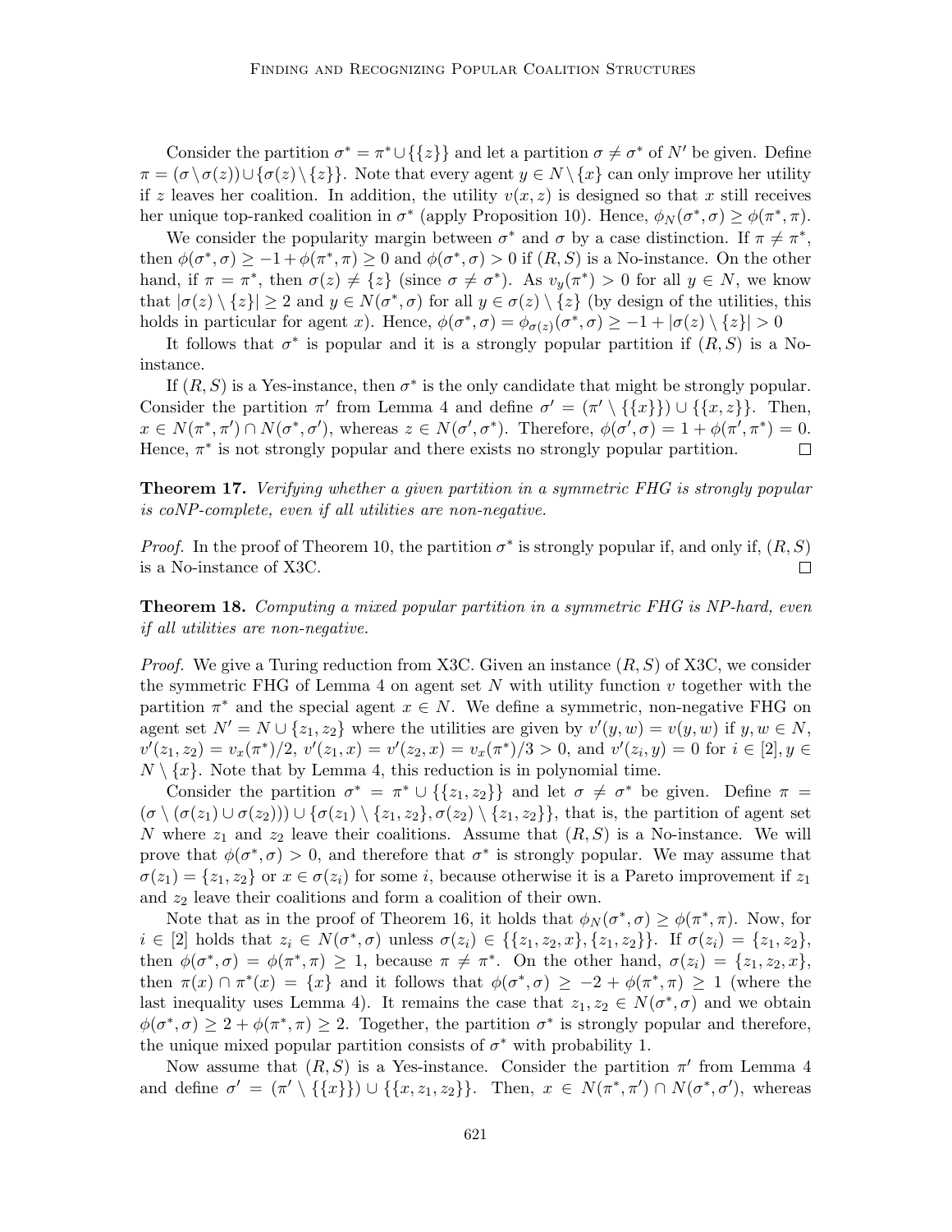Consider the partition $\sigma^* = \pi^* \cup \{\{z\}\}$ and let a partition $\sigma \neq \sigma^*$ of $N'$ be given. Define $\pi = (\sigma \setminus \sigma(z)) \cup \{\sigma(z) \setminus \{z\}\}$. Note that every agent $y \in N \setminus \{x\}$ can only improve her utility if $z$ leaves her coalition. In addition, the utility $v(x, z)$ is designed so that $x$ still receives her unique top-ranked coalition in $\sigma^*$ (apply Proposition 10). Hence, $\phi_N(\sigma^*, \sigma) \geq \phi(\pi^*, \pi)$.

We consider the popularity margin between $\sigma^*$ and $\sigma$ by a case distinction. If $\pi \neq \pi^*$, then $\phi(\sigma^*, \sigma) \geq -1 + \phi(\pi^*, \pi) \geq 0$ and $\phi(\sigma^*, \sigma) > 0$ if $(R, S)$ is a No-instance. On the other hand, if $\pi = \pi^*$, then $\sigma(z) \neq \{z\}$ (since $\sigma \neq \sigma^*$). As $v_y(\pi^*) > 0$ for all $y \in N$, we know that $|\sigma(z) \setminus \{z\}| \geq 2$ and $y \in N(\sigma^*, \sigma)$ for all $y \in \sigma(z) \setminus \{z\}$ (by design of the utilities, this holds in particular for agent $x$). Hence, $\phi(\sigma^*, \sigma) = \phi_{\sigma(z)}(\sigma^*, \sigma) \geq -1 + |\sigma(z) \setminus \{z\}| > 0$

It follows that $\sigma^*$ is popular and it is a strongly popular partition if $(R, S)$ is a No-instance.

If $(R, S)$ is a Yes-instance, then $\sigma^*$ is the only candidate that might be strongly popular. Consider the partition $\pi'$ from Lemma 4 and define $\sigma' = (\pi' \setminus \{\{x\}\}) \cup \{\{x, z\}\}$. Then, $x \in N(\pi^*, \pi') \cap N(\sigma^*, \sigma')$, whereas $z \in N(\sigma', \sigma^*)$. Therefore, $\phi(\sigma', \sigma) = 1 + \phi(\pi', \pi^*) = 0$. Hence, $\pi^*$ is not strongly popular and there exists no strongly popular partition. $\square$

**Theorem 17.** *Verifying whether a given partition in a symmetric FHG is strongly popular is coNP-complete, even if all utilities are non-negative.*

*Proof.* In the proof of Theorem 10, the partition $\sigma^*$ is strongly popular if, and only if, $(R, S)$ is a No-instance of X3C. $\square$

**Theorem 18.** *Computing a mixed popular partition in a symmetric FHG is NP-hard, even if all utilities are non-negative.*

*Proof.* We give a Turing reduction from X3C. Given an instance $(R, S)$ of X3C, we consider the symmetric FHG of Lemma 4 on agent set $N$ with utility function $v$ together with the partition $\pi^*$ and the special agent $x \in N$. We define a symmetric, non-negative FHG on agent set $N' = N \cup \{z_1, z_2\}$ where the utilities are given by $v'(y, w) = v(y, w)$ if $y, w \in N$, $v'(z_1, z_2) = v_x(\pi^*)/2$, $v'(z_1, x) = v'(z_2, x) = v_x(\pi^*)/3 > 0$, and $v'(z_i, y) = 0$ for $i \in [2], y \in N \setminus \{x\}$. Note that by Lemma 4, this reduction is in polynomial time.

Consider the partition $\sigma^* = \pi^* \cup \{\{z_1, z_2\}\}$ and let $\sigma \neq \sigma^*$ be given. Define $\pi = (\sigma \setminus (\sigma(z_1) \cup \sigma(z_2))) \cup \{\sigma(z_1) \setminus \{z_1, z_2\}, \sigma(z_2) \setminus \{z_1, z_2\}\}$, that is, the partition of agent set $N$ where $z_1$ and $z_2$ leave their coalitions. Assume that $(R, S)$ is a No-instance. We will prove that $\phi(\sigma^*, \sigma) > 0$, and therefore that $\sigma^*$ is strongly popular. We may assume that $\sigma(z_1) = \{z_1, z_2\}$ or $x \in \sigma(z_i)$ for some $i$, because otherwise it is a Pareto improvement if $z_1$ and $z_2$ leave their coalitions and form a coalition of their own.

Note that as in the proof of Theorem 16, it holds that $\phi_N(\sigma^*, \sigma) \geq \phi(\pi^*, \pi)$. Now, for $i \in [2]$ holds that $z_i \in N(\sigma^*, \sigma)$ unless $\sigma(z_i) \in \{\{z_1, z_2, x\}, \{z_1, z_2\}\}$. If $\sigma(z_i) = \{z_1, z_2\}$, then $\phi(\sigma^*, \sigma) = \phi(\pi^*, \pi) \geq 1$, because $\pi \neq \pi^*$. On the other hand, $\sigma(z_i) = \{z_1, z_2, x\}$, then $\pi(x) \cap \pi^*(x) = \{x\}$ and it follows that $\phi(\sigma^*, \sigma) \geq -2 + \phi(\pi^*, \pi) \geq 1$ (where the last inequality uses Lemma 4). It remains the case that $z_1, z_2 \in N(\sigma^*, \sigma)$ and we obtain $\phi(\sigma^*, \sigma) \geq 2 + \phi(\pi^*, \pi) \geq 2$. Together, the partition $\sigma^*$ is strongly popular and therefore, the unique mixed popular partition consists of $\sigma^*$ with probability 1.

Now assume that $(R, S)$ is a Yes-instance. Consider the partition $\pi'$ from Lemma 4 and define $\sigma' = (\pi' \setminus \{\{x\}\}) \cup \{\{x, z_1, z_2\}\}$. Then, $x \in N(\pi^*, \pi') \cap N(\sigma^*, \sigma')$, whereas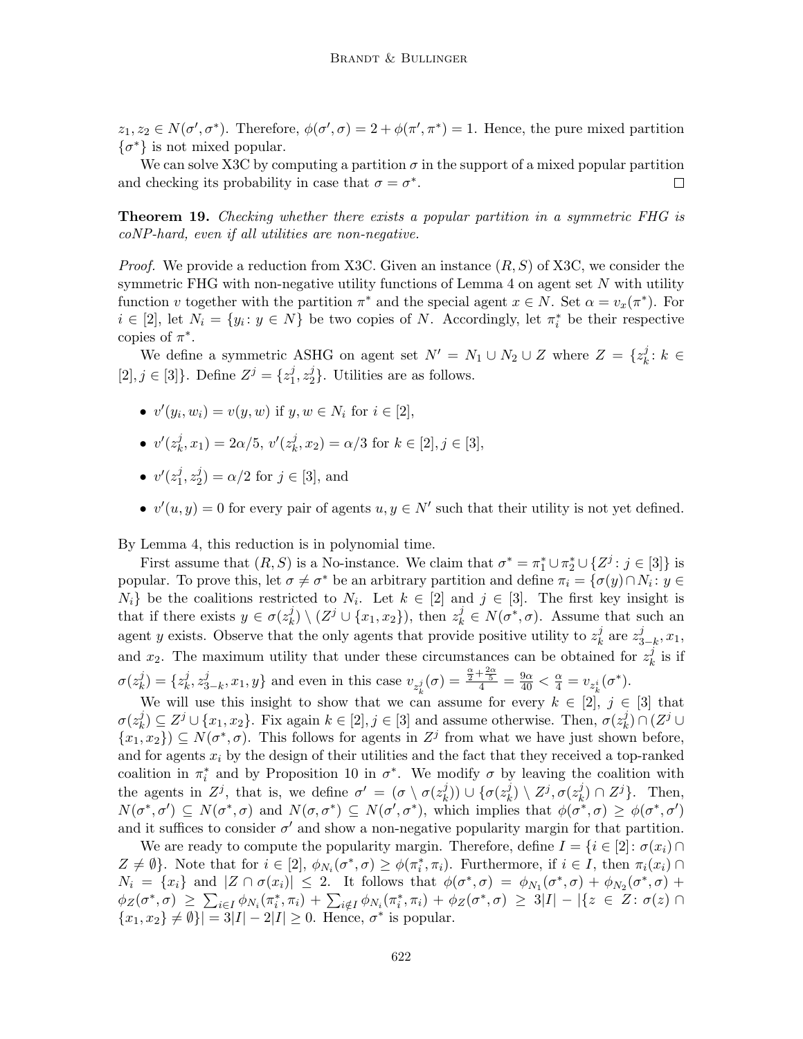$z_1, z_2 \in N(\sigma', \sigma^*)$. Therefore, $\phi(\sigma', \sigma) = 2 + \phi(\pi', \pi^*) = 1$. Hence, the pure mixed partition $\{\sigma^*\}$ is not mixed popular.

We can solve X3C by computing a partition $\sigma$ in the support of a mixed popular partition and checking its probability in case that $\sigma = \sigma^*$. $\square$

**Theorem 19.** *Checking whether there exists a popular partition in a symmetric FHG is coNP-hard, even if all utilities are non-negative.*

*Proof.* We provide a reduction from X3C. Given an instance $(R, S)$ of X3C, we consider the symmetric FHG with non-negative utility functions of Lemma 4 on agent set $N$ with utility function $v$ together with the partition $\pi^*$ and the special agent $x \in N$. Set $\alpha = v_x(\pi^*)$. For $i \in [2]$, let $N_i = \{y_i : y \in N\}$ be two copies of $N$. Accordingly, let $\pi_i^*$ be their respective copies of $\pi^*$.

We define a symmetric ASHG on agent set $N' = N_1 \cup N_2 \cup Z$ where $Z = \{z_k^j : k \in [2], j \in [3]\}$. Define $Z^j = \{z_1^j, z_2^j\}$. Utilities are as follows.

- $v'(y_i, w_i) = v(y, w)$ if $y, w \in N_i$ for $i \in [2]$,
- $v'(z_k^j, x_1) = 2\alpha/5$, $v'(z_k^j, x_2) = \alpha/3$ for $k \in [2], j \in [3]$,
- $v'(z_1^j, z_2^j) = \alpha/2$ for $j \in [3]$, and
- $v'(u, y) = 0$ for every pair of agents $u, y \in N'$ such that their utility is not yet defined.

By Lemma 4, this reduction is in polynomial time.

First assume that $(R, S)$ is a No-instance. We claim that $\sigma^* = \pi_1^* \cup \pi_2^* \cup \{Z^j : j \in [3]\}$ is popular. To prove this, let $\sigma \neq \sigma^*$ be an arbitrary partition and define $\pi_i = \{\sigma(y) \cap N_i : y \in N_i\}$ be the coalitions restricted to $N_i$. Let $k \in [2]$ and $j \in [3]$. The first key insight is that if there exists $y \in \sigma(z_k^j) \setminus (Z^j \cup \{x_1, x_2\})$, then $z_k^j \in N(\sigma^*, \sigma)$. Assume that such an agent $y$ exists. Observe that the only agents that provide positive utility to $z_k^j$ are $z_{3-k}^j, x_1$, and $x_2$. The maximum utility that under these circumstances can be obtained for $z_k^j$ is if $\sigma(z_k^j) = \{z_k^j, z_{3-k}^j, x_1, y\}$ and even in this case $v_{z_k^j}(\sigma) = \frac{\frac{\alpha}{2} + \frac{2\alpha}{5}}{4} = \frac{9\alpha}{40} < \frac{\alpha}{4} = v_{z_k^i}(\sigma^*)$.

We will use this insight to show that we can assume for every $k \in [2]$, $j \in [3]$ that $\sigma(z_k^j) \subseteq Z^j \cup \{x_1, x_2\}$. Fix again $k \in [2], j \in [3]$ and assume otherwise. Then, $\sigma(z_k^j) \cap (Z^j \cup \{x_1, x_2\}) \subseteq N(\sigma^*, \sigma)$. This follows for agents in $Z^j$ from what we have just shown before, and for agents $x_i$ by the design of their utilities and the fact that they received a top-ranked coalition in $\pi_i^*$ and by Proposition 10 in $\sigma^*$. We modify $\sigma$ by leaving the coalition with the agents in $Z^j$, that is, we define $\sigma' = (\sigma \setminus \sigma(z_k^j)) \cup \{\sigma(z_k^j) \setminus Z^j, \sigma(z_k^j) \cap Z^j\}$. Then, $N(\sigma^*, \sigma') \subseteq N(\sigma^*, \sigma)$ and $N(\sigma, \sigma^*) \subseteq N(\sigma', \sigma^*)$, which implies that $\phi(\sigma^*, \sigma) \geq \phi(\sigma^*, \sigma')$ and it suffices to consider $\sigma'$ and show a non-negative popularity margin for that partition.

We are ready to compute the popularity margin. Therefore, define $I = \{i \in [2] : \sigma(x_i) \cap Z \neq \emptyset\}$. Note that for $i \in [2]$, $\phi_{N_i}(\sigma^*, \sigma) \geq \phi(\pi_i^*, \pi_i)$. Furthermore, if $i \in I$, then $\pi_i(x_i) \cap N_i = \{x_i\}$ and $|Z \cap \sigma(x_i)| \leq 2$. It follows that $\phi(\sigma^*, \sigma) = \phi_{N_1}(\sigma^*, \sigma) + \phi_{N_2}(\sigma^*, \sigma) + \phi_Z(\sigma^*, \sigma) \geq \sum_{i \in I} \phi_{N_i}(\pi_i^*, \pi_i) + \sum_{i \notin I} \phi_{N_i}(\pi_i^*, \pi_i) + \phi_Z(\sigma^*, \sigma) \geq 3|I| - |\{z \in Z : \sigma(z) \cap \{x_1, x_2\} \neq \emptyset\}| = 3|I| - 2|I| \geq 0$. Hence, $\sigma^*$ is popular.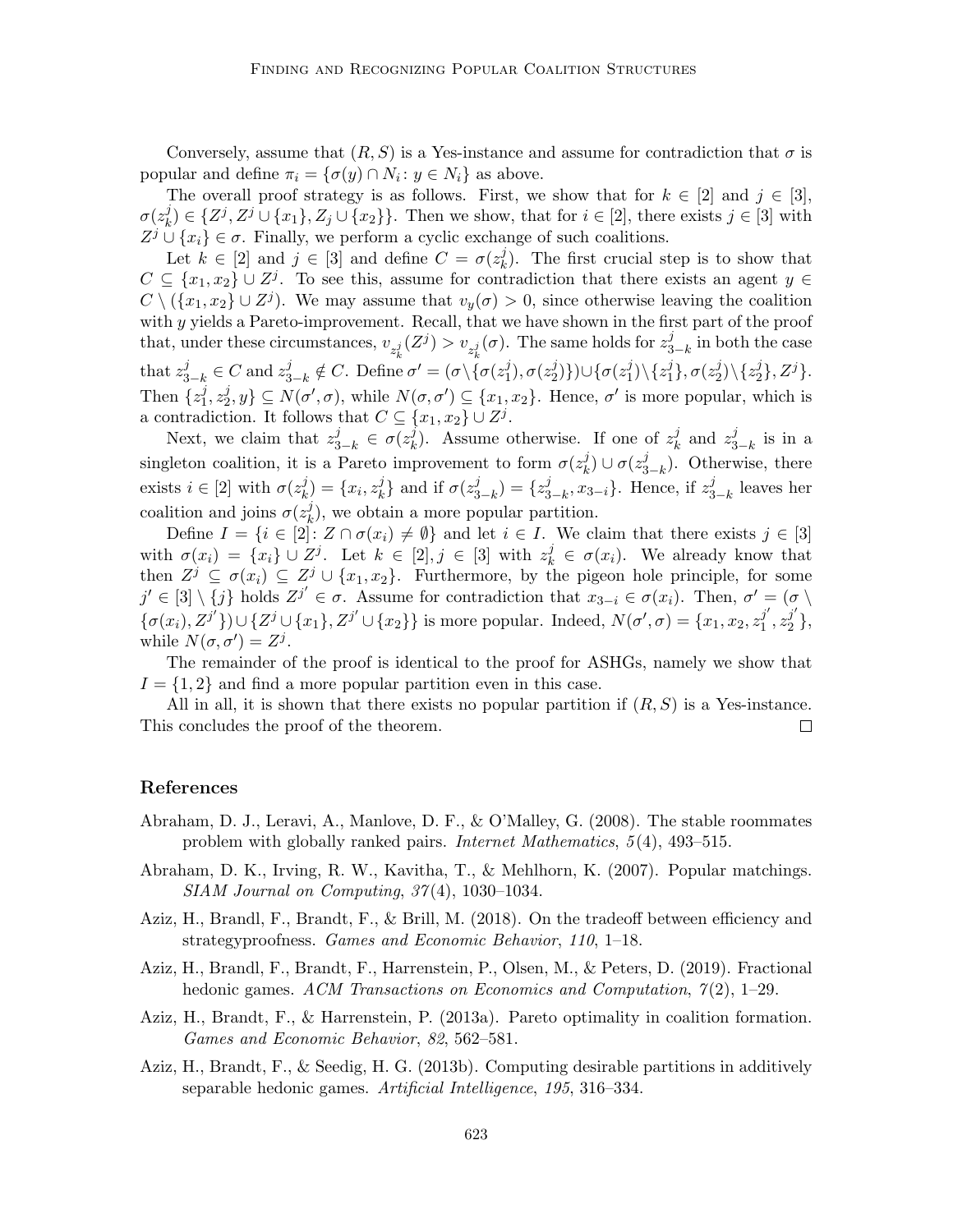Conversely, assume that $(R, S)$ is a Yes-instance and assume for contradiction that $\sigma$ is popular and define $\pi_i = \{\sigma(y) \cap N_i : y \in N_i\}$ as above.

The overall proof strategy is as follows. First, we show that for $k \in [2]$ and $j \in [3]$, $\sigma(z_k^j) \in \{Z^j, Z^j \cup \{x_1\}, Z_j \cup \{x_2\}\}$. Then we show, that for $i \in [2]$, there exists $j \in [3]$ with $Z^j \cup \{x_i\} \in \sigma$. Finally, we perform a cyclic exchange of such coalitions.

Let $k \in [2]$ and $j \in [3]$ and define $C = \sigma(z_k^j)$. The first crucial step is to show that $C \subseteq \{x_1, x_2\} \cup Z^j$. To see this, assume for contradiction that there exists an agent $y \in C \setminus (\{x_1, x_2\} \cup Z^j)$. We may assume that $v_y(\sigma) > 0$, since otherwise leaving the coalition with $y$ yields a Pareto-improvement. Recall, that we have shown in the first part of the proof that, under these circumstances, $v_{z_k^j}(Z^j) > v_{z_k^j}(\sigma)$. The same holds for $z_{3-k}^j$ in both the case that $z_{3-k}^j \in C$ and $z_{3-k}^j \notin C$. Define $\sigma' = (\sigma \setminus \{\sigma(z_1^j), \sigma(z_2^j)\}) \cup \{\sigma(z_1^j) \setminus \{z_1^j\}, \sigma(z_2^j) \setminus \{z_2^j\}, Z^j\}$. Then $\{z_1^j, z_2^j, y\} \subseteq N(\sigma', \sigma)$, while $N(\sigma, \sigma') \subseteq \{x_1, x_2\}$. Hence, $\sigma'$ is more popular, which is a contradiction. It follows that $C \subseteq \{x_1, x_2\} \cup Z^j$.

Next, we claim that $z_{3-k}^j \in \sigma(z_k^j)$. Assume otherwise. If one of $z_k^j$ and $z_{3-k}^j$ is in a singleton coalition, it is a Pareto improvement to form $\sigma(z_k^j) \cup \sigma(z_{3-k}^j)$. Otherwise, there exists $i \in [2]$ with $\sigma(z_k^j) = \{x_i, z_k^j\}$ and if $\sigma(z_{3-k}^j) = \{z_{3-k}^j, x_{3-i}\}$. Hence, if $z_{3-k}^j$ leaves her coalition and joins $\sigma(z_k^j)$, we obtain a more popular partition.

Define $I = \{i \in [2] : Z \cap \sigma(x_i) \neq \emptyset\}$ and let $i \in I$. We claim that there exists $j \in [3]$ with $\sigma(x_i) = \{x_i\} \cup Z^j$. Let $k \in [2], j \in [3]$ with $z_k^j \in \sigma(x_i)$. We already know that then $Z^j \subseteq \sigma(x_i) \subseteq Z^j \cup \{x_1, x_2\}$. Furthermore, by the pigeon hole principle, for some $j' \in [3] \setminus \{j\}$ holds $Z^{j'} \in \sigma$. Assume for contradiction that $x_{3-i} \in \sigma(x_i)$. Then, $\sigma' = (\sigma \setminus \{\sigma(x_i), Z^{j'}\}) \cup \{Z^j \cup \{x_1\}, Z^{j'} \cup \{x_2\}\}$ is more popular. Indeed, $N(\sigma', \sigma) = \{x_1, x_2, z_1^{j'}, z_2^{j'}\}$, while $N(\sigma, \sigma') = Z^j$.

The remainder of the proof is identical to the proof for ASHGs, namely we show that $I = \{1, 2\}$ and find a more popular partition even in this case.

All in all, it is shown that there exists no popular partition if $(R, S)$ is a Yes-instance. This concludes the proof of the theorem. $\square$

## References

Abraham, D. J., Leravi, A., Manlove, D. F., & O'Malley, G. (2008). The stable roommates problem with globally ranked pairs. *Internet Mathematics*, *5*(4), 493–515.

Abraham, D. K., Irving, R. W., Kavitha, T., & Mehlhorn, K. (2007). Popular matchings. *SIAM Journal on Computing*, *37*(4), 1030–1034.

Aziz, H., Brandl, F., Brandt, F., & Brill, M. (2018). On the tradeoff between efficiency and strategyproofness. *Games and Economic Behavior*, *110*, 1–18.

Aziz, H., Brandl, F., Brandt, F., Harrenstein, P., Olsen, M., & Peters, D. (2019). Fractional hedonic games. *ACM Transactions on Economics and Computation*, *7*(2), 1–29.

Aziz, H., Brandt, F., & Harrenstein, P. (2013a). Pareto optimality in coalition formation. *Games and Economic Behavior*, *82*, 562–581.

Aziz, H., Brandt, F., & Seedig, H. G. (2013b). Computing desirable partitions in additively separable hedonic games. *Artificial Intelligence*, *195*, 316–334.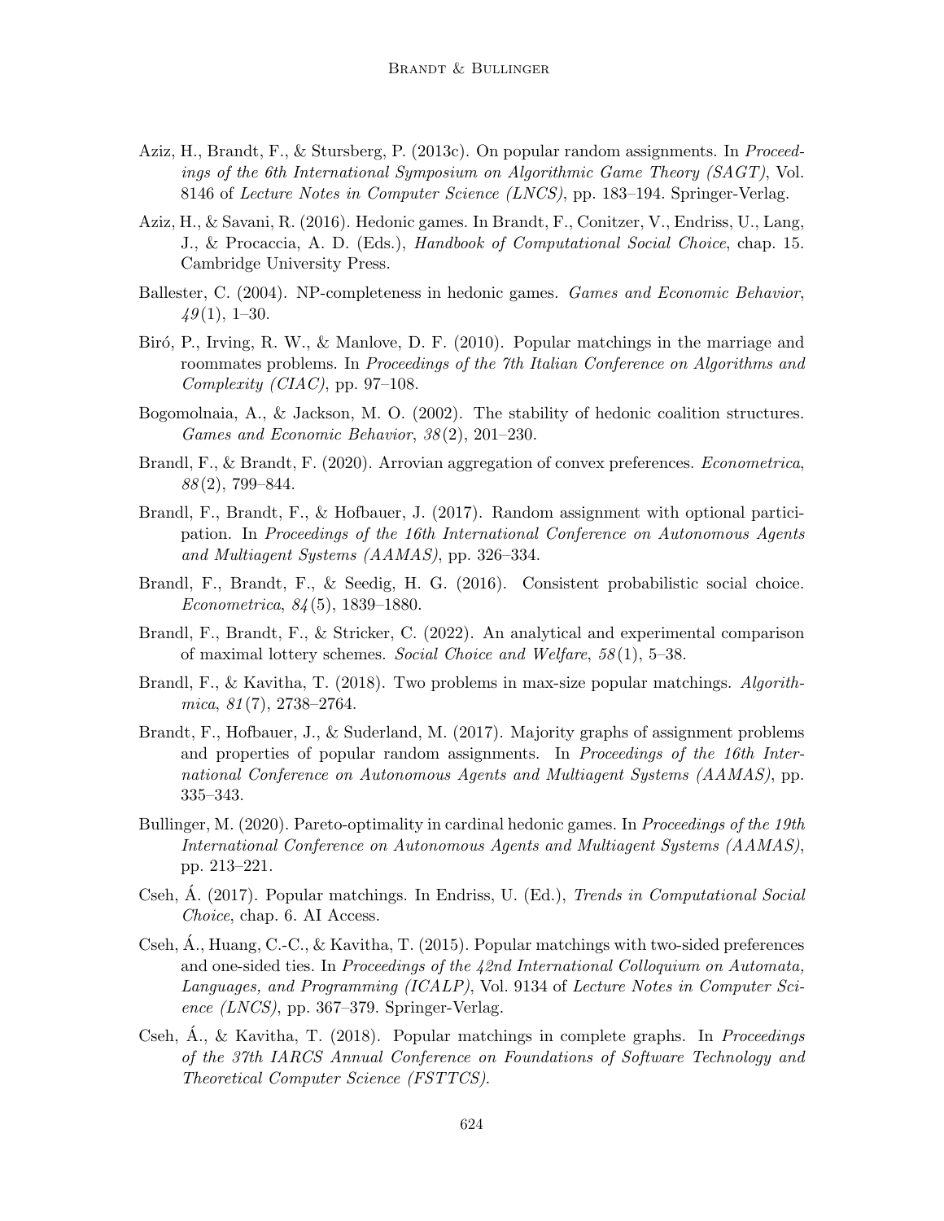Aziz, H., Brandt, F., & Stursberg, P. (2013c). On popular random assignments. In *Proceedings of the 6th International Symposium on Algorithmic Game Theory (SAGT)*, Vol. 8146 of *Lecture Notes in Computer Science (LNCS)*, pp. 183–194. Springer-Verlag.

Aziz, H., & Savani, R. (2016). Hedonic games. In Brandt, F., Conitzer, V., Endriss, U., Lang, J., & Procaccia, A. D. (Eds.), *Handbook of Computational Social Choice*, chap. 15. Cambridge University Press.

Ballester, C. (2004). NP-completeness in hedonic games. *Games and Economic Behavior*, *49*(1), 1–30.

Biró, P., Irving, R. W., & Manlove, D. F. (2010). Popular matchings in the marriage and roommates problems. In *Proceedings of the 7th Italian Conference on Algorithms and Complexity (CIAC)*, pp. 97–108.

Bogomolnaia, A., & Jackson, M. O. (2002). The stability of hedonic coalition structures. *Games and Economic Behavior*, *38*(2), 201–230.

Brandl, F., & Brandt, F. (2020). Arrovian aggregation of convex preferences. *Econometrica*, *88*(2), 799–844.

Brandl, F., Brandt, F., & Hofbauer, J. (2017). Random assignment with optional participation. In *Proceedings of the 16th International Conference on Autonomous Agents and Multiagent Systems (AAMAS)*, pp. 326–334.

Brandl, F., Brandt, F., & Seedig, H. G. (2016). Consistent probabilistic social choice. *Econometrica*, *84*(5), 1839–1880.

Brandl, F., Brandt, F., & Stricker, C. (2022). An analytical and experimental comparison of maximal lottery schemes. *Social Choice and Welfare*, *58*(1), 5–38.

Brandl, F., & Kavitha, T. (2018). Two problems in max-size popular matchings. *Algorithmica*, *81*(7), 2738–2764.

Brandt, F., Hofbauer, J., & Suderland, M. (2017). Majority graphs of assignment problems and properties of popular random assignments. In *Proceedings of the 16th International Conference on Autonomous Agents and Multiagent Systems (AAMAS)*, pp. 335–343.

Bullinger, M. (2020). Pareto-optimality in cardinal hedonic games. In *Proceedings of the 19th International Conference on Autonomous Agents and Multiagent Systems (AAMAS)*, pp. 213–221.

Cseh, Á. (2017). Popular matchings. In Endriss, U. (Ed.), *Trends in Computational Social Choice*, chap. 6. AI Access.

Cseh, Á., Huang, C.-C., & Kavitha, T. (2015). Popular matchings with two-sided preferences and one-sided ties. In *Proceedings of the 42nd International Colloquium on Automata, Languages, and Programming (ICALP)*, Vol. 9134 of *Lecture Notes in Computer Science (LNCS)*, pp. 367–379. Springer-Verlag.

Cseh, Á., & Kavitha, T. (2018). Popular matchings in complete graphs. In *Proceedings of the 37th IARCS Annual Conference on Foundations of Software Technology and Theoretical Computer Science (FSTTCS)*.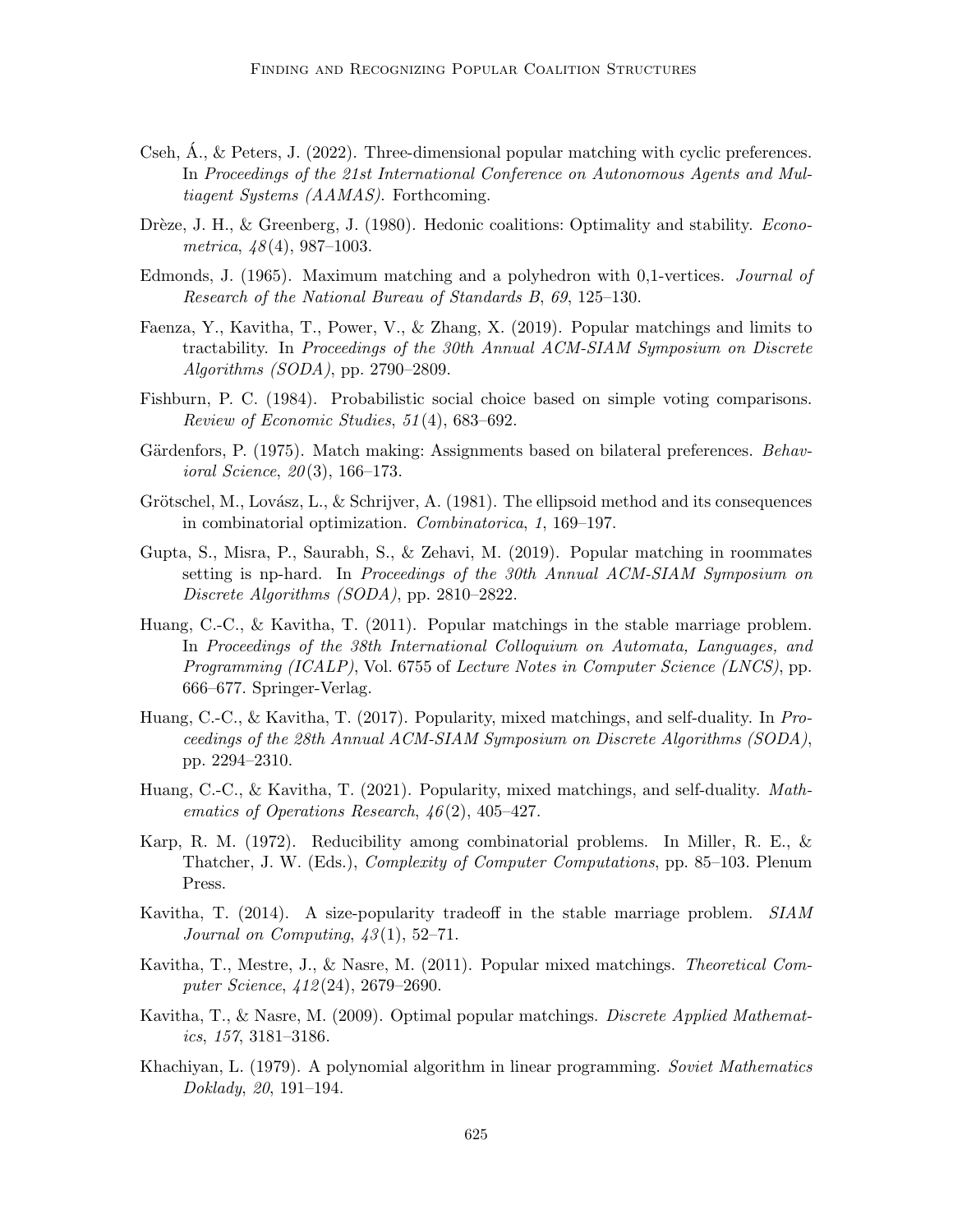Cseh, Á., & Peters, J. (2022). Three-dimensional popular matching with cyclic preferences. In *Proceedings of the 21st International Conference on Autonomous Agents and Multiagent Systems (AAMAS)*. Forthcoming.

Drèze, J. H., & Greenberg, J. (1980). Hedonic coalitions: Optimality and stability. *Econometrica*, *48*(4), 987–1003.

Edmonds, J. (1965). Maximum matching and a polyhedron with 0,1-vertices. *Journal of Research of the National Bureau of Standards B*, *69*, 125–130.

Faenza, Y., Kavitha, T., Power, V., & Zhang, X. (2019). Popular matchings and limits to tractability. In *Proceedings of the 30th Annual ACM-SIAM Symposium on Discrete Algorithms (SODA)*, pp. 2790–2809.

Fishburn, P. C. (1984). Probabilistic social choice based on simple voting comparisons. *Review of Economic Studies*, *51*(4), 683–692.

Gärdenfors, P. (1975). Match making: Assignments based on bilateral preferences. *Behavioral Science*, *20*(3), 166–173.

Grötschel, M., Lovász, L., & Schrijver, A. (1981). The ellipsoid method and its consequences in combinatorial optimization. *Combinatorica*, *1*, 169–197.

Gupta, S., Misra, P., Saurabh, S., & Zehavi, M. (2019). Popular matching in roommates setting is np-hard. In *Proceedings of the 30th Annual ACM-SIAM Symposium on Discrete Algorithms (SODA)*, pp. 2810–2822.

Huang, C.-C., & Kavitha, T. (2011). Popular matchings in the stable marriage problem. In *Proceedings of the 38th International Colloquium on Automata, Languages, and Programming (ICALP)*, Vol. 6755 of *Lecture Notes in Computer Science (LNCS)*, pp. 666–677. Springer-Verlag.

Huang, C.-C., & Kavitha, T. (2017). Popularity, mixed matchings, and self-duality. In *Proceedings of the 28th Annual ACM-SIAM Symposium on Discrete Algorithms (SODA)*, pp. 2294–2310.

Huang, C.-C., & Kavitha, T. (2021). Popularity, mixed matchings, and self-duality. *Mathematics of Operations Research*, *46*(2), 405–427.

Karp, R. M. (1972). Reducibility among combinatorial problems. In Miller, R. E., & Thatcher, J. W. (Eds.), *Complexity of Computer Computations*, pp. 85–103. Plenum Press.

Kavitha, T. (2014). A size-popularity tradeoff in the stable marriage problem. *SIAM Journal on Computing*, *43*(1), 52–71.

Kavitha, T., Mestre, J., & Nasre, M. (2011). Popular mixed matchings. *Theoretical Computer Science*, *412*(24), 2679–2690.

Kavitha, T., & Nasre, M. (2009). Optimal popular matchings. *Discrete Applied Mathematics*, *157*, 3181–3186.

Khachiyan, L. (1979). A polynomial algorithm in linear programming. *Soviet Mathematics Doklady*, *20*, 191–194.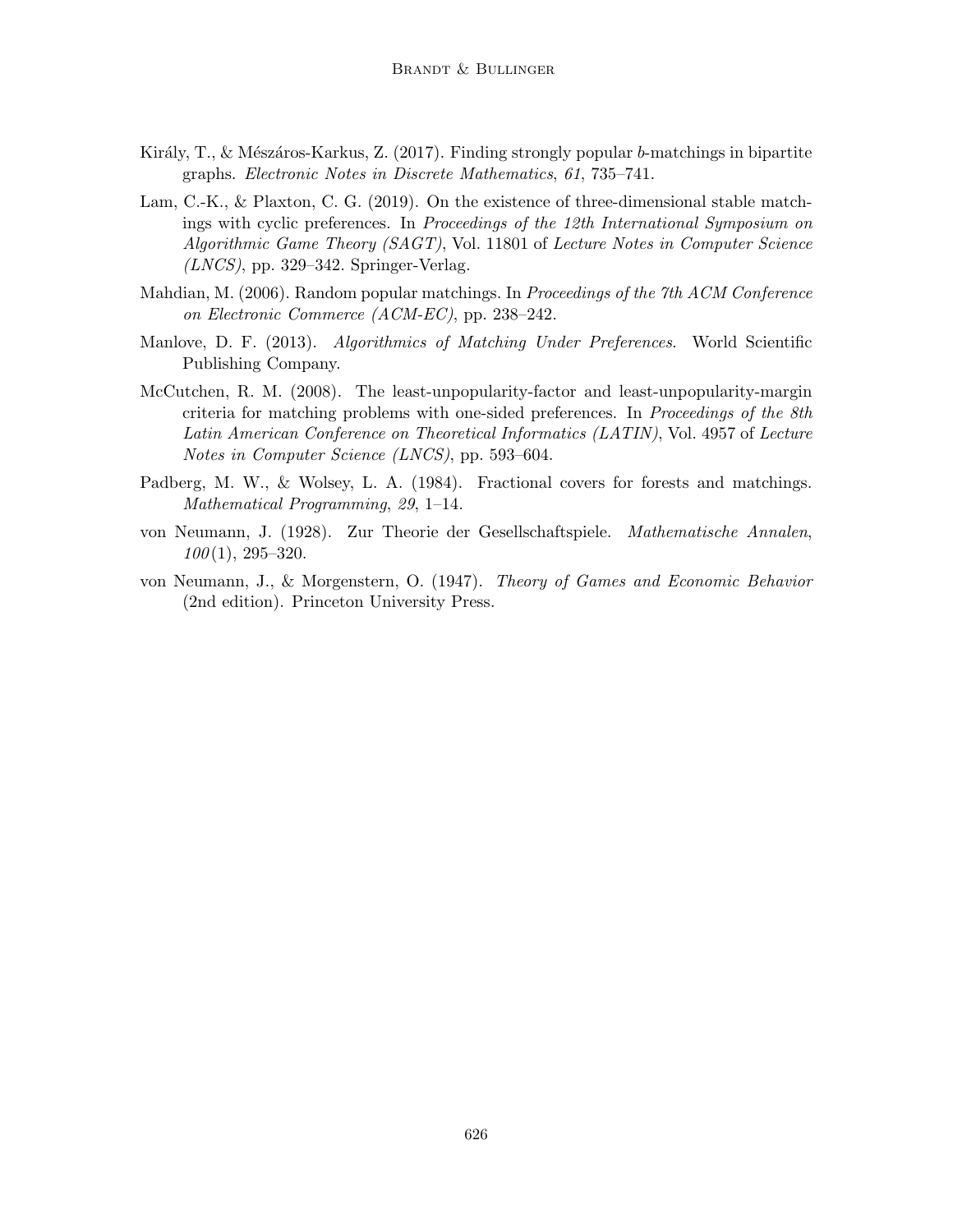Király, T., & Mészáros-Karkus, Z. (2017). Finding strongly popular $b$-matchings in bipartite graphs. *Electronic Notes in Discrete Mathematics*, *61*, 735–741.

Lam, C.-K., & Plaxton, C. G. (2019). On the existence of three-dimensional stable matchings with cyclic preferences. In *Proceedings of the 12th International Symposium on Algorithmic Game Theory (SAGT)*, Vol. 11801 of *Lecture Notes in Computer Science (LNCS)*, pp. 329–342. Springer-Verlag.

Mahdian, M. (2006). Random popular matchings. In *Proceedings of the 7th ACM Conference on Electronic Commerce (ACM-EC)*, pp. 238–242.

Manlove, D. F. (2013). *Algorithmics of Matching Under Preferences*. World Scientific Publishing Company.

McCutchen, R. M. (2008). The least-unpopularity-factor and least-unpopularity-margin criteria for matching problems with one-sided preferences. In *Proceedings of the 8th Latin American Conference on Theoretical Informatics (LATIN)*, Vol. 4957 of *Lecture Notes in Computer Science (LNCS)*, pp. 593–604.

Padberg, M. W., & Wolsey, L. A. (1984). Fractional covers for forests and matchings. *Mathematical Programming*, *29*, 1–14.

von Neumann, J. (1928). Zur Theorie der Gesellschaftspiele. *Mathematische Annalen*, *100*(1), 295–320.

von Neumann, J., & Morgenstern, O. (1947). *Theory of Games and Economic Behavior* (2nd edition). Princeton University Press.